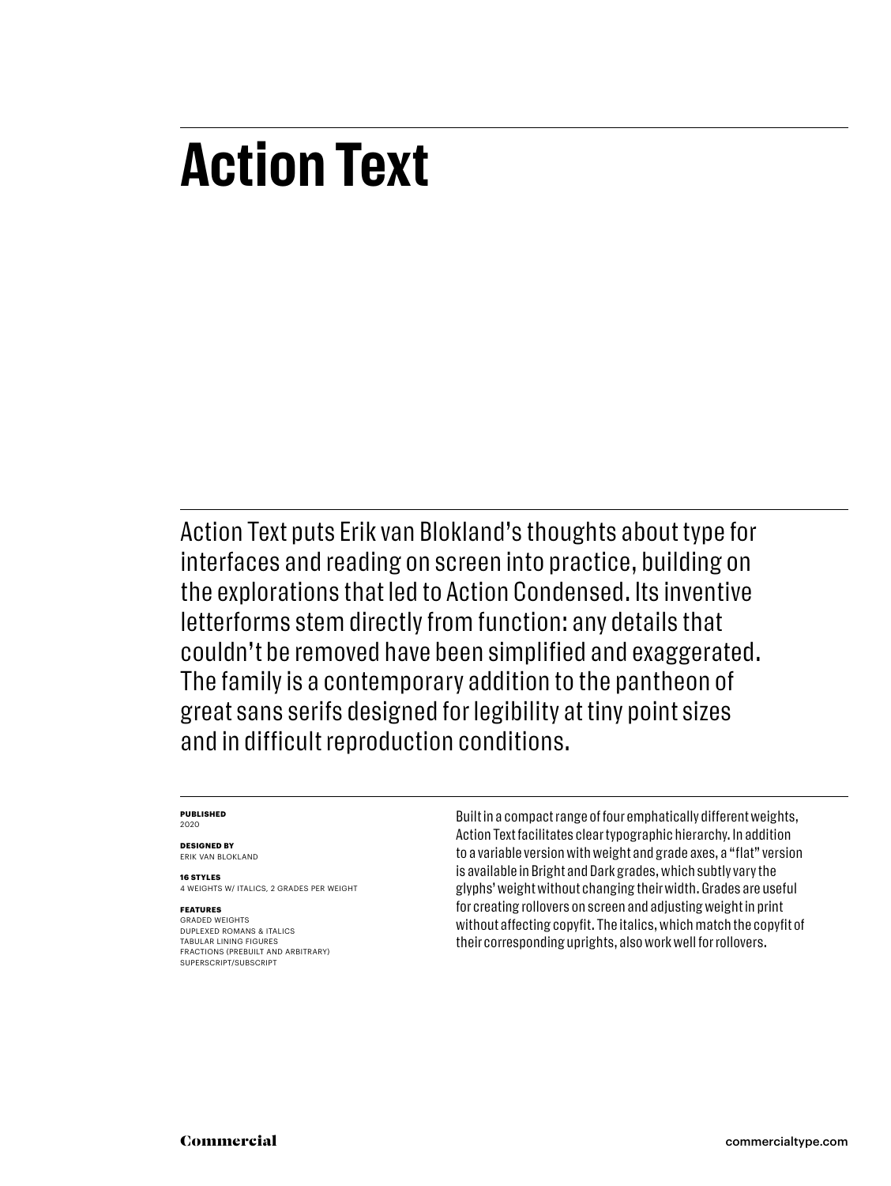# Action Text

Action Text puts Erik van Blokland's thoughts about type for interfaces and reading on screen into practice, building on the explorations that led to Action Condensed. Its inventive letterforms stem directly from function: any details that couldn't be removed have been simplified and exaggerated. The family is a contemporary addition to the pantheon of great sans serifs designed for legibility at tiny point sizes and in difficult reproduction conditions.

**PUBLISHED**
2020

**DESIGNED BY**
ERIK VAN BLOKLAND

**16 STYLES**
4 WEIGHTS W/ ITALICS, 2 GRADES PER WEIGHT

**FEATURES**
GRADED WEIGHTS
DUPLEXED ROMANS & ITALICS
TABULAR LINING FIGURES
FRACTIONS (PREBUILT AND ARBITRARY)
SUPERSCRIPT/SUBSCRIPT

Built in a compact range of four emphatically different weights, Action Text facilitates clear typographic hierarchy. In addition to a variable version with weight and grade axes, a "flat" version is available in Bright and Dark grades, which subtly vary the glyphs' weight without changing their width. Grades are useful for creating rollovers on screen and adjusting weight in print without affecting copyfit. The italics, which match the copyfit of their corresponding uprights, also work well for rollovers.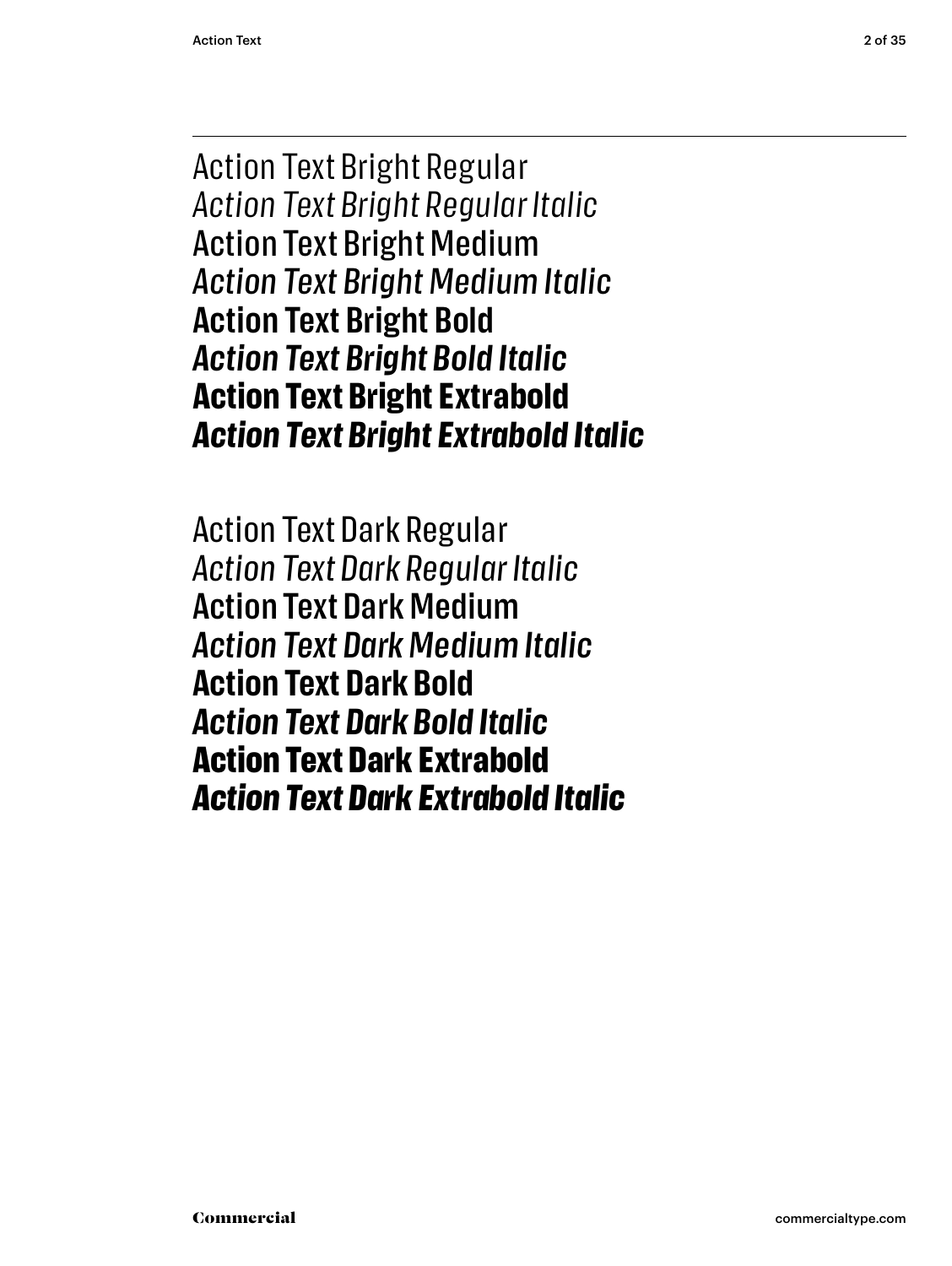Action Text Bright Regular
*Action Text Bright Regular Italic*
Action Text Bright Medium
*Action Text Bright Medium Italic*
**Action Text Bright Bold**
***Action Text Bright Bold Italic***
**Action Text Bright Extrabold**
***Action Text Bright Extrabold Italic***

Action Text Dark Regular
*Action Text Dark Regular Italic*
Action Text Dark Medium
*Action Text Dark Medium Italic*
**Action Text Dark Bold**
***Action Text Dark Bold Italic***
**Action Text Dark Extrabold**
***Action Text Dark Extrabold Italic***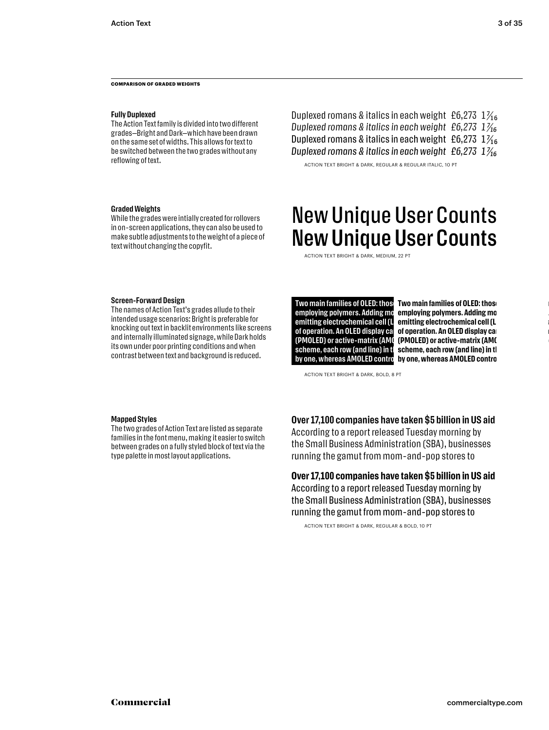**COMPARISON OF GRADED WEIGHTS**

#### Fully Duplexed

The Action Text family is divided into two different grades—Bright and Dark—which have been drawn on the same set of widths. This allows for text to be switched between the two grades without any reflowing of text.

Duplexed romans & italics in each weight £6,273 1 7/16
*Duplexed romans & italics in each weight £6,273 1 7/16*
Duplexed romans & italics in each weight £6,273 1 7/16
*Duplexed romans & italics in each weight £6,273 1 7/16*

ACTION TEXT BRIGHT & DARK, REGULAR & REGULAR ITALIC, 10 PT

#### Graded Weights

While the grades were intially created for rollovers in on-screen applications, they can also be used to make subtle adjustments to the weight of a piece of text without changing the copyfit.

New Unique User Counts
New Unique User Counts

ACTION TEXT BRIGHT & DARK, MEDIUM, 22 PT

#### Screen-Forward Design

The names of Action Text's grades allude to their intended usage scenarios: Bright is preferable for knocking out text in backlit environments like screens and internally illuminated signage, while Dark holds its own under poor printing conditions and when contrast between text and background is reduced.

**Two main families of OLED: those employing polymers. Adding mo emitting electrochemical cell (L of operation. An OLED display ca (PMOLED) or active-matrix (AMO scheme, each row (and line) in th by one, whereas AMOLED contro**

**Two main families of OLED: those employing polymers. Adding mo emitting electrochemical cell (L of operation. An OLED display ca (PMOLED) or active-matrix (AMO scheme, each row (and line) in th by one, whereas AMOLED contro**

ACTION TEXT BRIGHT & DARK, BOLD, 8 PT

#### Mapped Styles

The two grades of Action Text are listed as separate families in the font menu, making it easier to switch between grades on a fully styled block of text via the type palette in most layout applications.

**Over 17,100 companies have taken $5 billion in US aid**
According to a report released Tuesday morning by the Small Business Administration (SBA), businesses running the gamut from mom-and-pop stores to

**Over 17,100 companies have taken $5 billion in US aid**
According to a report released Tuesday morning by the Small Business Administration (SBA), businesses running the gamut from mom-and-pop stores to

ACTION TEXT BRIGHT & DARK, REGULAR & BOLD, 10 PT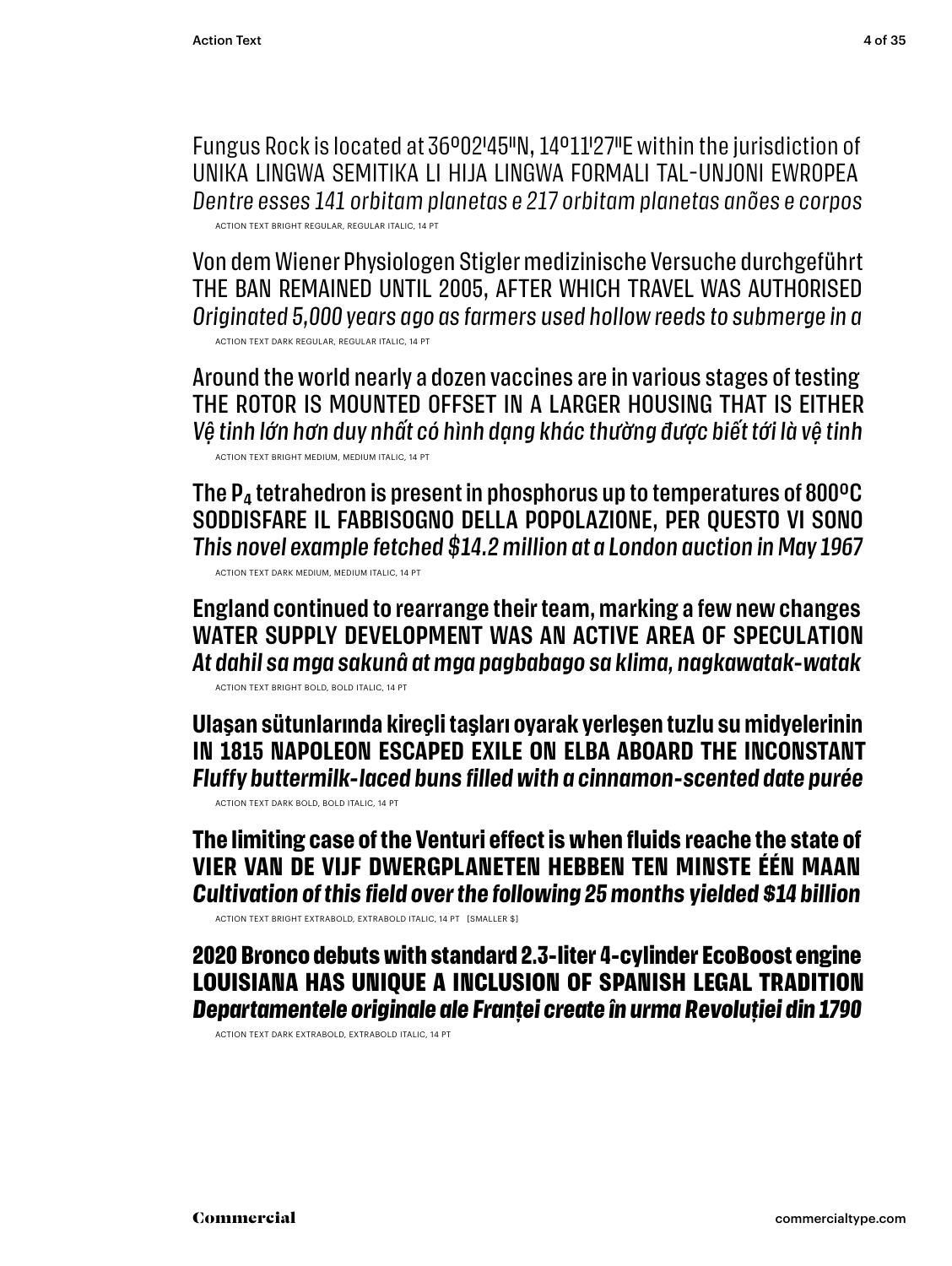Fungus Rock is located at 36º02'45"N, 14º11'27"E within the jurisdiction of
UNIKA LINGWA SEMITIKA LI HIJA LINGWA FORMALI TAL-UNJONI EWROPEA
*Dentre esses 141 orbitam planetas e 217 orbitam planetas anões e corpos*

ACTION TEXT BRIGHT REGULAR, REGULAR ITALIC, 14 PT

Von dem Wiener Physiologen Stigler medizinische Versuche durchgeführt
THE BAN REMAINED UNTIL 2005, AFTER WHICH TRAVEL WAS AUTHORISED
*Originated 5,000 years ago as farmers used hollow reeds to submerge in a*

ACTION TEXT DARK REGULAR, REGULAR ITALIC, 14 PT

Around the world nearly a dozen vaccines are in various stages of testing
THE ROTOR IS MOUNTED OFFSET IN A LARGER HOUSING THAT IS EITHER
*Vệ tinh lớn hơn duy nhất có hình dạng khác thường được biết tới là vệ tinh*

ACTION TEXT BRIGHT MEDIUM, MEDIUM ITALIC, 14 PT

The $P_4$ tetrahedron is present in phosphorus up to temperatures of 800ºC
SODDISFARE IL FABBISOGNO DELLA POPOLAZIONE, PER QUESTO VI SONO
*This novel example fetched $14.2 million at a London auction in May 1967*

ACTION TEXT DARK MEDIUM, MEDIUM ITALIC, 14 PT

**England continued to rearrange their team, marking a few new changes**
**WATER SUPPLY DEVELOPMENT WAS AN ACTIVE AREA OF SPECULATION**
***At dahil sa mga sakunâ at mga pagbabago sa klima, nagkawatak-watak***

ACTION TEXT BRIGHT BOLD, BOLD ITALIC, 14 PT

**Ulaşan sütunlarında kireçli taşları oyarak yerleşen tuzlu su midyelerinin**
**IN 1815 NAPOLEON ESCAPED EXILE ON ELBA ABOARD THE INCONSTANT**
***Fluffy buttermilk-laced buns filled with a cinnamon-scented date purée***

ACTION TEXT DARK BOLD, BOLD ITALIC, 14 PT

**The limiting case of the Venturi effect is when fluids reache the state of**
**VIER VAN DE VIJF DWERGPLANETEN HEBBEN TEN MINSTE ÉÉN MAAN**
***Cultivation of this field over the following 25 months yielded $14 billion***

ACTION TEXT BRIGHT EXTRABOLD, EXTRABOLD ITALIC, 14 PT [SMALLER $]

**2020 Bronco debuts with standard 2.3-liter 4-cylinder EcoBoost engine**
**LOUISIANA HAS UNIQUE A INCLUSION OF SPANISH LEGAL TRADITION**
***Departamentele originale ale Franței create în urma Revoluției din 1790***

ACTION TEXT DARK EXTRABOLD, EXTRABOLD ITALIC, 14 PT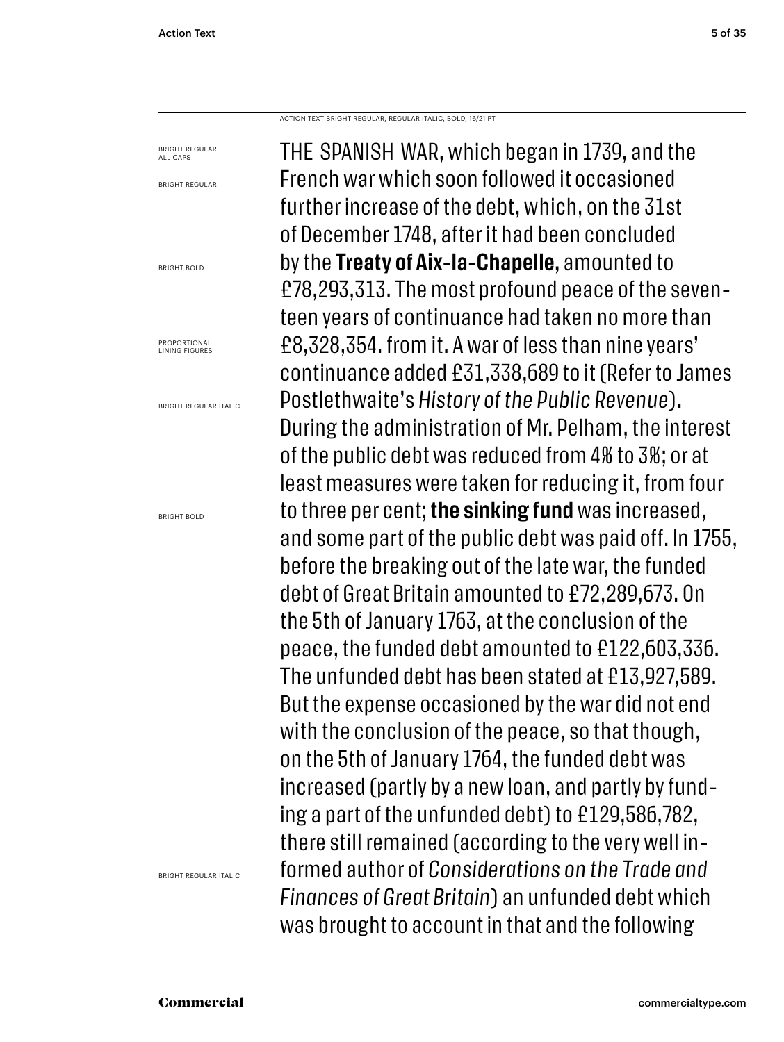ACTION TEXT BRIGHT REGULAR, REGULAR ITALIC, BOLD, 16/21 PT

BRIGHT REGULAR ALL CAPS

BRIGHT REGULAR

BRIGHT BOLD

PROPORTIONAL LINING FIGURES

BRIGHT REGULAR ITALIC

BRIGHT BOLD

BRIGHT REGULAR ITALIC

THE SPANISH WAR, which began in 1739, and the French war which soon followed it occasioned further increase of the debt, which, on the 31st of December 1748, after it had been concluded by the **Treaty of Aix-la-Chapelle,** amounted to £78,293,313. The most profound peace of the seventeen years of continuance had taken no more than £8,328,354. from it. A war of less than nine years' continuance added £31,338,689 to it (Refer to James Postlethwaite's *History of the Public Revenue*). During the administration of Mr. Pelham, the interest of the public debt was reduced from 4% to 3%; or at least measures were taken for reducing it, from four to three per cent; **the sinking fund** was increased, and some part of the public debt was paid off. In 1755, before the breaking out of the late war, the funded debt of Great Britain amounted to £72,289,673. On the 5th of January 1763, at the conclusion of the peace, the funded debt amounted to £122,603,336. The unfunded debt has been stated at £13,927,589. But the expense occasioned by the war did not end with the conclusion of the peace, so that though, on the 5th of January 1764, the funded debt was increased (partly by a new loan, and partly by funding a part of the unfunded debt) to £129,586,782, there still remained (according to the very well informed author of *Considerations on the Trade and Finances of Great Britain*) an unfunded debt which was brought to account in that and the following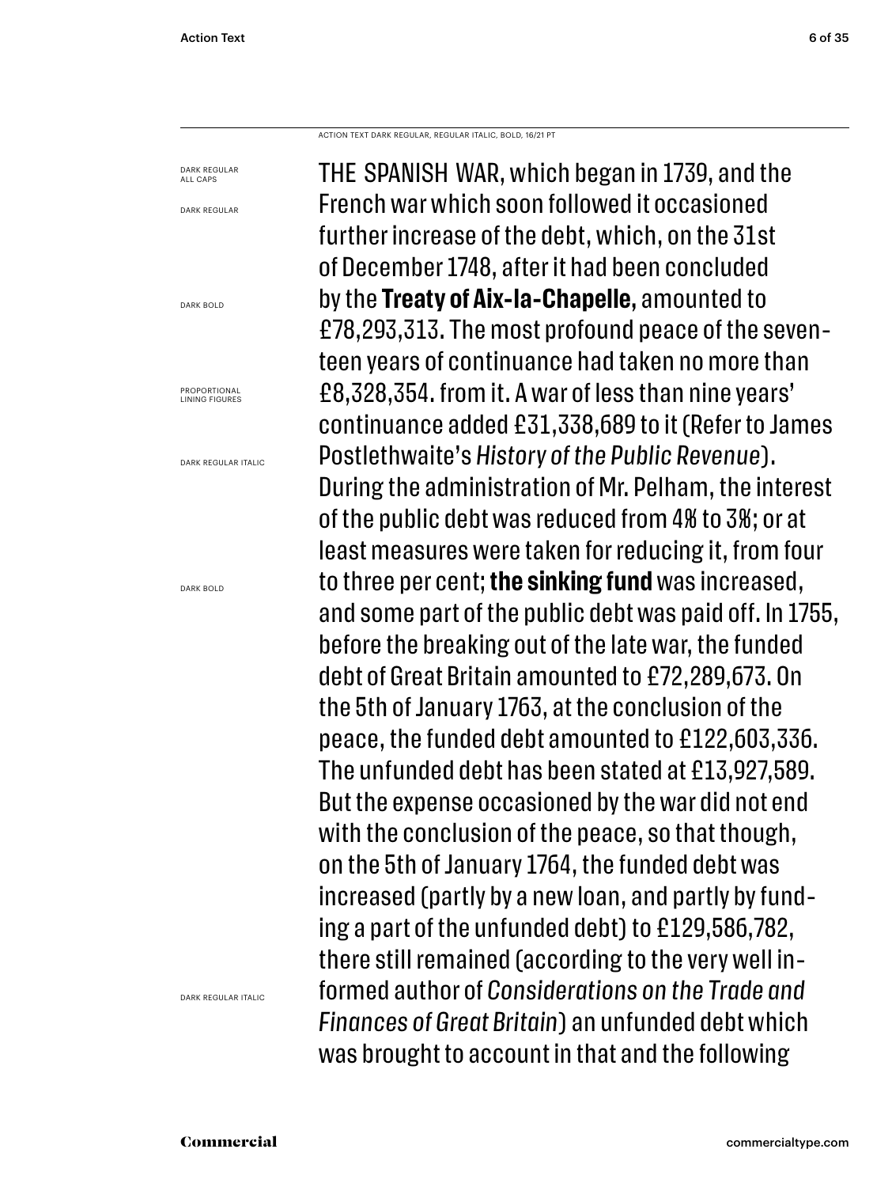ACTION TEXT DARK REGULAR, REGULAR ITALIC, BOLD, 16/21 PT

DARK REGULAR ALL CAPS

DARK REGULAR

DARK BOLD

PROPORTIONAL LINING FIGURES

DARK REGULAR ITALIC

DARK BOLD

DARK REGULAR ITALIC

THE SPANISH WAR, which began in 1739, and the French war which soon followed it occasioned further increase of the debt, which, on the 31st of December 1748, after it had been concluded by the **Treaty of Aix-la-Chapelle,** amounted to £78,293,313. The most profound peace of the seventeen years of continuance had taken no more than £8,328,354. from it. A war of less than nine years' continuance added £31,338,689 to it (Refer to James Postlethwaite's *History of the Public Revenue*). During the administration of Mr. Pelham, the interest of the public debt was reduced from 4% to 3%; or at least measures were taken for reducing it, from four to three per cent; **the sinking fund** was increased, and some part of the public debt was paid off. In 1755, before the breaking out of the late war, the funded debt of Great Britain amounted to £72,289,673. On the 5th of January 1763, at the conclusion of the peace, the funded debt amounted to £122,603,336. The unfunded debt has been stated at £13,927,589. But the expense occasioned by the war did not end with the conclusion of the peace, so that though, on the 5th of January 1764, the funded debt was increased (partly by a new loan, and partly by funding a part of the unfunded debt) to £129,586,782, there still remained (according to the very well informed author of *Considerations on the Trade and Finances of Great Britain*) an unfunded debt which was brought to account in that and the following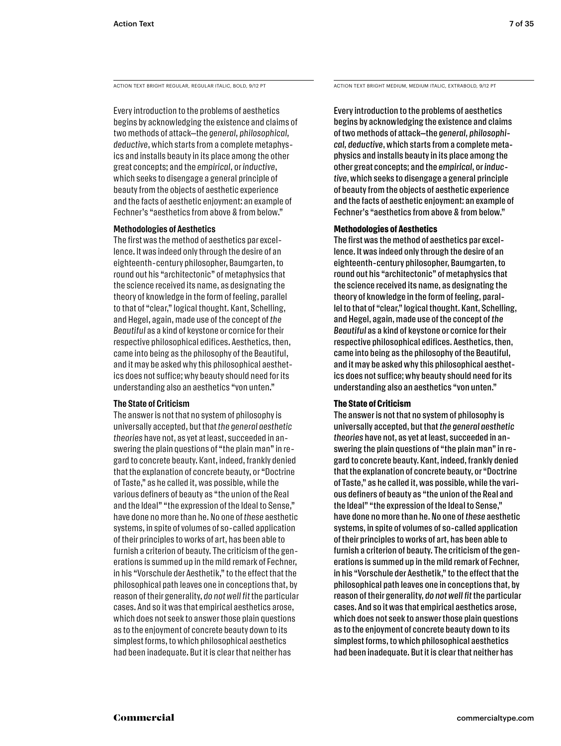ACTION TEXT BRIGHT REGULAR, REGULAR ITALIC, BOLD, 9/12 PT

Every introduction to the problems of aesthetics begins by acknowledging the existence and claims of two methods of attack—the *general, philosophical, deductive*, which starts from a complete metaphysics and installs beauty in its place among the other great concepts; and the *empirical*, or *inductive*, which seeks to disengage a general principle of beauty from the objects of aesthetic experience and the facts of aesthetic enjoyment: an example of Fechner's "aesthetics from above & from below."

**Methodologies of Aesthetics**

The first was the method of aesthetics par excellence. It was indeed only through the desire of an eighteenth-century philosopher, Baumgarten, to round out his "architectonic" of metaphysics that the science received its name, as designating the theory of knowledge in the form of feeling, parallel to that of "clear," logical thought. Kant, Schelling, and Hegel, again, made use of the concept of *the Beautiful* as a kind of keystone or cornice for their respective philosophical edifices. Aesthetics, then, came into being as the philosophy of the Beautiful, and it may be asked why this philosophical aesthetics does not suffice; why beauty should need for its understanding also an aesthetics "von unten."

**The State of Criticism**

The answer is not that no system of philosophy is universally accepted, but that *the general aesthetic theories* have not, as yet at least, succeeded in answering the plain questions of "the plain man" in regard to concrete beauty. Kant, indeed, frankly denied that the explanation of concrete beauty, or "Doctrine of Taste," as he called it, was possible, while the various definers of beauty as "the union of the Real and the Ideal" "the expression of the Ideal to Sense," have done no more than he. No one of *these* aesthetic systems, in spite of volumes of so-called application of their principles to works of art, has been able to furnish a criterion of beauty. The criticism of the generations is summed up in the mild remark of Fechner, in his "Vorschule der Aesthetik," to the effect that the philosophical path leaves one in conceptions that, by reason of their generality, *do not well fit* the particular cases. And so it was that empirical aesthetics arose, which does not seek to answer those plain questions as to the enjoyment of concrete beauty down to its simplest forms, to which philosophical aesthetics had been inadequate. But it is clear that neither has

ACTION TEXT BRIGHT MEDIUM, MEDIUM ITALIC, EXTRABOLD, 9/12 PT

Every introduction to the problems of aesthetics begins by acknowledging the existence and claims of two methods of attack—the *general, philosophical, deductive*, which starts from a complete metaphysics and installs beauty in its place among the other great concepts; and the *empirical*, or *inductive*, which seeks to disengage a general principle of beauty from the objects of aesthetic experience and the facts of aesthetic enjoyment: an example of Fechner's "aesthetics from above & from below."

**Methodologies of Aesthetics**

The first was the method of aesthetics par excellence. It was indeed only through the desire of an eighteenth-century philosopher, Baumgarten, to round out his "architectonic" of metaphysics that the science received its name, as designating the theory of knowledge in the form of feeling, parallel to that of "clear," logical thought. Kant, Schelling, and Hegel, again, made use of the concept of *the Beautiful* as a kind of keystone or cornice for their respective philosophical edifices. Aesthetics, then, came into being as the philosophy of the Beautiful, and it may be asked why this philosophical aesthetics does not suffice; why beauty should need for its understanding also an aesthetics "von unten."

**The State of Criticism**

The answer is not that no system of philosophy is universally accepted, but that *the general aesthetic theories* have not, as yet at least, succeeded in answering the plain questions of "the plain man" in regard to concrete beauty. Kant, indeed, frankly denied that the explanation of concrete beauty, or "Doctrine of Taste," as he called it, was possible, while the various definers of beauty as "the union of the Real and the Ideal" "the expression of the Ideal to Sense," have done no more than he. No one of *these* aesthetic systems, in spite of volumes of so-called application of their principles to works of art, has been able to furnish a criterion of beauty. The criticism of the generations is summed up in the mild remark of Fechner, in his "Vorschule der Aesthetik," to the effect that the philosophical path leaves one in conceptions that, by reason of their generality, *do not well fit* the particular cases. And so it was that empirical aesthetics arose, which does not seek to answer those plain questions as to the enjoyment of concrete beauty down to its simplest forms, to which philosophical aesthetics had been inadequate. But it is clear that neither has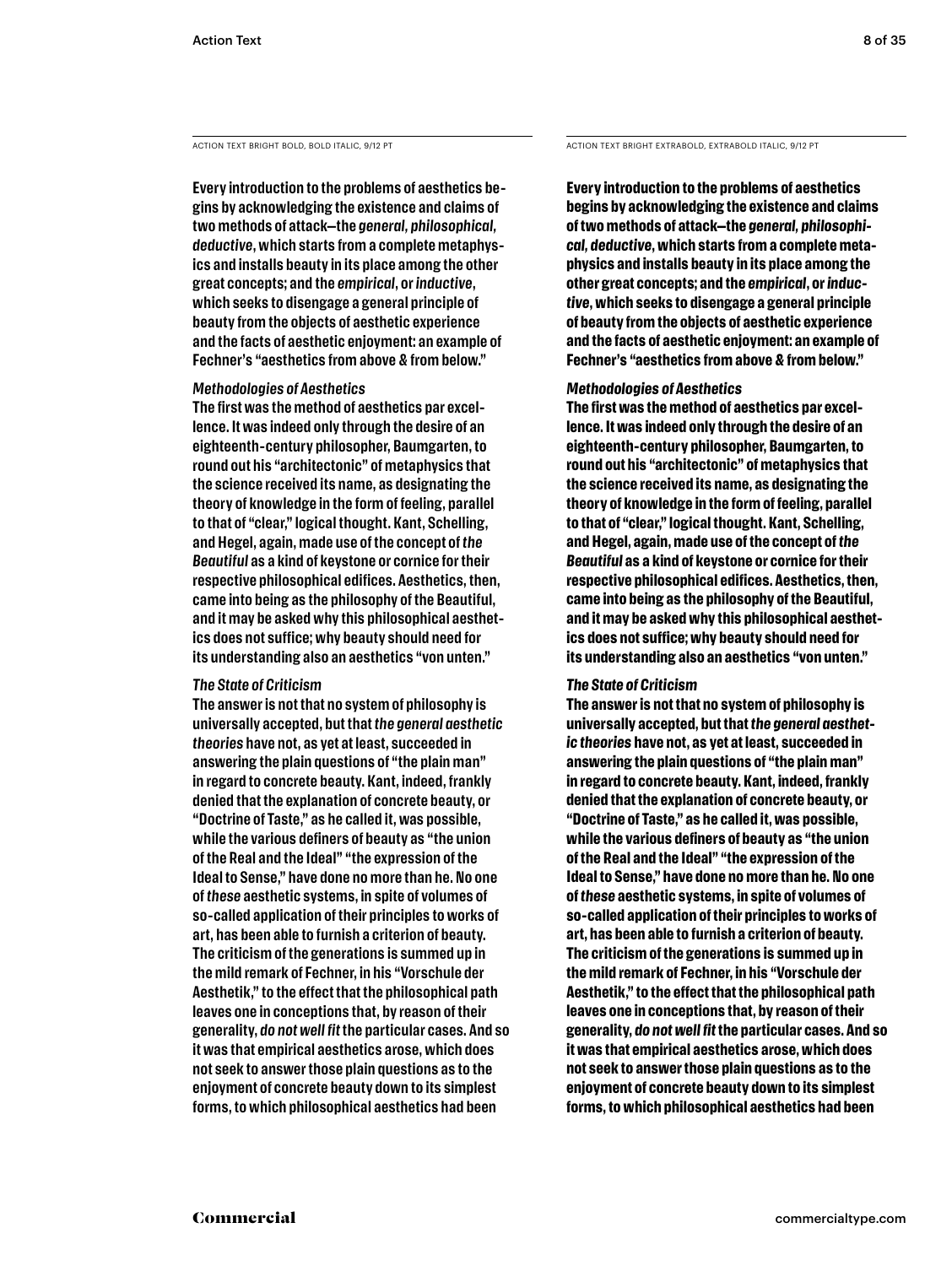ACTION TEXT BRIGHT BOLD, BOLD ITALIC, 9/12 PT

**Every introduction to the problems of aesthetics begins by acknowledging the existence and claims of two methods of attack—the *general, philosophical, deductive*, which starts from a complete metaphysics and installs beauty in its place among the other great concepts; and the *empirical*, or *inductive*, which seeks to disengage a general principle of beauty from the objects of aesthetic experience and the facts of aesthetic enjoyment: an example of Fechner's "aesthetics from above & from below."**

***Methodologies of Aesthetics***

**The first was the method of aesthetics par excellence. It was indeed only through the desire of an eighteenth-century philosopher, Baumgarten, to round out his "architectonic" of metaphysics that the science received its name, as designating the theory of knowledge in the form of feeling, parallel to that of "clear," logical thought. Kant, Schelling, and Hegel, again, made use of the concept of *the Beautiful* as a kind of keystone or cornice for their respective philosophical edifices. Aesthetics, then, came into being as the philosophy of the Beautiful, and it may be asked why this philosophical aesthetics does not suffice; why beauty should need for its understanding also an aesthetics "von unten."**

***The State of Criticism***

**The answer is not that no system of philosophy is universally accepted, but that *the general aesthetic theories* have not, as yet at least, succeeded in answering the plain questions of "the plain man" in regard to concrete beauty. Kant, indeed, frankly denied that the explanation of concrete beauty, or "Doctrine of Taste," as he called it, was possible, while the various definers of beauty as "the union of the Real and the Ideal" "the expression of the Ideal to Sense," have done no more than he. No one of *these* aesthetic systems, in spite of volumes of so-called application of their principles to works of art, has been able to furnish a criterion of beauty. The criticism of the generations is summed up in the mild remark of Fechner, in his "Vorschule der Aesthetik," to the effect that the philosophical path leaves one in conceptions that, by reason of their generality, *do not well fit* the particular cases. And so it was that empirical aesthetics arose, which does not seek to answer those plain questions as to the enjoyment of concrete beauty down to its simplest forms, to which philosophical aesthetics had been**

ACTION TEXT BRIGHT EXTRABOLD, EXTRABOLD ITALIC, 9/12 PT

**Every introduction to the problems of aesthetics begins by acknowledging the existence and claims of two methods of attack—the *general, philosophical, deductive*, which starts from a complete metaphysics and installs beauty in its place among the other great concepts; and the *empirical*, or *inductive*, which seeks to disengage a general principle of beauty from the objects of aesthetic experience and the facts of aesthetic enjoyment: an example of Fechner's "aesthetics from above & from below."**

***Methodologies of Aesthetics***

**The first was the method of aesthetics par excellence. It was indeed only through the desire of an eighteenth-century philosopher, Baumgarten, to round out his "architectonic" of metaphysics that the science received its name, as designating the theory of knowledge in the form of feeling, parallel to that of "clear," logical thought. Kant, Schelling, and Hegel, again, made use of the concept of *the Beautiful* as a kind of keystone or cornice for their respective philosophical edifices. Aesthetics, then, came into being as the philosophy of the Beautiful, and it may be asked why this philosophical aesthetics does not suffice; why beauty should need for its understanding also an aesthetics "von unten."**

***The State of Criticism***

**The answer is not that no system of philosophy is universally accepted, but that *the general aesthetic theories* have not, as yet at least, succeeded in answering the plain questions of "the plain man" in regard to concrete beauty. Kant, indeed, frankly denied that the explanation of concrete beauty, or "Doctrine of Taste," as he called it, was possible, while the various definers of beauty as "the union of the Real and the Ideal" "the expression of the Ideal to Sense," have done no more than he. No one of *these* aesthetic systems, in spite of volumes of so-called application of their principles to works of art, has been able to furnish a criterion of beauty. The criticism of the generations is summed up in the mild remark of Fechner, in his "Vorschule der Aesthetik," to the effect that the philosophical path leaves one in conceptions that, by reason of their generality, *do not well fit* the particular cases. And so it was that empirical aesthetics arose, which does not seek to answer those plain questions as to the enjoyment of concrete beauty down to its simplest forms, to which philosophical aesthetics had been**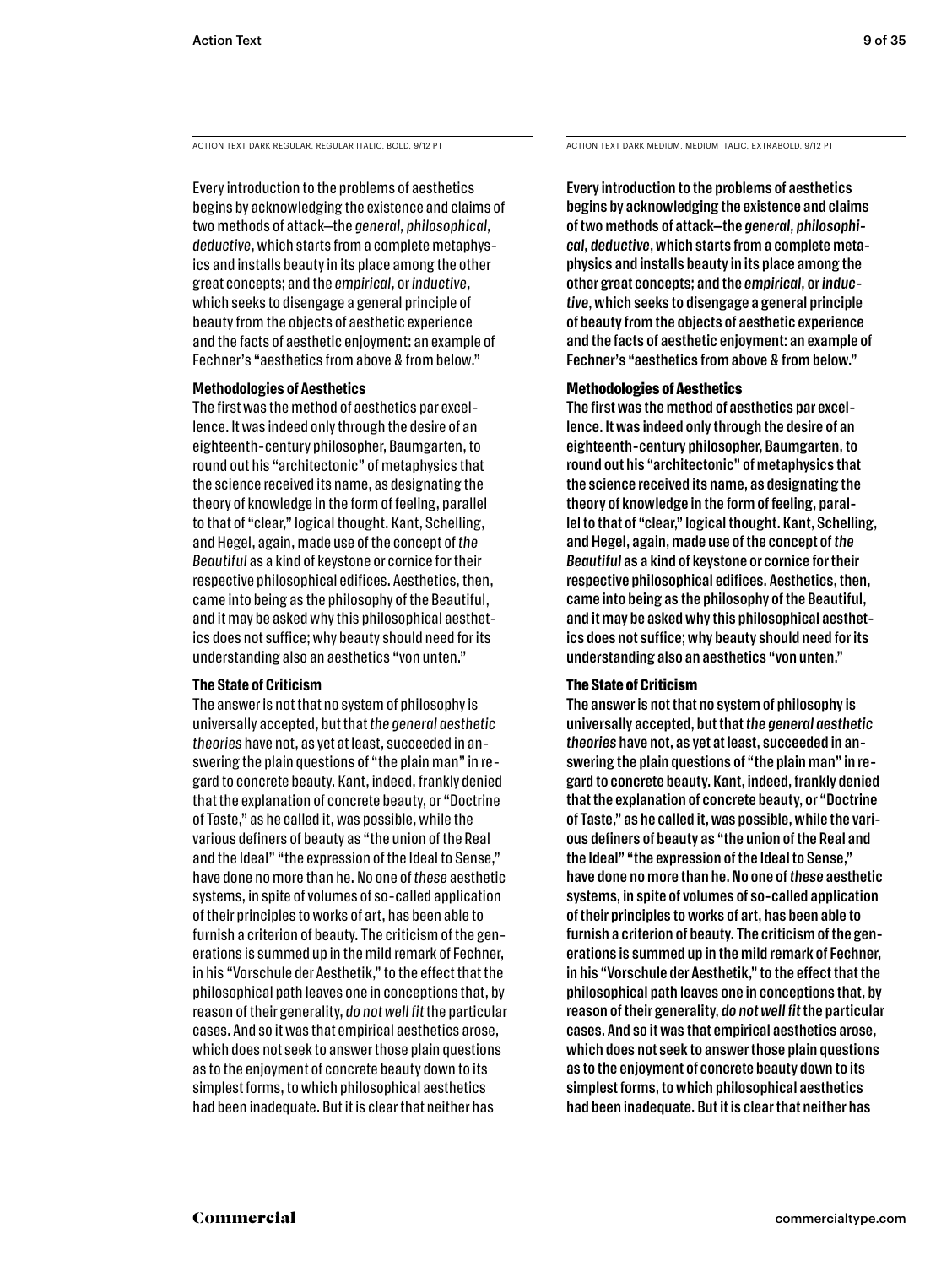ACTION TEXT DARK REGULAR, REGULAR ITALIC, BOLD, 9/12 PT

Every introduction to the problems of aesthetics begins by acknowledging the existence and claims of two methods of attack—the *general, philosophical, deductive*, which starts from a complete metaphysics and installs beauty in its place among the other great concepts; and the *empirical*, or *inductive*, which seeks to disengage a general principle of beauty from the objects of aesthetic experience and the facts of aesthetic enjoyment: an example of Fechner's "aesthetics from above & from below."

**Methodologies of Aesthetics**

The first was the method of aesthetics par excellence. It was indeed only through the desire of an eighteenth-century philosopher, Baumgarten, to round out his "architectonic" of metaphysics that the science received its name, as designating the theory of knowledge in the form of feeling, parallel to that of "clear," logical thought. Kant, Schelling, and Hegel, again, made use of the concept of *the Beautiful* as a kind of keystone or cornice for their respective philosophical edifices. Aesthetics, then, came into being as the philosophy of the Beautiful, and it may be asked why this philosophical aesthetics does not suffice; why beauty should need for its understanding also an aesthetics "von unten."

**The State of Criticism**

The answer is not that no system of philosophy is universally accepted, but that *the general aesthetic theories* have not, as yet at least, succeeded in answering the plain questions of "the plain man" in regard to concrete beauty. Kant, indeed, frankly denied that the explanation of concrete beauty, or "Doctrine of Taste," as he called it, was possible, while the various definers of beauty as "the union of the Real and the Ideal" "the expression of the Ideal to Sense," have done no more than he. No one of *these* aesthetic systems, in spite of volumes of so-called application of their principles to works of art, has been able to furnish a criterion of beauty. The criticism of the generations is summed up in the mild remark of Fechner, in his "Vorschule der Aesthetik," to the effect that the philosophical path leaves one in conceptions that, by reason of their generality, *do not well fit* the particular cases. And so it was that empirical aesthetics arose, which does not seek to answer those plain questions as to the enjoyment of concrete beauty down to its simplest forms, to which philosophical aesthetics had been inadequate. But it is clear that neither has

ACTION TEXT DARK MEDIUM, MEDIUM ITALIC, EXTRABOLD, 9/12 PT

Every introduction to the problems of aesthetics begins by acknowledging the existence and claims of two methods of attack—the *general, philosophical, deductive*, which starts from a complete metaphysics and installs beauty in its place among the other great concepts; and the *empirical*, or *inductive*, which seeks to disengage a general principle of beauty from the objects of aesthetic experience and the facts of aesthetic enjoyment: an example of Fechner's "aesthetics from above & from below."

**Methodologies of Aesthetics**

The first was the method of aesthetics par excellence. It was indeed only through the desire of an eighteenth-century philosopher, Baumgarten, to round out his "architectonic" of metaphysics that the science received its name, as designating the theory of knowledge in the form of feeling, parallel to that of "clear," logical thought. Kant, Schelling, and Hegel, again, made use of the concept of *the Beautiful* as a kind of keystone or cornice for their respective philosophical edifices. Aesthetics, then, came into being as the philosophy of the Beautiful, and it may be asked why this philosophical aesthetics does not suffice; why beauty should need for its understanding also an aesthetics "von unten."

**The State of Criticism**

The answer is not that no system of philosophy is universally accepted, but that *the general aesthetic theories* have not, as yet at least, succeeded in answering the plain questions of "the plain man" in regard to concrete beauty. Kant, indeed, frankly denied that the explanation of concrete beauty, or "Doctrine of Taste," as he called it, was possible, while the various definers of beauty as "the union of the Real and the Ideal" "the expression of the Ideal to Sense," have done no more than he. No one of *these* aesthetic systems, in spite of volumes of so-called application of their principles to works of art, has been able to furnish a criterion of beauty. The criticism of the generations is summed up in the mild remark of Fechner, in his "Vorschule der Aesthetik," to the effect that the philosophical path leaves one in conceptions that, by reason of their generality, *do not well fit* the particular cases. And so it was that empirical aesthetics arose, which does not seek to answer those plain questions as to the enjoyment of concrete beauty down to its simplest forms, to which philosophical aesthetics had been inadequate. But it is clear that neither has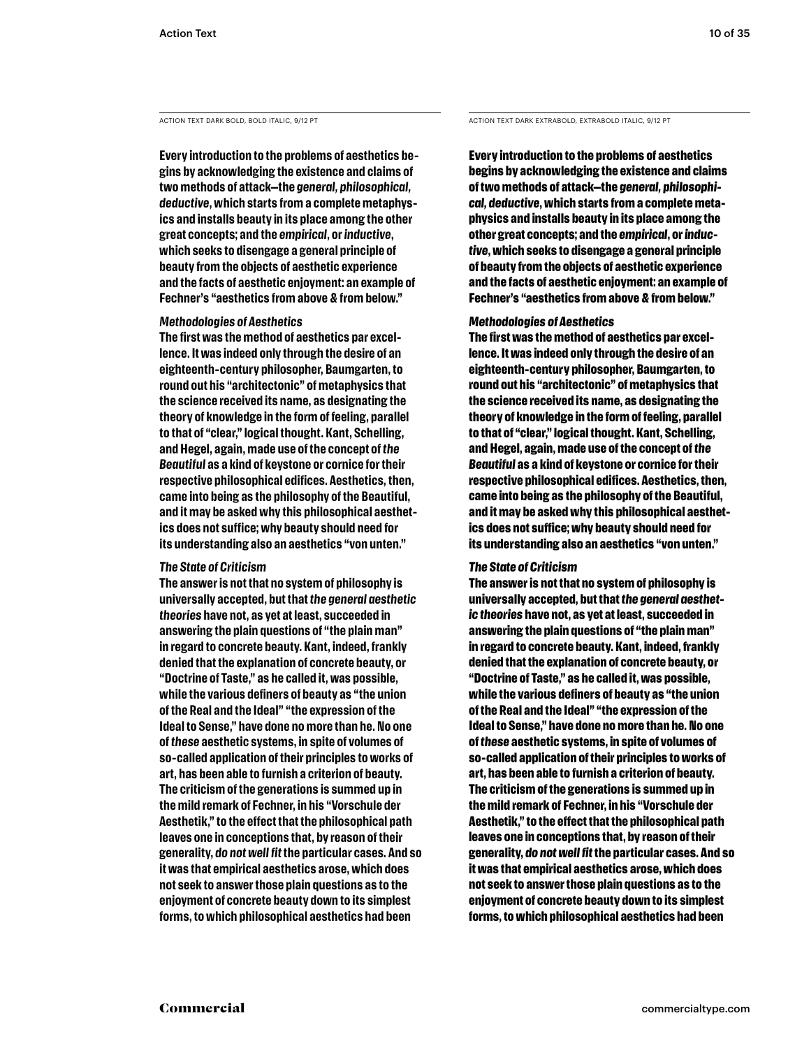ACTION TEXT DARK BOLD, BOLD ITALIC, 9/12 PT

**Every introduction to the problems of aesthetics begins by acknowledging the existence and claims of two methods of attack—the *general, philosophical, deductive*, which starts from a complete metaphysics and installs beauty in its place among the other great concepts; and the *empirical*, or *inductive*, which seeks to disengage a general principle of beauty from the objects of aesthetic experience and the facts of aesthetic enjoyment: an example of Fechner's "aesthetics from above & from below."**

***Methodologies of Aesthetics***

**The first was the method of aesthetics par excellence. It was indeed only through the desire of an eighteenth-century philosopher, Baumgarten, to round out his "architectonic" of metaphysics that the science received its name, as designating the theory of knowledge in the form of feeling, parallel to that of "clear," logical thought. Kant, Schelling, and Hegel, again, made use of the concept of *the Beautiful* as a kind of keystone or cornice for their respective philosophical edifices. Aesthetics, then, came into being as the philosophy of the Beautiful, and it may be asked why this philosophical aesthetics does not suffice; why beauty should need for its understanding also an aesthetics "von unten."**

***The State of Criticism***

**The answer is not that no system of philosophy is universally accepted, but that *the general aesthetic theories* have not, as yet at least, succeeded in answering the plain questions of "the plain man" in regard to concrete beauty. Kant, indeed, frankly denied that the explanation of concrete beauty, or "Doctrine of Taste," as he called it, was possible, while the various definers of beauty as "the union of the Real and the Ideal" "the expression of the Ideal to Sense," have done no more than he. No one of *these* aesthetic systems, in spite of volumes of so-called application of their principles to works of art, has been able to furnish a criterion of beauty. The criticism of the generations is summed up in the mild remark of Fechner, in his "Vorschule der Aesthetik," to the effect that the philosophical path leaves one in conceptions that, by reason of their generality, *do not well fit* the particular cases. And so it was that empirical aesthetics arose, which does not seek to answer those plain questions as to the enjoyment of concrete beauty down to its simplest forms, to which philosophical aesthetics had been**

ACTION TEXT DARK EXTRABOLD, EXTRABOLD ITALIC, 9/12 PT

**Every introduction to the problems of aesthetics begins by acknowledging the existence and claims of two methods of attack—the *general, philosophical, deductive*, which starts from a complete metaphysics and installs beauty in its place among the other great concepts; and the *empirical*, or *inductive*, which seeks to disengage a general principle of beauty from the objects of aesthetic experience and the facts of aesthetic enjoyment: an example of Fechner's "aesthetics from above & from below."**

***Methodologies of Aesthetics***

**The first was the method of aesthetics par excellence. It was indeed only through the desire of an eighteenth-century philosopher, Baumgarten, to round out his "architectonic" of metaphysics that the science received its name, as designating the theory of knowledge in the form of feeling, parallel to that of "clear," logical thought. Kant, Schelling, and Hegel, again, made use of the concept of *the Beautiful* as a kind of keystone or cornice for their respective philosophical edifices. Aesthetics, then, came into being as the philosophy of the Beautiful, and it may be asked why this philosophical aesthetics does not suffice; why beauty should need for its understanding also an aesthetics "von unten."**

***The State of Criticism***

**The answer is not that no system of philosophy is universally accepted, but that *the general aesthetic theories* have not, as yet at least, succeeded in answering the plain questions of "the plain man" in regard to concrete beauty. Kant, indeed, frankly denied that the explanation of concrete beauty, or "Doctrine of Taste," as he called it, was possible, while the various definers of beauty as "the union of the Real and the Ideal" "the expression of the Ideal to Sense," have done no more than he. No one of *these* aesthetic systems, in spite of volumes of so-called application of their principles to works of art, has been able to furnish a criterion of beauty. The criticism of the generations is summed up in the mild remark of Fechner, in his "Vorschule der Aesthetik," to the effect that the philosophical path leaves one in conceptions that, by reason of their generality, *do not well fit* the particular cases. And so it was that empirical aesthetics arose, which does not seek to answer those plain questions as to the enjoyment of concrete beauty down to its simplest forms, to which philosophical aesthetics had been**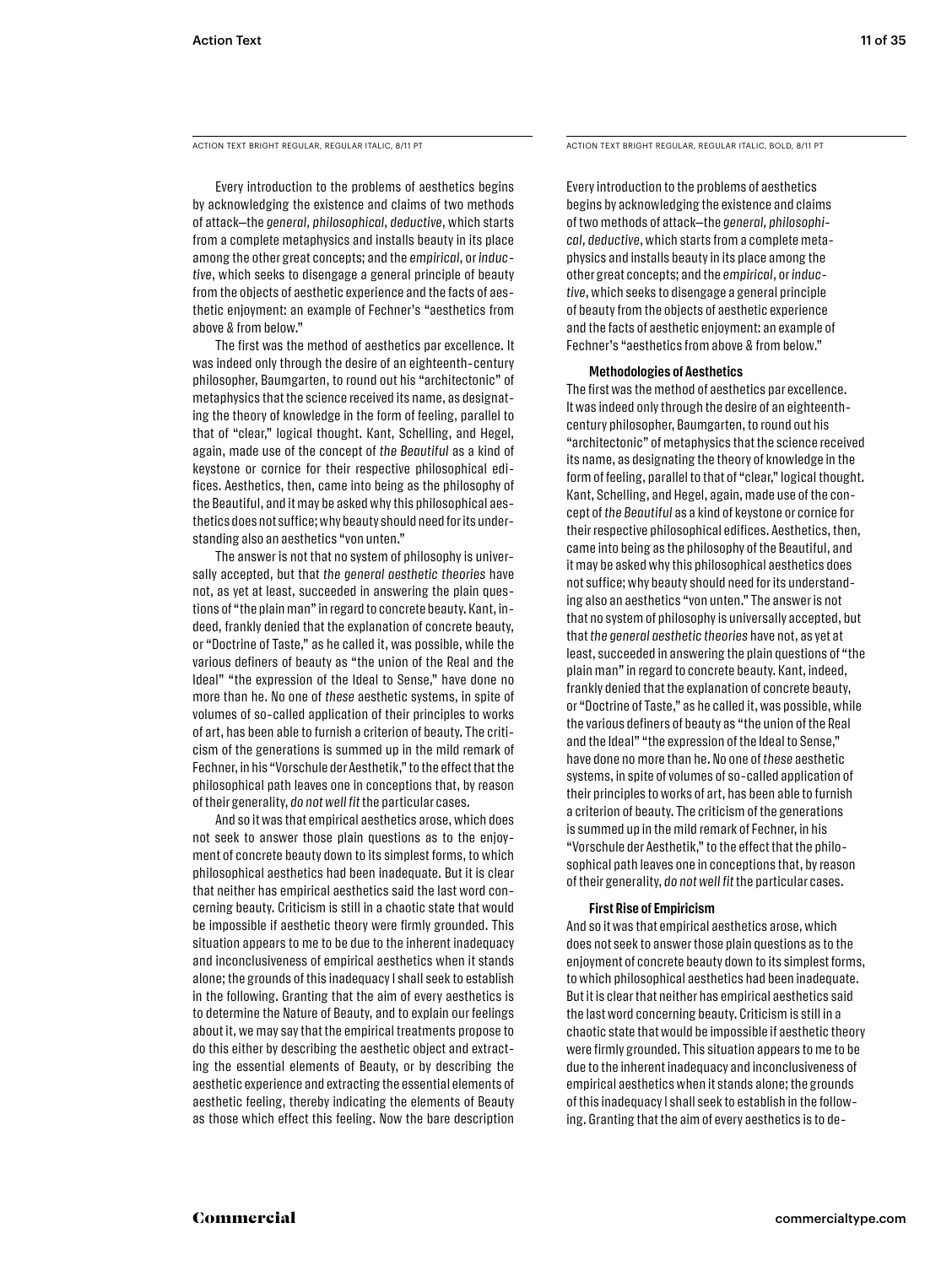ACTION TEXT BRIGHT REGULAR, REGULAR ITALIC, 8/11 PT

Every introduction to the problems of aesthetics begins by acknowledging the existence and claims of two methods of attack—the *general, philosophical, deductive*, which starts from a complete metaphysics and installs beauty in its place among the other great concepts; and the *empirical*, or *inductive*, which seeks to disengage a general principle of beauty from the objects of aesthetic experience and the facts of aesthetic enjoyment: an example of Fechner's "aesthetics from above & from below."

The first was the method of aesthetics par excellence. It was indeed only through the desire of an eighteenth-century philosopher, Baumgarten, to round out his "architectonic" of metaphysics that the science received its name, as designating the theory of knowledge in the form of feeling, parallel to that of "clear," logical thought. Kant, Schelling, and Hegel, again, made use of the concept of *the Beautiful* as a kind of keystone or cornice for their respective philosophical edifices. Aesthetics, then, came into being as the philosophy of the Beautiful, and it may be asked why this philosophical aesthetics does not suffice; why beauty should need for its understanding also an aesthetics "von unten."

The answer is not that no system of philosophy is universally accepted, but that *the general aesthetic theories* have not, as yet at least, succeeded in answering the plain questions of "the plain man" in regard to concrete beauty. Kant, indeed, frankly denied that the explanation of concrete beauty, or "Doctrine of Taste," as he called it, was possible, while the various definers of beauty as "the union of the Real and the Ideal" "the expression of the Ideal to Sense," have done no more than he. No one of *these* aesthetic systems, in spite of volumes of so-called application of their principles to works of art, has been able to furnish a criterion of beauty. The criticism of the generations is summed up in the mild remark of Fechner, in his "Vorschule der Aesthetik," to the effect that the philosophical path leaves one in conceptions that, by reason of their generality, *do not well fit* the particular cases.

And so it was that empirical aesthetics arose, which does not seek to answer those plain questions as to the enjoyment of concrete beauty down to its simplest forms, to which philosophical aesthetics had been inadequate. But it is clear that neither has empirical aesthetics said the last word concerning beauty. Criticism is still in a chaotic state that would be impossible if aesthetic theory were firmly grounded. This situation appears to me to be due to the inherent inadequacy and inconclusiveness of empirical aesthetics when it stands alone; the grounds of this inadequacy I shall seek to establish in the following. Granting that the aim of every aesthetics is to determine the Nature of Beauty, and to explain our feelings about it, we may say that the empirical treatments propose to do this either by describing the aesthetic object and extracting the essential elements of Beauty, or by describing the aesthetic experience and extracting the essential elements of aesthetic feeling, thereby indicating the elements of Beauty as those which effect this feeling. Now the bare description

ACTION TEXT BRIGHT REGULAR, REGULAR ITALIC, BOLD, 8/11 PT

Every introduction to the problems of aesthetics begins by acknowledging the existence and claims of two methods of attack—the *general, philosophical, deductive*, which starts from a complete metaphysics and installs beauty in its place among the other great concepts; and the *empirical*, or *inductive*, which seeks to disengage a general principle of beauty from the objects of aesthetic experience and the facts of aesthetic enjoyment: an example of Fechner's "aesthetics from above & from below."

**Methodologies of Aesthetics**

The first was the method of aesthetics par excellence. It was indeed only through the desire of an eighteenth-century philosopher, Baumgarten, to round out his "architectonic" of metaphysics that the science received its name, as designating the theory of knowledge in the form of feeling, parallel to that of "clear," logical thought. Kant, Schelling, and Hegel, again, made use of the concept of *the Beautiful* as a kind of keystone or cornice for their respective philosophical edifices. Aesthetics, then, came into being as the philosophy of the Beautiful, and it may be asked why this philosophical aesthetics does not suffice; why beauty should need for its understanding also an aesthetics "von unten." The answer is not that no system of philosophy is universally accepted, but that *the general aesthetic theories* have not, as yet at least, succeeded in answering the plain questions of "the plain man" in regard to concrete beauty. Kant, indeed, frankly denied that the explanation of concrete beauty, or "Doctrine of Taste," as he called it, was possible, while the various definers of beauty as "the union of the Real and the Ideal" "the expression of the Ideal to Sense," have done no more than he. No one of *these* aesthetic systems, in spite of volumes of so-called application of their principles to works of art, has been able to furnish a criterion of beauty. The criticism of the generations is summed up in the mild remark of Fechner, in his "Vorschule der Aesthetik," to the effect that the philosophical path leaves one in conceptions that, by reason of their generality, *do not well fit* the particular cases.

**First Rise of Empiricism**

And so it was that empirical aesthetics arose, which does not seek to answer those plain questions as to the enjoyment of concrete beauty down to its simplest forms, to which philosophical aesthetics had been inadequate. But it is clear that neither has empirical aesthetics said the last word concerning beauty. Criticism is still in a chaotic state that would be impossible if aesthetic theory were firmly grounded. This situation appears to me to be due to the inherent inadequacy and inconclusiveness of empirical aesthetics when it stands alone; the grounds of this inadequacy I shall seek to establish in the following. Granting that the aim of every aesthetics is to de-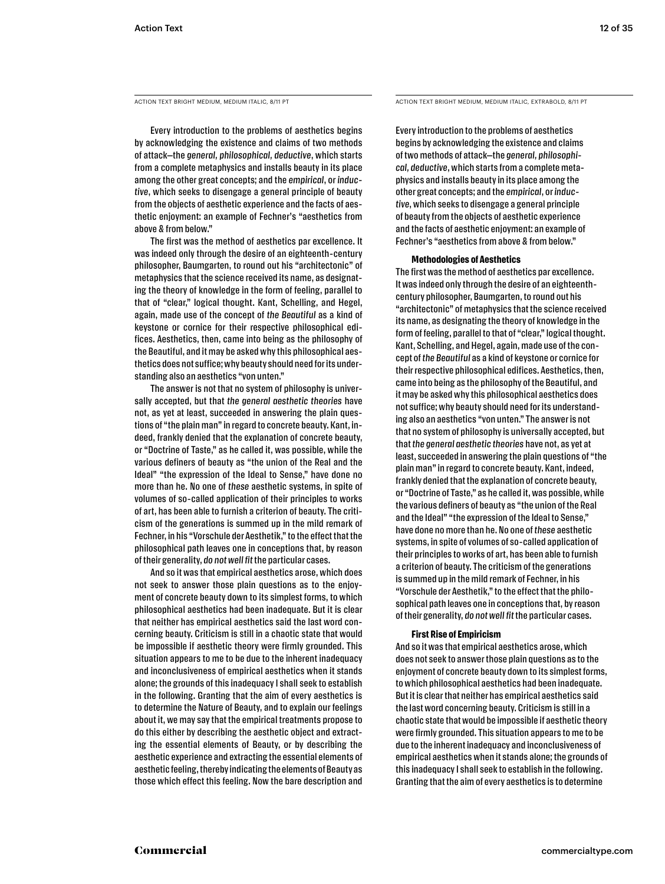ACTION TEXT BRIGHT MEDIUM, MEDIUM ITALIC, 8/11 PT

Every introduction to the problems of aesthetics begins by acknowledging the existence and claims of two methods of attack—the *general, philosophical, deductive*, which starts from a complete metaphysics and installs beauty in its place among the other great concepts; and the *empirical*, or *inductive*, which seeks to disengage a general principle of beauty from the objects of aesthetic experience and the facts of aesthetic enjoyment: an example of Fechner's "aesthetics from above & from below."

The first was the method of aesthetics par excellence. It was indeed only through the desire of an eighteenth-century philosopher, Baumgarten, to round out his "architectonic" of metaphysics that the science received its name, as designating the theory of knowledge in the form of feeling, parallel to that of "clear," logical thought. Kant, Schelling, and Hegel, again, made use of the concept of *the Beautiful* as a kind of keystone or cornice for their respective philosophical edifices. Aesthetics, then, came into being as the philosophy of the Beautiful, and it may be asked why this philosophical aesthetics does not suffice; why beauty should need for its understanding also an aesthetics "von unten."

The answer is not that no system of philosophy is universally accepted, but that *the general aesthetic theories* have not, as yet at least, succeeded in answering the plain questions of "the plain man" in regard to concrete beauty. Kant, indeed, frankly denied that the explanation of concrete beauty, or "Doctrine of Taste," as he called it, was possible, while the various definers of beauty as "the union of the Real and the Ideal" "the expression of the Ideal to Sense," have done no more than he. No one of *these* aesthetic systems, in spite of volumes of so-called application of their principles to works of art, has been able to furnish a criterion of beauty. The criticism of the generations is summed up in the mild remark of Fechner, in his "Vorschule der Aesthetik," to the effect that the philosophical path leaves one in conceptions that, by reason of their generality, *do not well fit* the particular cases.

And so it was that empirical aesthetics arose, which does not seek to answer those plain questions as to the enjoyment of concrete beauty down to its simplest forms, to which philosophical aesthetics had been inadequate. But it is clear that neither has empirical aesthetics said the last word concerning beauty. Criticism is still in a chaotic state that would be impossible if aesthetic theory were firmly grounded. This situation appears to me to be due to the inherent inadequacy and inconclusiveness of empirical aesthetics when it stands alone; the grounds of this inadequacy I shall seek to establish in the following. Granting that the aim of every aesthetics is to determine the Nature of Beauty, and to explain our feelings about it, we may say that the empirical treatments propose to do this either by describing the aesthetic object and extracting the essential elements of Beauty, or by describing the aesthetic experience and extracting the essential elements of aesthetic feeling, thereby indicating the elements of Beauty as those which effect this feeling. Now the bare description and

ACTION TEXT BRIGHT MEDIUM, MEDIUM ITALIC, EXTRABOLD, 8/11 PT

Every introduction to the problems of aesthetics begins by acknowledging the existence and claims of two methods of attack—the *general, philosophical, deductive*, which starts from a complete metaphysics and installs beauty in its place among the other great concepts; and the *empirical*, or *inductive*, which seeks to disengage a general principle of beauty from the objects of aesthetic experience and the facts of aesthetic enjoyment: an example of Fechner's "aesthetics from above & from below."

**Methodologies of Aesthetics**

The first was the method of aesthetics par excellence. It was indeed only through the desire of an eighteenth-century philosopher, Baumgarten, to round out his "architectonic" of metaphysics that the science received its name, as designating the theory of knowledge in the form of feeling, parallel to that of "clear," logical thought. Kant, Schelling, and Hegel, again, made use of the concept of *the Beautiful* as a kind of keystone or cornice for their respective philosophical edifices. Aesthetics, then, came into being as the philosophy of the Beautiful, and it may be asked why this philosophical aesthetics does not suffice; why beauty should need for its understanding also an aesthetics "von unten." The answer is not that no system of philosophy is universally accepted, but that *the general aesthetic theories* have not, as yet at least, succeeded in answering the plain questions of "the plain man" in regard to concrete beauty. Kant, indeed, frankly denied that the explanation of concrete beauty, or "Doctrine of Taste," as he called it, was possible, while the various definers of beauty as "the union of the Real and the Ideal" "the expression of the Ideal to Sense," have done no more than he. No one of *these* aesthetic systems, in spite of volumes of so-called application of their principles to works of art, has been able to furnish a criterion of beauty. The criticism of the generations is summed up in the mild remark of Fechner, in his "Vorschule der Aesthetik," to the effect that the philosophical path leaves one in conceptions that, by reason of their generality, *do not well fit* the particular cases.

**First Rise of Empiricism**

And so it was that empirical aesthetics arose, which does not seek to answer those plain questions as to the enjoyment of concrete beauty down to its simplest forms, to which philosophical aesthetics had been inadequate. But it is clear that neither has empirical aesthetics said the last word concerning beauty. Criticism is still in a chaotic state that would be impossible if aesthetic theory were firmly grounded. This situation appears to me to be due to the inherent inadequacy and inconclusiveness of empirical aesthetics when it stands alone; the grounds of this inadequacy I shall seek to establish in the following. Granting that the aim of every aesthetics is to determine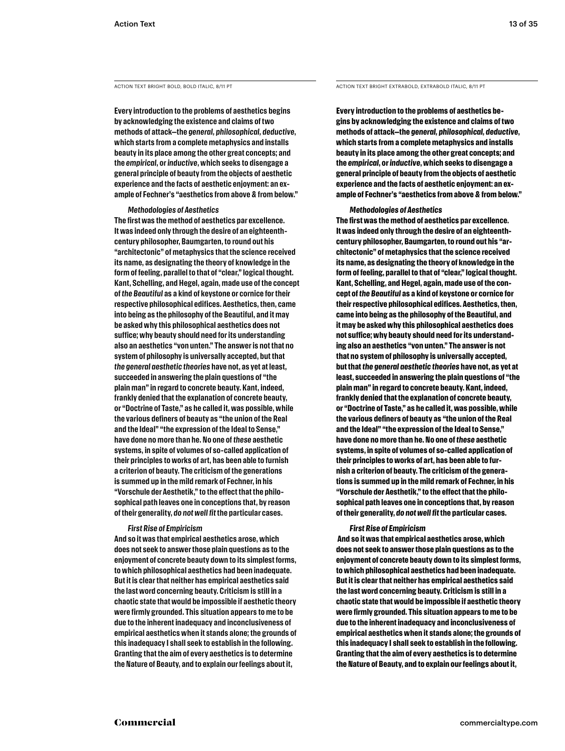ACTION TEXT BRIGHT BOLD, BOLD ITALIC, 8/11 PT

**Every introduction to the problems of aesthetics begins by acknowledging the existence and claims of two methods of attack—the *general, philosophical, deductive*, which starts from a complete metaphysics and installs beauty in its place among the other great concepts; and the *empirical*, or *inductive*, which seeks to disengage a general principle of beauty from the objects of aesthetic experience and the facts of aesthetic enjoyment: an example of Fechner's "aesthetics from above & from below."**

***Methodologies of Aesthetics***

**The first was the method of aesthetics par excellence. It was indeed only through the desire of an eighteenth-century philosopher, Baumgarten, to round out his "architectonic" of metaphysics that the science received its name, as designating the theory of knowledge in the form of feeling, parallel to that of "clear," logical thought. Kant, Schelling, and Hegel, again, made use of the concept of *the Beautiful* as a kind of keystone or cornice for their respective philosophical edifices. Aesthetics, then, came into being as the philosophy of the Beautiful, and it may be asked why this philosophical aesthetics does not suffice; why beauty should need for its understanding also an aesthetics "von unten." The answer is not that no system of philosophy is universally accepted, but that *the general aesthetic theories* have not, as yet at least, succeeded in answering the plain questions of "the plain man" in regard to concrete beauty. Kant, indeed, frankly denied that the explanation of concrete beauty, or "Doctrine of Taste," as he called it, was possible, while the various definers of beauty as "the union of the Real and the Ideal" "the expression of the Ideal to Sense," have done no more than he. No one of *these* aesthetic systems, in spite of volumes of so-called application of their principles to works of art, has been able to furnish a criterion of beauty. The criticism of the generations is summed up in the mild remark of Fechner, in his "Vorschule der Aesthetik," to the effect that the philosophical path leaves one in conceptions that, by reason of their generality, *do not well fit* the particular cases.**

***First Rise of Empiricism***

**And so it was that empirical aesthetics arose, which does not seek to answer those plain questions as to the enjoyment of concrete beauty down to its simplest forms, to which philosophical aesthetics had been inadequate. But it is clear that neither has empirical aesthetics said the last word concerning beauty. Criticism is still in a chaotic state that would be impossible if aesthetic theory were firmly grounded. This situation appears to me to be due to the inherent inadequacy and inconclusiveness of empirical aesthetics when it stands alone; the grounds of this inadequacy I shall seek to establish in the following. Granting that the aim of every aesthetics is to determine the Nature of Beauty, and to explain our feelings about it,**

ACTION TEXT BRIGHT EXTRABOLD, EXTRABOLD ITALIC, 8/11 PT

**Every introduction to the problems of aesthetics begins by acknowledging the existence and claims of two methods of attack—the *general, philosophical, deductive*, which starts from a complete metaphysics and installs beauty in its place among the other great concepts; and the *empirical*, or *inductive*, which seeks to disengage a general principle of beauty from the objects of aesthetic experience and the facts of aesthetic enjoyment: an example of Fechner's "aesthetics from above & from below."**

***Methodologies of Aesthetics***

**The first was the method of aesthetics par excellence. It was indeed only through the desire of an eighteenth-century philosopher, Baumgarten, to round out his "architectonic" of metaphysics that the science received its name, as designating the theory of knowledge in the form of feeling, parallel to that of "clear," logical thought. Kant, Schelling, and Hegel, again, made use of the concept of *the Beautiful* as a kind of keystone or cornice for their respective philosophical edifices. Aesthetics, then, came into being as the philosophy of the Beautiful, and it may be asked why this philosophical aesthetics does not suffice; why beauty should need for its understanding also an aesthetics "von unten." The answer is not that no system of philosophy is universally accepted, but that *the general aesthetic theories* have not, as yet at least, succeeded in answering the plain questions of "the plain man" in regard to concrete beauty. Kant, indeed, frankly denied that the explanation of concrete beauty, or "Doctrine of Taste," as he called it, was possible, while the various definers of beauty as "the union of the Real and the Ideal" "the expression of the Ideal to Sense," have done no more than he. No one of *these* aesthetic systems, in spite of volumes of so-called application of their principles to works of art, has been able to furnish a criterion of beauty. The criticism of the generations is summed up in the mild remark of Fechner, in his "Vorschule der Aesthetik," to the effect that the philosophical path leaves one in conceptions that, by reason of their generality, *do not well fit* the particular cases.**

***First Rise of Empiricism***

**And so it was that empirical aesthetics arose, which does not seek to answer those plain questions as to the enjoyment of concrete beauty down to its simplest forms, to which philosophical aesthetics had been inadequate. But it is clear that neither has empirical aesthetics said the last word concerning beauty. Criticism is still in a chaotic state that would be impossible if aesthetic theory were firmly grounded. This situation appears to me to be due to the inherent inadequacy and inconclusiveness of empirical aesthetics when it stands alone; the grounds of this inadequacy I shall seek to establish in the following. Granting that the aim of every aesthetics is to determine the Nature of Beauty, and to explain our feelings about it,**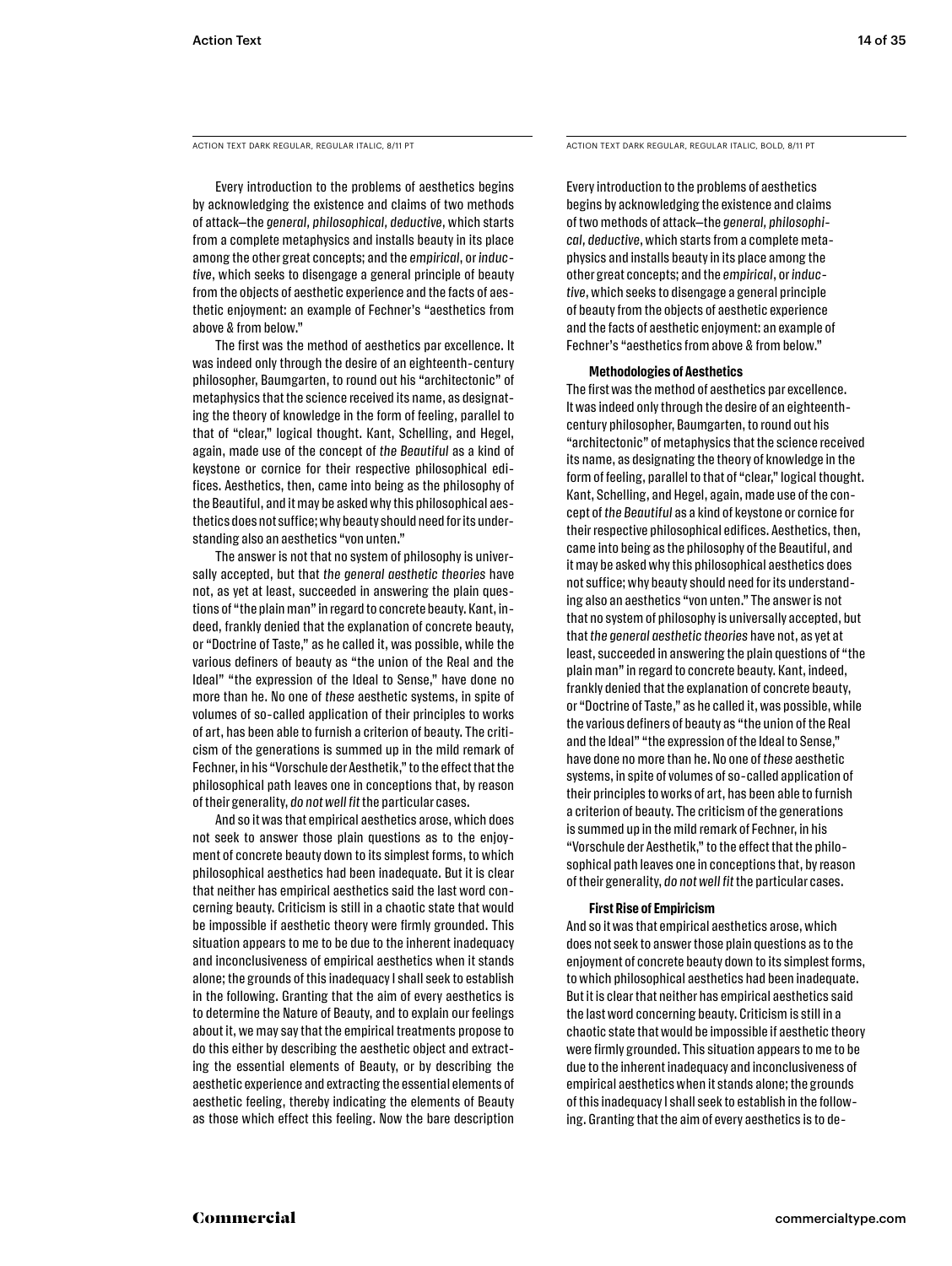ACTION TEXT DARK REGULAR, REGULAR ITALIC, 8/11 PT

Every introduction to the problems of aesthetics begins by acknowledging the existence and claims of two methods of attack—the *general, philosophical, deductive*, which starts from a complete metaphysics and installs beauty in its place among the other great concepts; and the *empirical*, or *inductive*, which seeks to disengage a general principle of beauty from the objects of aesthetic experience and the facts of aesthetic enjoyment: an example of Fechner's "aesthetics from above & from below."

The first was the method of aesthetics par excellence. It was indeed only through the desire of an eighteenth-century philosopher, Baumgarten, to round out his "architectonic" of metaphysics that the science received its name, as designating the theory of knowledge in the form of feeling, parallel to that of "clear," logical thought. Kant, Schelling, and Hegel, again, made use of the concept of *the Beautiful* as a kind of keystone or cornice for their respective philosophical edifices. Aesthetics, then, came into being as the philosophy of the Beautiful, and it may be asked why this philosophical aesthetics does not suffice; why beauty should need for its understanding also an aesthetics "von unten."

The answer is not that no system of philosophy is universally accepted, but that *the general aesthetic theories* have not, as yet at least, succeeded in answering the plain questions of "the plain man" in regard to concrete beauty. Kant, indeed, frankly denied that the explanation of concrete beauty, or "Doctrine of Taste," as he called it, was possible, while the various definers of beauty as "the union of the Real and the Ideal" "the expression of the Ideal to Sense," have done no more than he. No one of *these* aesthetic systems, in spite of volumes of so-called application of their principles to works of art, has been able to furnish a criterion of beauty. The criticism of the generations is summed up in the mild remark of Fechner, in his "Vorschule der Aesthetik," to the effect that the philosophical path leaves one in conceptions that, by reason of their generality, *do not well fit* the particular cases.

And so it was that empirical aesthetics arose, which does not seek to answer those plain questions as to the enjoyment of concrete beauty down to its simplest forms, to which philosophical aesthetics had been inadequate. But it is clear that neither has empirical aesthetics said the last word concerning beauty. Criticism is still in a chaotic state that would be impossible if aesthetic theory were firmly grounded. This situation appears to me to be due to the inherent inadequacy and inconclusiveness of empirical aesthetics when it stands alone; the grounds of this inadequacy I shall seek to establish in the following. Granting that the aim of every aesthetics is to determine the Nature of Beauty, and to explain our feelings about it, we may say that the empirical treatments propose to do this either by describing the aesthetic object and extracting the essential elements of Beauty, or by describing the aesthetic experience and extracting the essential elements of aesthetic feeling, thereby indicating the elements of Beauty as those which effect this feeling. Now the bare description

ACTION TEXT DARK REGULAR, REGULAR ITALIC, BOLD, 8/11 PT

Every introduction to the problems of aesthetics begins by acknowledging the existence and claims of two methods of attack—the *general, philosophical, deductive*, which starts from a complete metaphysics and installs beauty in its place among the other great concepts; and the *empirical*, or *inductive*, which seeks to disengage a general principle of beauty from the objects of aesthetic experience and the facts of aesthetic enjoyment: an example of Fechner's "aesthetics from above & from below."

**Methodologies of Aesthetics**

The first was the method of aesthetics par excellence. It was indeed only through the desire of an eighteenth-century philosopher, Baumgarten, to round out his "architectonic" of metaphysics that the science received its name, as designating the theory of knowledge in the form of feeling, parallel to that of "clear," logical thought. Kant, Schelling, and Hegel, again, made use of the concept of *the Beautiful* as a kind of keystone or cornice for their respective philosophical edifices. Aesthetics, then, came into being as the philosophy of the Beautiful, and it may be asked why this philosophical aesthetics does not suffice; why beauty should need for its understanding also an aesthetics "von unten." The answer is not that no system of philosophy is universally accepted, but that *the general aesthetic theories* have not, as yet at least, succeeded in answering the plain questions of "the plain man" in regard to concrete beauty. Kant, indeed, frankly denied that the explanation of concrete beauty, or "Doctrine of Taste," as he called it, was possible, while the various definers of beauty as "the union of the Real and the Ideal" "the expression of the Ideal to Sense," have done no more than he. No one of *these* aesthetic systems, in spite of volumes of so-called application of their principles to works of art, has been able to furnish a criterion of beauty. The criticism of the generations is summed up in the mild remark of Fechner, in his "Vorschule der Aesthetik," to the effect that the philosophical path leaves one in conceptions that, by reason of their generality, *do not well fit* the particular cases.

**First Rise of Empiricism**

And so it was that empirical aesthetics arose, which does not seek to answer those plain questions as to the enjoyment of concrete beauty down to its simplest forms, to which philosophical aesthetics had been inadequate. But it is clear that neither has empirical aesthetics said the last word concerning beauty. Criticism is still in a chaotic state that would be impossible if aesthetic theory were firmly grounded. This situation appears to me to be due to the inherent inadequacy and inconclusiveness of empirical aesthetics when it stands alone; the grounds of this inadequacy I shall seek to establish in the following. Granting that the aim of every aesthetics is to de-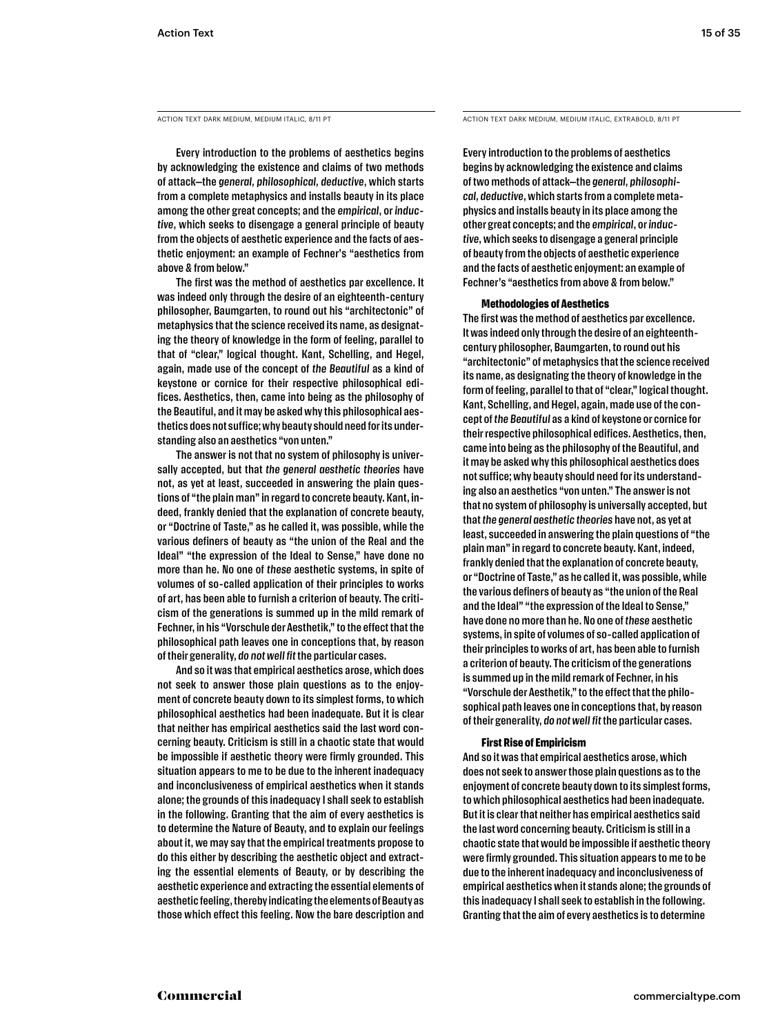ACTION TEXT DARK MEDIUM, MEDIUM ITALIC, 8/11 PT

Every introduction to the problems of aesthetics begins by acknowledging the existence and claims of two methods of attack—the *general, philosophical, deductive*, which starts from a complete metaphysics and installs beauty in its place among the other great concepts; and the *empirical*, or *inductive*, which seeks to disengage a general principle of beauty from the objects of aesthetic experience and the facts of aesthetic enjoyment: an example of Fechner's "aesthetics from above & from below."

The first was the method of aesthetics par excellence. It was indeed only through the desire of an eighteenth-century philosopher, Baumgarten, to round out his "architectonic" of metaphysics that the science received its name, as designating the theory of knowledge in the form of feeling, parallel to that of "clear," logical thought. Kant, Schelling, and Hegel, again, made use of the concept of *the Beautiful* as a kind of keystone or cornice for their respective philosophical edifices. Aesthetics, then, came into being as the philosophy of the Beautiful, and it may be asked why this philosophical aesthetics does not suffice; why beauty should need for its understanding also an aesthetics "von unten."

The answer is not that no system of philosophy is universally accepted, but that *the general aesthetic theories* have not, as yet at least, succeeded in answering the plain questions of "the plain man" in regard to concrete beauty. Kant, indeed, frankly denied that the explanation of concrete beauty, or "Doctrine of Taste," as he called it, was possible, while the various definers of beauty as "the union of the Real and the Ideal" "the expression of the Ideal to Sense," have done no more than he. No one of *these* aesthetic systems, in spite of volumes of so-called application of their principles to works of art, has been able to furnish a criterion of beauty. The criticism of the generations is summed up in the mild remark of Fechner, in his "Vorschule der Aesthetik," to the effect that the philosophical path leaves one in conceptions that, by reason of their generality, *do not well fit* the particular cases.

And so it was that empirical aesthetics arose, which does not seek to answer those plain questions as to the enjoyment of concrete beauty down to its simplest forms, to which philosophical aesthetics had been inadequate. But it is clear that neither has empirical aesthetics said the last word concerning beauty. Criticism is still in a chaotic state that would be impossible if aesthetic theory were firmly grounded. This situation appears to me to be due to the inherent inadequacy and inconclusiveness of empirical aesthetics when it stands alone; the grounds of this inadequacy I shall seek to establish in the following. Granting that the aim of every aesthetics is to determine the Nature of Beauty, and to explain our feelings about it, we may say that the empirical treatments propose to do this either by describing the aesthetic object and extracting the essential elements of Beauty, or by describing the aesthetic experience and extracting the essential elements of aesthetic feeling, thereby indicating the elements of Beauty as those which effect this feeling. Now the bare description and

ACTION TEXT DARK MEDIUM, MEDIUM ITALIC, EXTRABOLD, 8/11 PT

Every introduction to the problems of aesthetics begins by acknowledging the existence and claims of two methods of attack—the *general, philosophical, deductive*, which starts from a complete metaphysics and installs beauty in its place among the other great concepts; and the *empirical*, or *inductive*, which seeks to disengage a general principle of beauty from the objects of aesthetic experience and the facts of aesthetic enjoyment: an example of Fechner's "aesthetics from above & from below."

**Methodologies of Aesthetics**

The first was the method of aesthetics par excellence. It was indeed only through the desire of an eighteenth-century philosopher, Baumgarten, to round out his "architectonic" of metaphysics that the science received its name, as designating the theory of knowledge in the form of feeling, parallel to that of "clear," logical thought. Kant, Schelling, and Hegel, again, made use of the concept of *the Beautiful* as a kind of keystone or cornice for their respective philosophical edifices. Aesthetics, then, came into being as the philosophy of the Beautiful, and it may be asked why this philosophical aesthetics does not suffice; why beauty should need for its understanding also an aesthetics "von unten." The answer is not that no system of philosophy is universally accepted, but that *the general aesthetic theories* have not, as yet at least, succeeded in answering the plain questions of "the plain man" in regard to concrete beauty. Kant, indeed, frankly denied that the explanation of concrete beauty, or "Doctrine of Taste," as he called it, was possible, while the various definers of beauty as "the union of the Real and the Ideal" "the expression of the Ideal to Sense," have done no more than he. No one of *these* aesthetic systems, in spite of volumes of so-called application of their principles to works of art, has been able to furnish a criterion of beauty. The criticism of the generations is summed up in the mild remark of Fechner, in his "Vorschule der Aesthetik," to the effect that the philosophical path leaves one in conceptions that, by reason of their generality, *do not well fit* the particular cases.

**First Rise of Empiricism**

And so it was that empirical aesthetics arose, which does not seek to answer those plain questions as to the enjoyment of concrete beauty down to its simplest forms, to which philosophical aesthetics had been inadequate. But it is clear that neither has empirical aesthetics said the last word concerning beauty. Criticism is still in a chaotic state that would be impossible if aesthetic theory were firmly grounded. This situation appears to me to be due to the inherent inadequacy and inconclusiveness of empirical aesthetics when it stands alone; the grounds of this inadequacy I shall seek to establish in the following. Granting that the aim of every aesthetics is to determine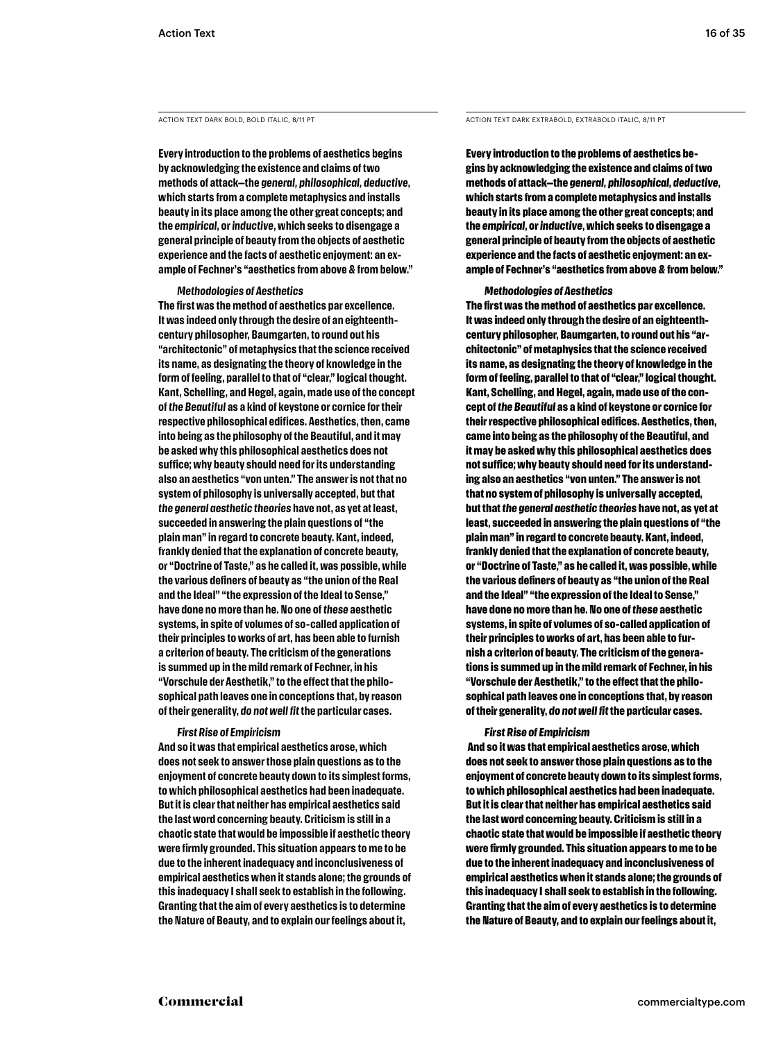ACTION TEXT DARK BOLD, BOLD ITALIC, 8/11 PT

**Every introduction to the problems of aesthetics begins by acknowledging the existence and claims of two methods of attack—the *general, philosophical, deductive*, which starts from a complete metaphysics and installs beauty in its place among the other great concepts; and the *empirical*, or *inductive*, which seeks to disengage a general principle of beauty from the objects of aesthetic experience and the facts of aesthetic enjoyment: an example of Fechner's "aesthetics from above & from below."**

***Methodologies of Aesthetics***

**The first was the method of aesthetics par excellence. It was indeed only through the desire of an eighteenth-century philosopher, Baumgarten, to round out his "architectonic" of metaphysics that the science received its name, as designating the theory of knowledge in the form of feeling, parallel to that of "clear," logical thought. Kant, Schelling, and Hegel, again, made use of the concept of *the Beautiful* as a kind of keystone or cornice for their respective philosophical edifices. Aesthetics, then, came into being as the philosophy of the Beautiful, and it may be asked why this philosophical aesthetics does not suffice; why beauty should need for its understanding also an aesthetics "von unten." The answer is not that no system of philosophy is universally accepted, but that *the general aesthetic theories* have not, as yet at least, succeeded in answering the plain questions of "the plain man" in regard to concrete beauty. Kant, indeed, frankly denied that the explanation of concrete beauty, or "Doctrine of Taste," as he called it, was possible, while the various definers of beauty as "the union of the Real and the Ideal" "the expression of the Ideal to Sense," have done no more than he. No one of *these* aesthetic systems, in spite of volumes of so-called application of their principles to works of art, has been able to furnish a criterion of beauty. The criticism of the generations is summed up in the mild remark of Fechner, in his "Vorschule der Aesthetik," to the effect that the philosophical path leaves one in conceptions that, by reason of their generality, *do not well fit* the particular cases.**

***First Rise of Empiricism***

**And so it was that empirical aesthetics arose, which does not seek to answer those plain questions as to the enjoyment of concrete beauty down to its simplest forms, to which philosophical aesthetics had been inadequate. But it is clear that neither has empirical aesthetics said the last word concerning beauty. Criticism is still in a chaotic state that would be impossible if aesthetic theory were firmly grounded. This situation appears to me to be due to the inherent inadequacy and inconclusiveness of empirical aesthetics when it stands alone; the grounds of this inadequacy I shall seek to establish in the following. Granting that the aim of every aesthetics is to determine the Nature of Beauty, and to explain our feelings about it,**

ACTION TEXT DARK EXTRABOLD, EXTRABOLD ITALIC, 8/11 PT

**Every introduction to the problems of aesthetics begins by acknowledging the existence and claims of two methods of attack—the *general, philosophical, deductive*, which starts from a complete metaphysics and installs beauty in its place among the other great concepts; and the *empirical*, or *inductive*, which seeks to disengage a general principle of beauty from the objects of aesthetic experience and the facts of aesthetic enjoyment: an example of Fechner's "aesthetics from above & from below."**

***Methodologies of Aesthetics***

**The first was the method of aesthetics par excellence. It was indeed only through the desire of an eighteenth-century philosopher, Baumgarten, to round out his "architectonic" of metaphysics that the science received its name, as designating the theory of knowledge in the form of feeling, parallel to that of "clear," logical thought. Kant, Schelling, and Hegel, again, made use of the concept of *the Beautiful* as a kind of keystone or cornice for their respective philosophical edifices. Aesthetics, then, came into being as the philosophy of the Beautiful, and it may be asked why this philosophical aesthetics does not suffice; why beauty should need for its understanding also an aesthetics "von unten." The answer is not that no system of philosophy is universally accepted, but that *the general aesthetic theories* have not, as yet at least, succeeded in answering the plain questions of "the plain man" in regard to concrete beauty. Kant, indeed, frankly denied that the explanation of concrete beauty, or "Doctrine of Taste," as he called it, was possible, while the various definers of beauty as "the union of the Real and the Ideal" "the expression of the Ideal to Sense," have done no more than he. No one of *these* aesthetic systems, in spite of volumes of so-called application of their principles to works of art, has been able to furnish a criterion of beauty. The criticism of the generations is summed up in the mild remark of Fechner, in his "Vorschule der Aesthetik," to the effect that the philosophical path leaves one in conceptions that, by reason of their generality, *do not well fit* the particular cases.**

***First Rise of Empiricism***

**And so it was that empirical aesthetics arose, which does not seek to answer those plain questions as to the enjoyment of concrete beauty down to its simplest forms, to which philosophical aesthetics had been inadequate. But it is clear that neither has empirical aesthetics said the last word concerning beauty. Criticism is still in a chaotic state that would be impossible if aesthetic theory were firmly grounded. This situation appears to me to be due to the inherent inadequacy and inconclusiveness of empirical aesthetics when it stands alone; the grounds of this inadequacy I shall seek to establish in the following. Granting that the aim of every aesthetics is to determine the Nature of Beauty, and to explain our feelings about it,**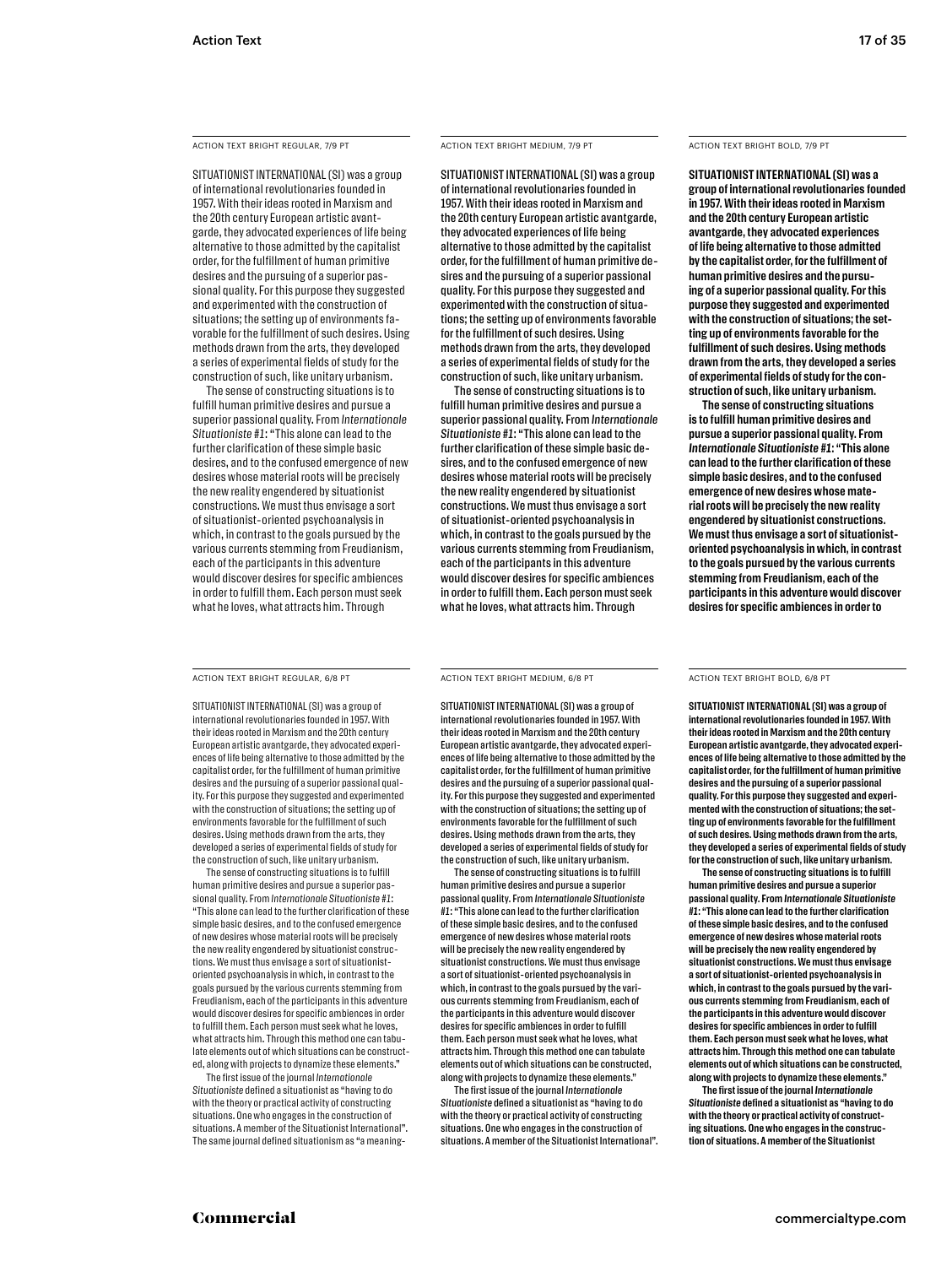ACTION TEXT BRIGHT REGULAR, 7/9 PT

SITUATIONIST INTERNATIONAL (SI) was a group of international revolutionaries founded in 1957. With their ideas rooted in Marxism and the 20th century European artistic avantgarde, they advocated experiences of life being alternative to those admitted by the capitalist order, for the fulfillment of human primitive desires and the pursuing of a superior passional quality. For this purpose they suggested and experimented with the construction of situations; the setting up of environments favorable for the fulfillment of such desires. Using methods drawn from the arts, they developed a series of experimental fields of study for the construction of such, like unitary urbanism.

The sense of constructing situations is to fulfill human primitive desires and pursue a superior passional quality. From *Internationale Situationiste #1*: "This alone can lead to the further clarification of these simple basic desires, and to the confused emergence of new desires whose material roots will be precisely the new reality engendered by situationist constructions. We must thus envisage a sort of situationist-oriented psychoanalysis in which, in contrast to the goals pursued by the various currents stemming from Freudianism, each of the participants in this adventure would discover desires for specific ambiences in order to fulfill them. Each person must seek what he loves, what attracts him. Through

ACTION TEXT BRIGHT MEDIUM, 7/9 PT

SITUATIONIST INTERNATIONAL (SI) was a group of international revolutionaries founded in 1957. With their ideas rooted in Marxism and the 20th century European artistic avantgarde, they advocated experiences of life being alternative to those admitted by the capitalist order, for the fulfillment of human primitive desires and the pursuing of a superior passional quality. For this purpose they suggested and experimented with the construction of situations; the setting up of environments favorable for the fulfillment of such desires. Using methods drawn from the arts, they developed a series of experimental fields of study for the construction of such, like unitary urbanism.

The sense of constructing situations is to fulfill human primitive desires and pursue a superior passional quality. From *Internationale Situationiste #1*: "This alone can lead to the further clarification of these simple basic desires, and to the confused emergence of new desires whose material roots will be precisely the new reality engendered by situationist constructions. We must thus envisage a sort of situationist-oriented psychoanalysis in which, in contrast to the goals pursued by the various currents stemming from Freudianism, each of the participants in this adventure would discover desires for specific ambiences in order to fulfill them. Each person must seek what he loves, what attracts him. Through

ACTION TEXT BRIGHT BOLD, 7/9 PT

**SITUATIONIST INTERNATIONAL (SI) was a group of international revolutionaries founded in 1957. With their ideas rooted in Marxism and the 20th century European artistic avantgarde, they advocated experiences of life being alternative to those admitted by the capitalist order, for the fulfillment of human primitive desires and the pursuing of a superior passional quality. For this purpose they suggested and experimented with the construction of situations; the setting up of environments favorable for the fulfillment of such desires. Using methods drawn from the arts, they developed a series of experimental fields of study for the construction of such, like unitary urbanism.**

**The sense of constructing situations is to fulfill human primitive desires and pursue a superior passional quality. From *Internationale Situationiste #1*: "This alone can lead to the further clarification of these simple basic desires, and to the confused emergence of new desires whose material roots will be precisely the new reality engendered by situationist constructions. We must thus envisage a sort of situationist-oriented psychoanalysis in which, in contrast to the goals pursued by the various currents stemming from Freudianism, each of the participants in this adventure would discover desires for specific ambiences in order to**

ACTION TEXT BRIGHT REGULAR, 6/8 PT

SITUATIONIST INTERNATIONAL (SI) was a group of international revolutionaries founded in 1957. With their ideas rooted in Marxism and the 20th century European artistic avantgarde, they advocated experiences of life being alternative to those admitted by the capitalist order, for the fulfillment of human primitive desires and the pursuing of a superior passional quality. For this purpose they suggested and experimented with the construction of situations; the setting up of environments favorable for the fulfillment of such desires. Using methods drawn from the arts, they developed a series of experimental fields of study for the construction of such, like unitary urbanism.

The sense of constructing situations is to fulfill human primitive desires and pursue a superior passional quality. From *Internationale Situationiste #1*: "This alone can lead to the further clarification of these simple basic desires, and to the confused emergence of new desires whose material roots will be precisely the new reality engendered by situationist constructions. We must thus envisage a sort of situationist-oriented psychoanalysis in which, in contrast to the goals pursued by the various currents stemming from Freudianism, each of the participants in this adventure would discover desires for specific ambiences in order to fulfill them. Each person must seek what he loves, what attracts him. Through this method one can tabulate elements out of which situations can be constructed, along with projects to dynamize these elements."

The first issue of the journal *Internationale Situationiste* defined a situationist as "having to do with the theory or practical activity of constructing situations. One who engages in the construction of situations. A member of the Situationist International". The same journal defined situationism as "a meaning-

ACTION TEXT BRIGHT MEDIUM, 6/8 PT

SITUATIONIST INTERNATIONAL (SI) was a group of international revolutionaries founded in 1957. With their ideas rooted in Marxism and the 20th century European artistic avantgarde, they advocated experiences of life being alternative to those admitted by the capitalist order, for the fulfillment of human primitive desires and the pursuing of a superior passional quality. For this purpose they suggested and experimented with the construction of situations; the setting up of environments favorable for the fulfillment of such desires. Using methods drawn from the arts, they developed a series of experimental fields of study for the construction of such, like unitary urbanism.

The sense of constructing situations is to fulfill human primitive desires and pursue a superior passional quality. From *Internationale Situationiste #1*: "This alone can lead to the further clarification of these simple basic desires, and to the confused emergence of new desires whose material roots will be precisely the new reality engendered by situationist constructions. We must thus envisage a sort of situationist-oriented psychoanalysis in which, in contrast to the goals pursued by the various currents stemming from Freudianism, each of the participants in this adventure would discover desires for specific ambiences in order to fulfill them. Each person must seek what he loves, what attracts him. Through this method one can tabulate elements out of which situations can be constructed, along with projects to dynamize these elements."

The first issue of the journal *Internationale Situationiste* defined a situationist as "having to do with the theory or practical activity of constructing situations. One who engages in the construction of situations. A member of the Situationist International".

ACTION TEXT BRIGHT BOLD, 6/8 PT

**SITUATIONIST INTERNATIONAL (SI) was a group of international revolutionaries founded in 1957. With their ideas rooted in Marxism and the 20th century European artistic avantgarde, they advocated experiences of life being alternative to those admitted by the capitalist order, for the fulfillment of human primitive desires and the pursuing of a superior passional quality. For this purpose they suggested and experimented with the construction of situations; the setting up of environments favorable for the fulfillment of such desires. Using methods drawn from the arts, they developed a series of experimental fields of study for the construction of such, like unitary urbanism.**

**The sense of constructing situations is to fulfill human primitive desires and pursue a superior passional quality. From *Internationale Situationiste #1*: "This alone can lead to the further clarification of these simple basic desires, and to the confused emergence of new desires whose material roots will be precisely the new reality engendered by situationist constructions. We must thus envisage a sort of situationist-oriented psychoanalysis in which, in contrast to the goals pursued by the various currents stemming from Freudianism, each of the participants in this adventure would discover desires for specific ambiences in order to fulfill them. Each person must seek what he loves, what attracts him. Through this method one can tabulate elements out of which situations can be constructed, along with projects to dynamize these elements."**

**The first issue of the journal *Internationale Situationiste* defined a situationist as "having to do with the theory or practical activity of constructing situations. One who engages in the construction of situations. A member of the Situationist**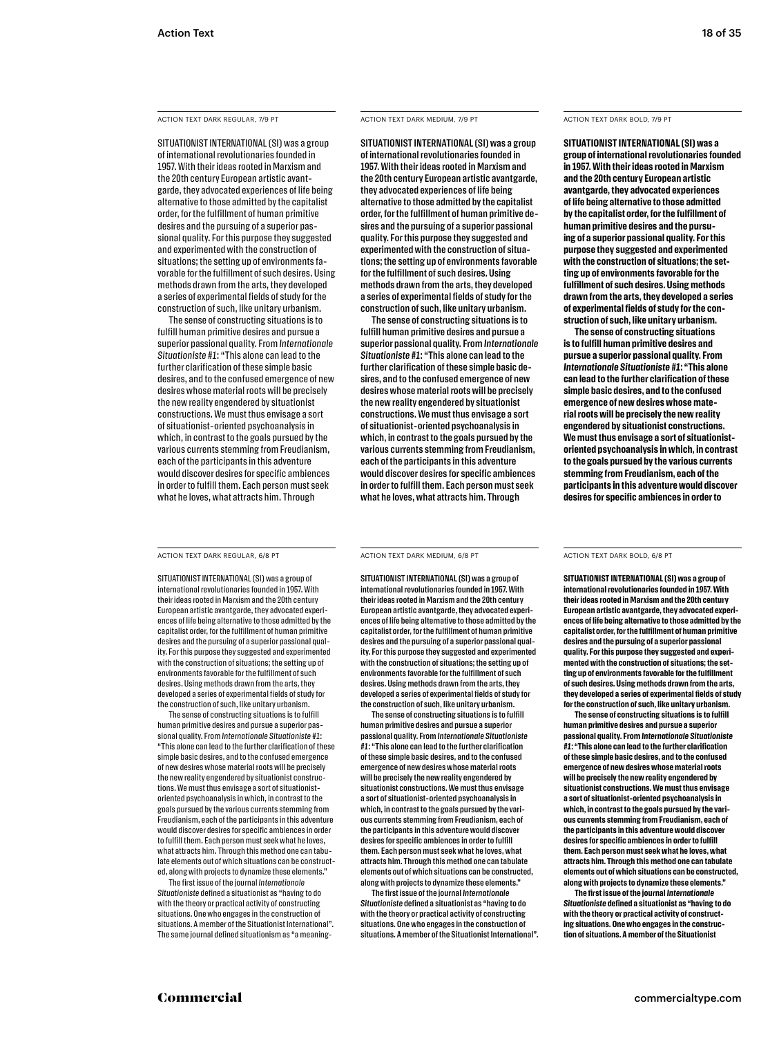ACTION TEXT DARK REGULAR, 7/9 PT

SITUATIONIST INTERNATIONAL (SI) was a group of international revolutionaries founded in 1957. With their ideas rooted in Marxism and the 20th century European artistic avantgarde, they advocated experiences of life being alternative to those admitted by the capitalist order, for the fulfillment of human primitive desires and the pursuing of a superior passional quality. For this purpose they suggested and experimented with the construction of situations; the setting up of environments favorable for the fulfillment of such desires. Using methods drawn from the arts, they developed a series of experimental fields of study for the construction of such, like unitary urbanism.

The sense of constructing situations is to fulfill human primitive desires and pursue a superior passional quality. From *Internationale Situationiste #1*: "This alone can lead to the further clarification of these simple basic desires, and to the confused emergence of new desires whose material roots will be precisely the new reality engendered by situationist constructions. We must thus envisage a sort of situationist-oriented psychoanalysis in which, in contrast to the goals pursued by the various currents stemming from Freudianism, each of the participants in this adventure would discover desires for specific ambiences in order to fulfill them. Each person must seek what he loves, what attracts him. Through

ACTION TEXT DARK MEDIUM, 7/9 PT

SITUATIONIST INTERNATIONAL (SI) was a group of international revolutionaries founded in 1957. With their ideas rooted in Marxism and the 20th century European artistic avantgarde, they advocated experiences of life being alternative to those admitted by the capitalist order, for the fulfillment of human primitive desires and the pursuing of a superior passional quality. For this purpose they suggested and experimented with the construction of situations; the setting up of environments favorable for the fulfillment of such desires. Using methods drawn from the arts, they developed a series of experimental fields of study for the construction of such, like unitary urbanism.

The sense of constructing situations is to fulfill human primitive desires and pursue a superior passional quality. From *Internationale Situationiste #1*: "This alone can lead to the further clarification of these simple basic desires, and to the confused emergence of new desires whose material roots will be precisely the new reality engendered by situationist constructions. We must thus envisage a sort of situationist-oriented psychoanalysis in which, in contrast to the goals pursued by the various currents stemming from Freudianism, each of the participants in this adventure would discover desires for specific ambiences in order to fulfill them. Each person must seek what he loves, what attracts him. Through

ACTION TEXT DARK BOLD, 7/9 PT

**SITUATIONIST INTERNATIONAL (SI) was a group of international revolutionaries founded in 1957. With their ideas rooted in Marxism and the 20th century European artistic avantgarde, they advocated experiences of life being alternative to those admitted by the capitalist order, for the fulfillment of human primitive desires and the pursuing of a superior passional quality. For this purpose they suggested and experimented with the construction of situations; the setting up of environments favorable for the fulfillment of such desires. Using methods drawn from the arts, they developed a series of experimental fields of study for the construction of such, like unitary urbanism.**

**The sense of constructing situations is to fulfill human primitive desires and pursue a superior passional quality. From *Internationale Situationiste #1*: "This alone can lead to the further clarification of these simple basic desires, and to the confused emergence of new desires whose material roots will be precisely the new reality engendered by situationist constructions. We must thus envisage a sort of situationist-oriented psychoanalysis in which, in contrast to the goals pursued by the various currents stemming from Freudianism, each of the participants in this adventure would discover desires for specific ambiences in order to**

ACTION TEXT DARK REGULAR, 6/8 PT

SITUATIONIST INTERNATIONAL (SI) was a group of international revolutionaries founded in 1957. With their ideas rooted in Marxism and the 20th century European artistic avantgarde, they advocated experiences of life being alternative to those admitted by the capitalist order, for the fulfillment of human primitive desires and the pursuing of a superior passional quality. For this purpose they suggested and experimented with the construction of situations; the setting up of environments favorable for the fulfillment of such desires. Using methods drawn from the arts, they developed a series of experimental fields of study for the construction of such, like unitary urbanism.

The sense of constructing situations is to fulfill human primitive desires and pursue a superior passional quality. From *Internationale Situationiste #1*: "This alone can lead to the further clarification of these simple basic desires, and to the confused emergence of new desires whose material roots will be precisely the new reality engendered by situationist constructions. We must thus envisage a sort of situationist-oriented psychoanalysis in which, in contrast to the goals pursued by the various currents stemming from Freudianism, each of the participants in this adventure would discover desires for specific ambiences in order to fulfill them. Each person must seek what he loves, what attracts him. Through this method one can tabulate elements out of which situations can be constructed, along with projects to dynamize these elements."

The first issue of the journal *Internationale Situationiste* defined a situationist as "having to do with the theory or practical activity of constructing situations. One who engages in the construction of situations. A member of the Situationist International". The same journal defined situationism as "a meaning-

ACTION TEXT DARK MEDIUM, 6/8 PT

SITUATIONIST INTERNATIONAL (SI) was a group of international revolutionaries founded in 1957. With their ideas rooted in Marxism and the 20th century European artistic avantgarde, they advocated experiences of life being alternative to those admitted by the capitalist order, for the fulfillment of human primitive desires and the pursuing of a superior passional quality. For this purpose they suggested and experimented with the construction of situations; the setting up of environments favorable for the fulfillment of such desires. Using methods drawn from the arts, they developed a series of experimental fields of study for the construction of such, like unitary urbanism.

The sense of constructing situations is to fulfill human primitive desires and pursue a superior passional quality. From *Internationale Situationiste #1*: "This alone can lead to the further clarification of these simple basic desires, and to the confused emergence of new desires whose material roots will be precisely the new reality engendered by situationist constructions. We must thus envisage a sort of situationist-oriented psychoanalysis in which, in contrast to the goals pursued by the various currents stemming from Freudianism, each of the participants in this adventure would discover desires for specific ambiences in order to fulfill them. Each person must seek what he loves, what attracts him. Through this method one can tabulate elements out of which situations can be constructed, along with projects to dynamize these elements."

The first issue of the journal *Internationale Situationiste* defined a situationist as "having to do with the theory or practical activity of constructing situations. One who engages in the construction of situations. A member of the Situationist International".

ACTION TEXT DARK BOLD, 6/8 PT

**SITUATIONIST INTERNATIONAL (SI) was a group of international revolutionaries founded in 1957. With their ideas rooted in Marxism and the 20th century European artistic avantgarde, they advocated experiences of life being alternative to those admitted by the capitalist order, for the fulfillment of human primitive desires and the pursuing of a superior passional quality. For this purpose they suggested and experimented with the construction of situations; the setting up of environments favorable for the fulfillment of such desires. Using methods drawn from the arts, they developed a series of experimental fields of study for the construction of such, like unitary urbanism.**

**The sense of constructing situations is to fulfill human primitive desires and pursue a superior passional quality. From *Internationale Situationiste #1*: "This alone can lead to the further clarification of these simple basic desires, and to the confused emergence of new desires whose material roots will be precisely the new reality engendered by situationist constructions. We must thus envisage a sort of situationist-oriented psychoanalysis in which, in contrast to the goals pursued by the various currents stemming from Freudianism, each of the participants in this adventure would discover desires for specific ambiences in order to fulfill them. Each person must seek what he loves, what attracts him. Through this method one can tabulate elements out of which situations can be constructed, along with projects to dynamize these elements."**

**The first issue of the journal *Internationale Situationiste* defined a situationist as "having to do with the theory or practical activity of constructing situations. One who engages in the construction of situations. A member of the Situationist**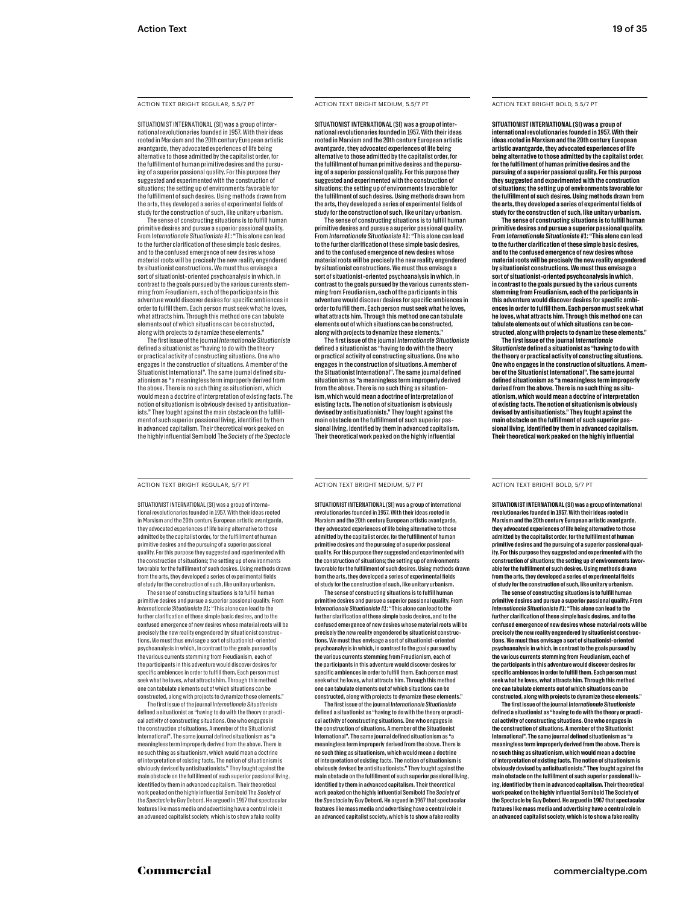ACTION TEXT BRIGHT REGULAR, 5.5/7 PT

SITUATIONIST INTERNATIONAL (SI) was a group of international revolutionaries founded in 1957. With their ideas rooted in Marxism and the 20th century European artistic avantgarde, they advocated experiences of life being alternative to those admitted by the capitalist order, for the fulfillment of human primitive desires and the pursuing of a superior passional quality. For this purpose they suggested and experimented with the construction of situations; the setting up of environments favorable for the fulfillment of such desires. Using methods drawn from the arts, they developed a series of experimental fields of study for the construction of such, like unitary urbanism.

The sense of constructing situations is to fulfill human primitive desires and pursue a superior passional quality. From *Internationale Situationiste #1*: "This alone can lead to the further clarification of these simple basic desires, and to the confused emergence of new desires whose material roots will be precisely the new reality engendered by situationist constructions. We must thus envisage a sort of situationist-oriented psychoanalysis in which, in contrast to the goals pursued by the various currents stemming from Freudianism, each of the participants in this adventure would discover desires for specific ambiences in order to fulfill them. Each person must seek what he loves, what attracts him. Through this method one can tabulate elements out of which situations can be constructed, along with projects to dynamize these elements."

The first issue of the journal *Internationale Situationiste* defined a situationist as "having to do with the theory or practical activity of constructing situations. One who engages in the construction of situations. A member of the Situationist International". The same journal defined situationism as "a meaningless term improperly derived from the above. There is no such thing as situationism, which would mean a doctrine of interpretation of existing facts. The notion of situationism is obviously devised by antisituationists." They fought against the main obstacle on the fulfillment of such superior passional living, identified by them in advanced capitalism. Their theoretical work peaked on the highly influential Semibold The *Society of the Spectacle*

ACTION TEXT BRIGHT MEDIUM, 5.5/7 PT

SITUATIONIST INTERNATIONAL (SI) was a group of international revolutionaries founded in 1957. With their ideas rooted in Marxism and the 20th century European artistic avantgarde, they advocated experiences of life being alternative to those admitted by the capitalist order, for the fulfillment of human primitive desires and the pursuing of a superior passional quality. For this purpose they suggested and experimented with the construction of situations; the setting up of environments favorable for the fulfillment of such desires. Using methods drawn from the arts, they developed a series of experimental fields of study for the construction of such, like unitary urbanism.

The sense of constructing situations is to fulfill human primitive desires and pursue a superior passional quality. From *Internationale Situationiste #1*: "This alone can lead to the further clarification of these simple basic desires, and to the confused emergence of new desires whose material roots will be precisely the new reality engendered by situationist constructions. We must thus envisage a sort of situationist-oriented psychoanalysis in which, in contrast to the goals pursued by the various currents stemming from Freudianism, each of the participants in this adventure would discover desires for specific ambiences in order to fulfill them. Each person must seek what he loves, what attracts him. Through this method one can tabulate elements out of which situations can be constructed, along with projects to dynamize these elements."

The first issue of the journal *Internationale Situationiste* defined a situationist as "having to do with the theory or practical activity of constructing situations. One who engages in the construction of situations. A member of the Situationist International". The same journal defined situationism as "a meaningless term improperly derived from the above. There is no such thing as situationism, which would mean a doctrine of interpretation of existing facts. The notion of situationism is obviously devised by antisituationists." They fought against the main obstacle on the fulfillment of such superior passional living, identified by them in advanced capitalism. Their theoretical work peaked on the highly influential

ACTION TEXT BRIGHT BOLD, 5.5/7 PT

**SITUATIONIST INTERNATIONAL (SI) was a group of international revolutionaries founded in 1957. With their ideas rooted in Marxism and the 20th century European artistic avantgarde, they advocated experiences of life being alternative to those admitted by the capitalist order, for the fulfillment of human primitive desires and the pursuing of a superior passional quality. For this purpose they suggested and experimented with the construction of situations; the setting up of environments favorable for the fulfillment of such desires. Using methods drawn from the arts, they developed a series of experimental fields of study for the construction of such, like unitary urbanism.**

**The sense of constructing situations is to fulfill human primitive desires and pursue a superior passional quality. From *Internationale Situationiste #1*: "This alone can lead to the further clarification of these simple basic desires, and to the confused emergence of new desires whose material roots will be precisely the new reality engendered by situationist constructions. We must thus envisage a sort of situationist-oriented psychoanalysis in which, in contrast to the goals pursued by the various currents stemming from Freudianism, each of the participants in this adventure would discover desires for specific ambiences in order to fulfill them. Each person must seek what he loves, what attracts him. Through this method one can tabulate elements out of which situations can be constructed, along with projects to dynamize these elements."**

**The first issue of the journal *Internationale Situationiste* defined a situationist as "having to do with the theory or practical activity of constructing situations. One who engages in the construction of situations. A member of the Situationist International". The same journal defined situationism as "a meaningless term improperly derived from the above. There is no such thing as situationism, which would mean a doctrine of interpretation of existing facts. The notion of situationism is obviously devised by antisituationists." They fought against the main obstacle on the fulfillment of such superior passional living, identified by them in advanced capitalism. Their theoretical work peaked on the highly influential**

ACTION TEXT BRIGHT REGULAR, 5/7 PT

SITUATIONIST INTERNATIONAL (SI) was a group of international revolutionaries founded in 1957. With their ideas rooted in Marxism and the 20th century European artistic avantgarde, they advocated experiences of life being alternative to those admitted by the capitalist order, for the fulfillment of human primitive desires and the pursuing of a superior passional quality. For this purpose they suggested and experimented with the construction of situations; the setting up of environments favorable for the fulfillment of such desires. Using methods drawn from the arts, they developed a series of experimental fields of study for the construction of such, like unitary urbanism.

The sense of constructing situations is to fulfill human primitive desires and pursue a superior passional quality. From *Internationale Situationiste #1*: "This alone can lead to the further clarification of these simple basic desires, and to the confused emergence of new desires whose material roots will be precisely the new reality engendered by situationist constructions. We must thus envisage a sort of situationist-oriented psychoanalysis in which, in contrast to the goals pursued by the various currents stemming from Freudianism, each of the participants in this adventure would discover desires for specific ambiences in order to fulfill them. Each person must seek what he loves, what attracts him. Through this method one can tabulate elements out of which situations can be constructed, along with projects to dynamize these elements."

The first issue of the journal *Internationale Situationiste* defined a situationist as "having to do with the theory or practical activity of constructing situations. One who engages in the construction of situations. A member of the Situationist International". The same journal defined situationism as "a meaningless term improperly derived from the above. There is no such thing as situationism, which would mean a doctrine of interpretation of existing facts. The notion of situationism is obviously devised by antisituationists." They fought against the main obstacle on the fulfillment of such superior passional living, identified by them in advanced capitalism. Their theoretical work peaked on the highly influential Semibold The *Society of the Spectacle* by Guy Debord. He argued in 1967 that spectacular features like mass media and advertising have a central role in an advanced capitalist society, which is to show a fake reality

ACTION TEXT BRIGHT MEDIUM, 5/7 PT

SITUATIONIST INTERNATIONAL (SI) was a group of international revolutionaries founded in 1957. With their ideas rooted in Marxism and the 20th century European artistic avantgarde, they advocated experiences of life being alternative to those admitted by the capitalist order, for the fulfillment of human primitive desires and the pursuing of a superior passional quality. For this purpose they suggested and experimented with the construction of situations; the setting up of environments favorable for the fulfillment of such desires. Using methods drawn from the arts, they developed a series of experimental fields of study for the construction of such, like unitary urbanism.

The sense of constructing situations is to fulfill human primitive desires and pursue a superior passional quality. From *Internationale Situationiste #1*: "This alone can lead to the further clarification of these simple basic desires, and to the confused emergence of new desires whose material roots will be precisely the new reality engendered by situationist constructions. We must thus envisage a sort of situationist-oriented psychoanalysis in which, in contrast to the goals pursued by the various currents stemming from Freudianism, each of the participants in this adventure would discover desires for specific ambiences in order to fulfill them. Each person must seek what he loves, what attracts him. Through this method one can tabulate elements out of which situations can be constructed, along with projects to dynamize these elements."

The first issue of the journal *Internationale Situationiste* defined a situationist as "having to do with the theory or practical activity of constructing situations. One who engages in the construction of situations. A member of the Situationist International". The same journal defined situationism as "a meaningless term improperly derived from the above. There is no such thing as situationism, which would mean a doctrine of interpretation of existing facts. The notion of situationism is obviously devised by antisituationists." They fought against the main obstacle on the fulfillment of such superior passional living, identified by them in advanced capitalism. Their theoretical work peaked on the highly influential Semibold The *Society of the Spectacle* by Guy Debord. He argued in 1967 that spectacular features like mass media and advertising have a central role in an advanced capitalist society, which is to show a fake reality

ACTION TEXT BRIGHT BOLD, 5/7 PT

**SITUATIONIST INTERNATIONAL (SI) was a group of international revolutionaries founded in 1957. With their ideas rooted in Marxism and the 20th century European artistic avantgarde, they advocated experiences of life being alternative to those admitted by the capitalist order, for the fulfillment of human primitive desires and the pursuing of a superior passional quality. For this purpose they suggested and experimented with the construction of situations; the setting up of environments favorable for the fulfillment of such desires. Using methods drawn from the arts, they developed a series of experimental fields of study for the construction of such, like unitary urbanism.**

**The sense of constructing situations is to fulfill human primitive desires and pursue a superior passional quality. From *Internationale Situationiste #1*: "This alone can lead to the further clarification of these simple basic desires, and to the confused emergence of new desires whose material roots will be precisely the new reality engendered by situationist constructions. We must thus envisage a sort of situationist-oriented psychoanalysis in which, in contrast to the goals pursued by the various currents stemming from Freudianism, each of the participants in this adventure would discover desires for specific ambiences in order to fulfill them. Each person must seek what he loves, what attracts him. Through this method one can tabulate elements out of which situations can be constructed, along with projects to dynamize these elements."**

**The first issue of the journal *Internationale Situationiste* defined a situationist as "having to do with the theory or practical activity of constructing situations. One who engages in the construction of situations. A member of the Situationist International". The same journal defined situationism as "a meaningless term improperly derived from the above. There is no such thing as situationism, which would mean a doctrine of interpretation of existing facts. The notion of situationism is obviously devised by antisituationists." They fought against the main obstacle on the fulfillment of such superior passional living, identified by them in advanced capitalism. Their theoretical work peaked on the highly influential Semibold The Society of the Spectacle by Guy Debord. He argued in 1967 that spectacular features like mass media and advertising have a central role in an advanced capitalist society, which is to show a fake reality**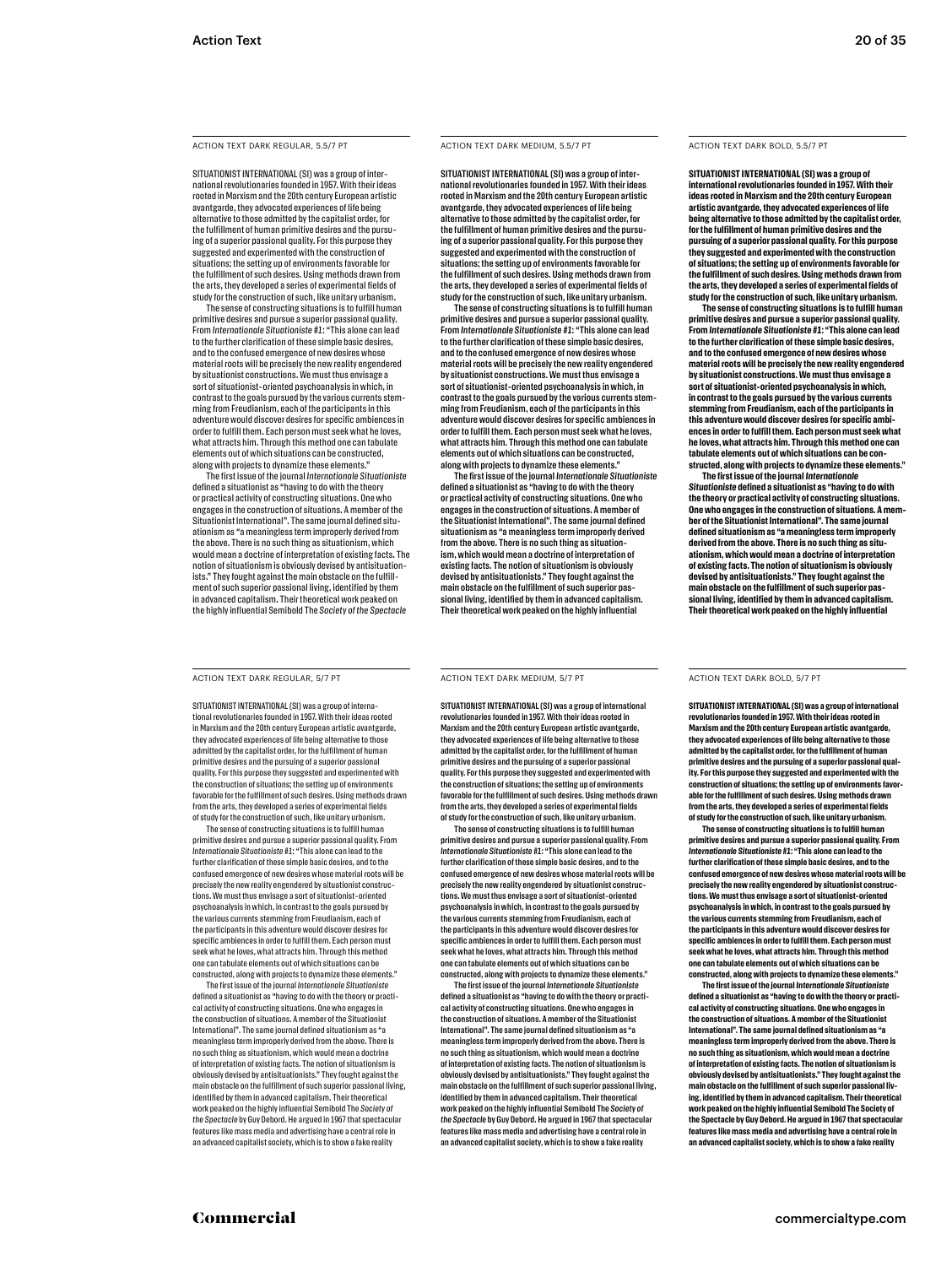ACTION TEXT DARK REGULAR, 5.5/7 PT

SITUATIONIST INTERNATIONAL (SI) was a group of international revolutionaries founded in 1957. With their ideas rooted in Marxism and the 20th century European artistic avantgarde, they advocated experiences of life being alternative to those admitted by the capitalist order, for the fulfillment of human primitive desires and the pursuing of a superior passional quality. For this purpose they suggested and experimented with the construction of situations; the setting up of environments favorable for the fulfillment of such desires. Using methods drawn from the arts, they developed a series of experimental fields of study for the construction of such, like unitary urbanism.

The sense of constructing situations is to fulfill human primitive desires and pursue a superior passional quality. From *Internationale Situationniste #1*: "This alone can lead to the further clarification of these simple basic desires, and to the confused emergence of new desires whose material roots will be precisely the new reality engendered by situationist constructions. We must thus envisage a sort of situationist-oriented psychoanalysis in which, in contrast to the goals pursued by the various currents stemming from Freudianism, each of the participants in this adventure would discover desires for specific ambiences in order to fulfill them. Each person must seek what he loves, what attracts him. Through this method one can tabulate elements out of which situations can be constructed, along with projects to dynamize these elements."

The first issue of the journal *Internationale Situationniste* defined a situationist as "having to do with the theory or practical activity of constructing situations. One who engages in the construction of situations. A member of the Situationist International". The same journal defined situationism as "a meaningless term improperly derived from the above. There is no such thing as situationism, which would mean a doctrine of interpretation of existing facts. The notion of situationism is obviously devised by antisituationists." They fought against the main obstacle on the fulfillment of such superior passional living, identified by them in advanced capitalism. Their theoretical work peaked on the highly influential Semibold The *Society of the Spectacle*

ACTION TEXT DARK MEDIUM, 5.5/7 PT

**SITUATIONIST INTERNATIONAL (SI) was a group of international revolutionaries founded in 1957. With their ideas rooted in Marxism and the 20th century European artistic avantgarde, they advocated experiences of life being alternative to those admitted by the capitalist order, for the fulfillment of human primitive desires and the pursuing of a superior passional quality. For this purpose they suggested and experimented with the construction of situations; the setting up of environments favorable for the fulfillment of such desires. Using methods drawn from the arts, they developed a series of experimental fields of study for the construction of such, like unitary urbanism.**

**The sense of constructing situations is to fulfill human primitive desires and pursue a superior passional quality. From *Internationale Situationniste #1*: "This alone can lead to the further clarification of these simple basic desires, and to the confused emergence of new desires whose material roots will be precisely the new reality engendered by situationist constructions. We must thus envisage a sort of situationist-oriented psychoanalysis in which, in contrast to the goals pursued by the various currents stemming from Freudianism, each of the participants in this adventure would discover desires for specific ambiences in order to fulfill them. Each person must seek what he loves, what attracts him. Through this method one can tabulate elements out of which situations can be constructed, along with projects to dynamize these elements."**

**The first issue of the journal *Internationale Situationniste* defined a situationist as "having to do with the theory or practical activity of constructing situations. One who engages in the construction of situations. A member of the Situationist International". The same journal defined situationism as "a meaningless term improperly derived from the above. There is no such thing as situationism, which would mean a doctrine of interpretation of existing facts. The notion of situationism is obviously devised by antisituationists." They fought against the main obstacle on the fulfillment of such superior passional living, identified by them in advanced capitalism. Their theoretical work peaked on the highly influential**

ACTION TEXT DARK BOLD, 5.5/7 PT

**SITUATIONIST INTERNATIONAL (SI) was a group of international revolutionaries founded in 1957. With their ideas rooted in Marxism and the 20th century European artistic avantgarde, they advocated experiences of life being alternative to those admitted by the capitalist order, for the fulfillment of human primitive desires and the pursuing of a superior passional quality. For this purpose they suggested and experimented with the construction of situations; the setting up of environments favorable for the fulfillment of such desires. Using methods drawn from the arts, they developed a series of experimental fields of study for the construction of such, like unitary urbanism.**

**The sense of constructing situations is to fulfill human primitive desires and pursue a superior passional quality. From *Internationale Situationniste #1*: "This alone can lead to the further clarification of these simple basic desires, and to the confused emergence of new desires whose material roots will be precisely the new reality engendered by situationist constructions. We must thus envisage a sort of situationist-oriented psychoanalysis in which, in contrast to the goals pursued by the various currents stemming from Freudianism, each of the participants in this adventure would discover desires for specific ambiences in order to fulfill them. Each person must seek what he loves, what attracts him. Through this method one can tabulate elements out of which situations can be constructed, along with projects to dynamize these elements."**

**The first issue of the journal *Internationale Situationniste* defined a situationist as "having to do with the theory or practical activity of constructing situations. One who engages in the construction of situations. A member of the Situationist International". The same journal defined situationism as "a meaningless term improperly derived from the above. There is no such thing as situationism, which would mean a doctrine of interpretation of existing facts. The notion of situationism is obviously devised by antisituationists." They fought against the main obstacle on the fulfillment of such superior passional living, identified by them in advanced capitalism. Their theoretical work peaked on the highly influential**

ACTION TEXT DARK REGULAR, 5/7 PT

SITUATIONIST INTERNATIONAL (SI) was a group of international revolutionaries founded in 1957. With their ideas rooted in Marxism and the 20th century European artistic avantgarde, they advocated experiences of life being alternative to those admitted by the capitalist order, for the fulfillment of human primitive desires and the pursuing of a superior passional quality. For this purpose they suggested and experimented with the construction of situations; the setting up of environments favorable for the fulfillment of such desires. Using methods drawn from the arts, they developed a series of experimental fields of study for the construction of such, like unitary urbanism.

The sense of constructing situations is to fulfill human primitive desires and pursue a superior passional quality. From *Internationale Situationniste #1*: "This alone can lead to the further clarification of these simple basic desires, and to the confused emergence of new desires whose material roots will be precisely the new reality engendered by situationist constructions. We must thus envisage a sort of situationist-oriented psychoanalysis in which, in contrast to the goals pursued by the various currents stemming from Freudianism, each of the participants in this adventure would discover desires for specific ambiences in order to fulfill them. Each person must seek what he loves, what attracts him. Through this method one can tabulate elements out of which situations can be constructed, along with projects to dynamize these elements."

The first issue of the journal *Internationale Situationniste* defined a situationist as "having to do with the theory or practical activity of constructing situations. One who engages in the construction of situations. A member of the Situationist International". The same journal defined situationism as "a meaningless term improperly derived from the above. There is no such thing as situationism, which would mean a doctrine of interpretation of existing facts. The notion of situationism is obviously devised by antisituationists." They fought against the main obstacle on the fulfillment of such superior passional living, identified by them in advanced capitalism. Their theoretical work peaked on the highly influential Semibold The *Society of the Spectacle* by Guy Debord. He argued in 1967 that spectacular features like mass media and advertising have a central role in an advanced capitalist society, which is to show a fake reality

ACTION TEXT DARK MEDIUM, 5/7 PT

**SITUATIONIST INTERNATIONAL (SI) was a group of international revolutionaries founded in 1957. With their ideas rooted in Marxism and the 20th century European artistic avantgarde, they advocated experiences of life being alternative to those admitted by the capitalist order, for the fulfillment of human primitive desires and the pursuing of a superior passional quality. For this purpose they suggested and experimented with the construction of situations; the setting up of environments favorable for the fulfillment of such desires. Using methods drawn from the arts, they developed a series of experimental fields of study for the construction of such, like unitary urbanism.**

**The sense of constructing situations is to fulfill human primitive desires and pursue a superior passional quality. From *Internationale Situationniste #1*: "This alone can lead to the further clarification of these simple basic desires, and to the confused emergence of new desires whose material roots will be precisely the new reality engendered by situationist constructions. We must thus envisage a sort of situationist-oriented psychoanalysis in which, in contrast to the goals pursued by the various currents stemming from Freudianism, each of the participants in this adventure would discover desires for specific ambiences in order to fulfill them. Each person must seek what he loves, what attracts him. Through this method one can tabulate elements out of which situations can be constructed, along with projects to dynamize these elements."**

**The first issue of the journal *Internationale Situationniste* defined a situationist as "having to do with the theory or practical activity of constructing situations. One who engages in the construction of situations. A member of the Situationist International". The same journal defined situationism as "a meaningless term improperly derived from the above. There is no such thing as situationism, which would mean a doctrine of interpretation of existing facts. The notion of situationism is obviously devised by antisituationists." They fought against the main obstacle on the fulfillment of such superior passional living, identified by them in advanced capitalism. Their theoretical work peaked on the highly influential Semibold The *Society of the Spectacle* by Guy Debord. He argued in 1967 that spectacular features like mass media and advertising have a central role in an advanced capitalist society, which is to show a fake reality**

ACTION TEXT DARK BOLD, 5/7 PT

**SITUATIONIST INTERNATIONAL (SI) was a group of international revolutionaries founded in 1957. With their ideas rooted in Marxism and the 20th century European artistic avantgarde, they advocated experiences of life being alternative to those admitted by the capitalist order, for the fulfillment of human primitive desires and the pursuing of a superior passional quality. For this purpose they suggested and experimented with the construction of situations; the setting up of environments favorable for the fulfillment of such desires. Using methods drawn from the arts, they developed a series of experimental fields of study for the construction of such, like unitary urbanism.**

**The sense of constructing situations is to fulfill human primitive desires and pursue a superior passional quality. From *Internationale Situationniste #1*: "This alone can lead to the further clarification of these simple basic desires, and to the confused emergence of new desires whose material roots will be precisely the new reality engendered by situationist constructions. We must thus envisage a sort of situationist-oriented psychoanalysis in which, in contrast to the goals pursued by the various currents stemming from Freudianism, each of the participants in this adventure would discover desires for specific ambiences in order to fulfill them. Each person must seek what he loves, what attracts him. Through this method one can tabulate elements out of which situations can be constructed, along with projects to dynamize these elements."**

**The first issue of the journal *Internationale Situationniste* defined a situationist as "having to do with the theory or practical activity of constructing situations. One who engages in the construction of situations. A member of the Situationist International". The same journal defined situationism as "a meaningless term improperly derived from the above. There is no such thing as situationism, which would mean a doctrine of interpretation of existing facts. The notion of situationism is obviously devised by antisituationists." They fought against the main obstacle on the fulfillment of such superior passional living, identified by them in advanced capitalism. Their theoretical work peaked on the highly influential Semibold The Society of the Spectacle by Guy Debord. He argued in 1967 that spectacular features like mass media and advertising have a central role in an advanced capitalist society, which is to show a fake reality**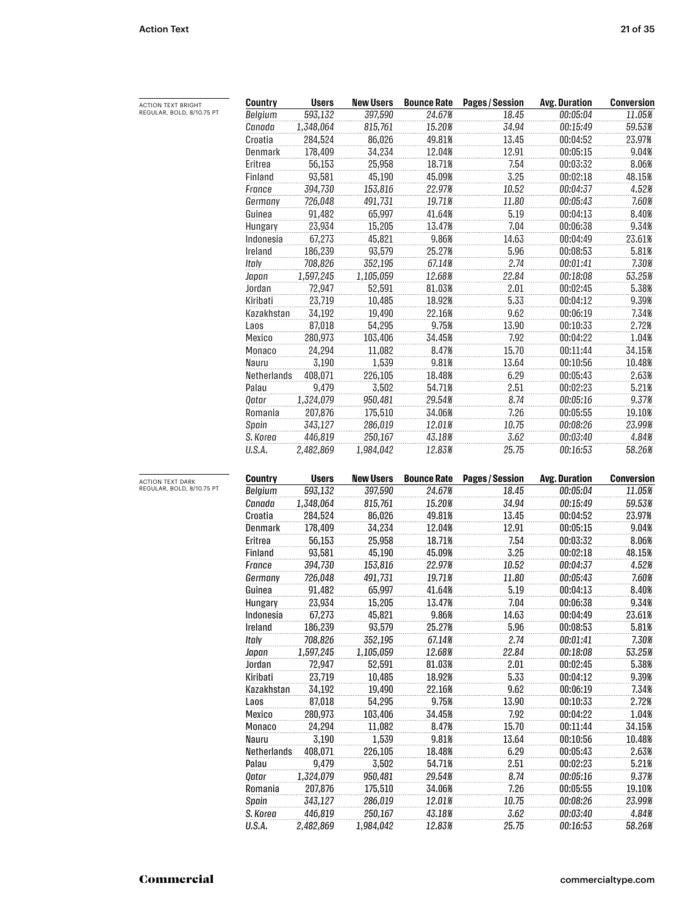ACTION TEXT BRIGHT
REGULAR, BOLD, 8/10.75 PT

| Country | Users | New Users | Bounce Rate | Pages / Session | Avg. Duration | Conversion |
|---|---:|---:|---:|---:|---:|---:|
| *Belgium* | *593,132* | *397,590* | *24.67%* | *18.45* | *00:05:04* | *11.05%* |
| *Canada* | *1,348,064* | *815,761* | *15.20%* | *34.94* | *00:15:49* | *59.53%* |
| Croatia | 284,524 | 86,026 | 49.81% | 13.45 | 00:04:52 | 23.97% |
| Denmark | 178,409 | 34,234 | 12.04% | 12.91 | 00:05:15 | 9.04% |
| Eritrea | 56,153 | 25,958 | 18.71% | 7.54 | 00:03:32 | 8.06% |
| Finland | 93,581 | 45,190 | 45.09% | 3.25 | 00:02:18 | 48.15% |
| *France* | *394,730* | *153,816* | *22.97%* | *10.52* | *00:04:37* | *4.52%* |
| *Germany* | *726,048* | *491,731* | *19.71%* | *11.80* | *00:05:43* | *7.60%* |
| Guinea | 91,482 | 65,997 | 41.64% | 5.19 | 00:04:13 | 8.40% |
| Hungary | 23,934 | 15,205 | 13.47% | 7.04 | 00:06:38 | 9.34% |
| Indonesia | 67,273 | 45,821 | 9.86% | 14.63 | 00:04:49 | 23.61% |
| Ireland | 186,239 | 93,579 | 25.27% | 5.96 | 00:08:53 | 5.81% |
| *Italy* | *708,826* | *352,195* | *67.14%* | *2.74* | *00:01:41* | *7.30%* |
| *Japan* | *1,597,245* | *1,105,059* | *12.68%* | *22.84* | *00:18:08* | *53.25%* |
| Jordan | 72,947 | 52,591 | 81.03% | 2.01 | 00:02:45 | 5.38% |
| Kiribati | 23,719 | 10,485 | 18.92% | 5.33 | 00:04:12 | 9.39% |
| Kazakhstan | 34,192 | 19,490 | 22.16% | 9.62 | 00:06:19 | 7.34% |
| Laos | 87,018 | 54,295 | 9.75% | 13.90 | 00:10:33 | 2.72% |
| Mexico | 280,973 | 103,406 | 34.45% | 7.92 | 00:04:22 | 1.04% |
| Monaco | 24,294 | 11,082 | 8.47% | 15.70 | 00:11:44 | 34.15% |
| Nauru | 3,190 | 1,539 | 9.81% | 13.64 | 00:10:56 | 10.48% |
| Netherlands | 408,071 | 226,105 | 18.48% | 6.29 | 00:05:43 | 2.63% |
| Palau | 9,479 | 3,502 | 54.71% | 2.51 | 00:02:23 | 5.21% |
| *Qatar* | *1,324,079* | *950,481* | *29.54%* | *8.74* | *00:05:16* | *9.37%* |
| Romania | 207,876 | 175,510 | 34.06% | 7.26 | 00:05:55 | 19.10% |
| *Spain* | *343,127* | *286,019* | *12.01%* | *10.75* | *00:08:26* | *23.99%* |
| *S. Korea* | *446,819* | *250,167* | *43.18%* | *3.62* | *00:03:40* | *4.84%* |
| *U.S.A.* | *2,482,869* | *1,984,042* | *12.83%* | *25.75* | *00:16:53* | *58.26%* |

ACTION TEXT DARK
REGULAR, BOLD, 8/10.75 PT

| Country | Users | New Users | Bounce Rate | Pages / Session | Avg. Duration | Conversion |
|---|---:|---:|---:|---:|---:|---:|
| *Belgium* | *593,132* | *397,590* | *24.67%* | *18.45* | *00:05:04* | *11.05%* |
| *Canada* | *1,348,064* | *815,761* | *15.20%* | *34.94* | *00:15:49* | *59.53%* |
| Croatia | 284,524 | 86,026 | 49.81% | 13.45 | 00:04:52 | 23.97% |
| Denmark | 178,409 | 34,234 | 12.04% | 12.91 | 00:05:15 | 9.04% |
| Eritrea | 56,153 | 25,958 | 18.71% | 7.54 | 00:03:32 | 8.06% |
| Finland | 93,581 | 45,190 | 45.09% | 3.25 | 00:02:18 | 48.15% |
| *France* | *394,730* | *153,816* | *22.97%* | *10.52* | *00:04:37* | *4.52%* |
| *Germany* | *726,048* | *491,731* | *19.71%* | *11.80* | *00:05:43* | *7.60%* |
| Guinea | 91,482 | 65,997 | 41.64% | 5.19 | 00:04:13 | 8.40% |
| Hungary | 23,934 | 15,205 | 13.47% | 7.04 | 00:06:38 | 9.34% |
| Indonesia | 67,273 | 45,821 | 9.86% | 14.63 | 00:04:49 | 23.61% |
| Ireland | 186,239 | 93,579 | 25.27% | 5.96 | 00:08:53 | 5.81% |
| *Italy* | *708,826* | *352,195* | *67.14%* | *2.74* | *00:01:41* | *7.30%* |
| *Japan* | *1,597,245* | *1,105,059* | *12.68%* | *22.84* | *00:18:08* | *53.25%* |
| Jordan | 72,947 | 52,591 | 81.03% | 2.01 | 00:02:45 | 5.38% |
| Kiribati | 23,719 | 10,485 | 18.92% | 5.33 | 00:04:12 | 9.39% |
| Kazakhstan | 34,192 | 19,490 | 22.16% | 9.62 | 00:06:19 | 7.34% |
| Laos | 87,018 | 54,295 | 9.75% | 13.90 | 00:10:33 | 2.72% |
| Mexico | 280,973 | 103,406 | 34.45% | 7.92 | 00:04:22 | 1.04% |
| Monaco | 24,294 | 11,082 | 8.47% | 15.70 | 00:11:44 | 34.15% |
| Nauru | 3,190 | 1,539 | 9.81% | 13.64 | 00:10:56 | 10.48% |
| Netherlands | 408,071 | 226,105 | 18.48% | 6.29 | 00:05:43 | 2.63% |
| Palau | 9,479 | 3,502 | 54.71% | 2.51 | 00:02:23 | 5.21% |
| *Qatar* | *1,324,079* | *950,481* | *29.54%* | *8.74* | *00:05:16* | *9.37%* |
| Romania | 207,876 | 175,510 | 34.06% | 7.26 | 00:05:55 | 19.10% |
| *Spain* | *343,127* | *286,019* | *12.01%* | *10.75* | *00:08:26* | *23.99%* |
| *S. Korea* | *446,819* | *250,167* | *43.18%* | *3.62* | *00:03:40* | *4.84%* |
| *U.S.A.* | *2,482,869* | *1,984,042* | *12.83%* | *25.75* | *00:16:53* | *58.26%* |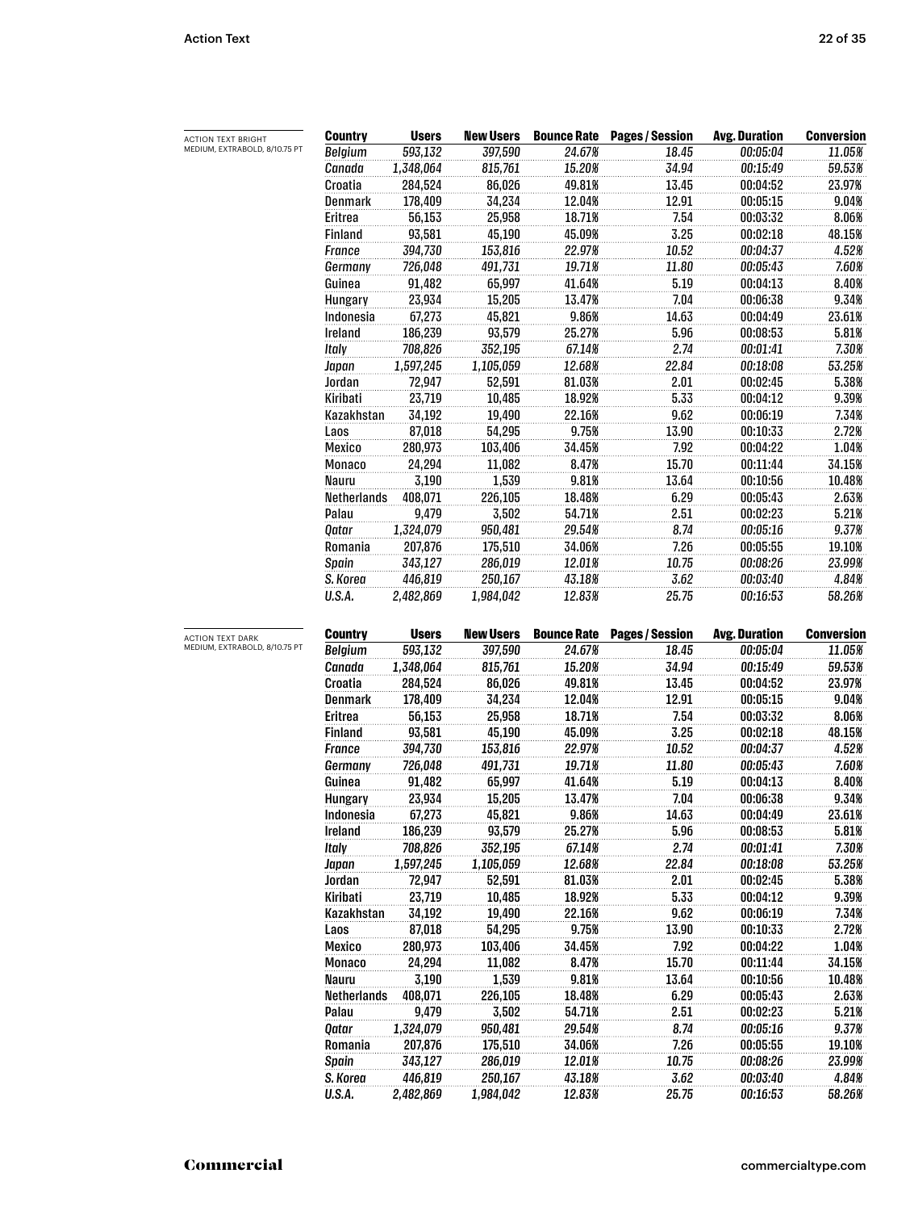ACTION TEXT BRIGHT
MEDIUM, EXTRABOLD, 8/10.75 PT

| Country | Users | New Users | Bounce Rate | Pages / Session | Avg. Duration | Conversion |
|---|---|---|---|---|---|---|
| *Belgium* | *593,132* | *397,590* | *24.67%* | *18.45* | *00:05:04* | *11.05%* |
| *Canada* | *1,348,064* | *815,761* | *15.20%* | *34.94* | *00:15:49* | *59.53%* |
| Croatia | 284,524 | 86,026 | 49.81% | 13.45 | 00:04:52 | 23.97% |
| Denmark | 178,409 | 34,234 | 12.04% | 12.91 | 00:05:15 | 9.04% |
| Eritrea | 56,153 | 25,958 | 18.71% | 7.54 | 00:03:32 | 8.06% |
| Finland | 93,581 | 45,190 | 45.09% | 3.25 | 00:02:18 | 48.15% |
| *France* | *394,730* | *153,816* | *22.97%* | *10.52* | *00:04:37* | *4.52%* |
| *Germany* | *726,048* | *491,731* | *19.71%* | *11.80* | *00:05:43* | *7.60%* |
| Guinea | 91,482 | 65,997 | 41.64% | 5.19 | 00:04:13 | 8.40% |
| Hungary | 23,934 | 15,205 | 13.47% | 7.04 | 00:06:38 | 9.34% |
| Indonesia | 67,273 | 45,821 | 9.86% | 14.63 | 00:04:49 | 23.61% |
| Ireland | 186,239 | 93,579 | 25.27% | 5.96 | 00:08:53 | 5.81% |
| *Italy* | *708,826* | *352,195* | *67.14%* | *2.74* | *00:01:41* | *7.30%* |
| *Japan* | *1,597,245* | *1,105,059* | *12.68%* | *22.84* | *00:18:08* | *53.25%* |
| Jordan | 72,947 | 52,591 | 81.03% | 2.01 | 00:02:45 | 5.38% |
| Kiribati | 23,719 | 10,485 | 18.92% | 5.33 | 00:04:12 | 9.39% |
| Kazakhstan | 34,192 | 19,490 | 22.16% | 9.62 | 00:06:19 | 7.34% |
| Laos | 87,018 | 54,295 | 9.75% | 13.90 | 00:10:33 | 2.72% |
| Mexico | 280,973 | 103,406 | 34.45% | 7.92 | 00:04:22 | 1.04% |
| Monaco | 24,294 | 11,082 | 8.47% | 15.70 | 00:11:44 | 34.15% |
| Nauru | 3,190 | 1,539 | 9.81% | 13.64 | 00:10:56 | 10.48% |
| Netherlands | 408,071 | 226,105 | 18.48% | 6.29 | 00:05:43 | 2.63% |
| Palau | 9,479 | 3,502 | 54.71% | 2.51 | 00:02:23 | 5.21% |
| *Qatar* | *1,324,079* | *950,481* | *29.54%* | *8.74* | *00:05:16* | *9.37%* |
| Romania | 207,876 | 175,510 | 34.06% | 7.26 | 00:05:55 | 19.10% |
| *Spain* | *343,127* | *286,019* | *12.01%* | *10.75* | *00:08:26* | *23.99%* |
| *S. Korea* | *446,819* | *250,167* | *43.18%* | *3.62* | *00:03:40* | *4.84%* |
| *U.S.A.* | *2,482,869* | *1,984,042* | *12.83%* | *25.75* | *00:16:53* | *58.26%* |

ACTION TEXT DARK
MEDIUM, EXTRABOLD, 8/10.75 PT

| Country | Users | New Users | Bounce Rate | Pages / Session | Avg. Duration | Conversion |
|---|---|---|---|---|---|---|
| *Belgium* | *593,132* | *397,590* | *24.67%* | *18.45* | *00:05:04* | *11.05%* |
| *Canada* | *1,348,064* | *815,761* | *15.20%* | *34.94* | *00:15:49* | *59.53%* |
| Croatia | 284,524 | 86,026 | 49.81% | 13.45 | 00:04:52 | 23.97% |
| Denmark | 178,409 | 34,234 | 12.04% | 12.91 | 00:05:15 | 9.04% |
| Eritrea | 56,153 | 25,958 | 18.71% | 7.54 | 00:03:32 | 8.06% |
| Finland | 93,581 | 45,190 | 45.09% | 3.25 | 00:02:18 | 48.15% |
| *France* | *394,730* | *153,816* | *22.97%* | *10.52* | *00:04:37* | *4.52%* |
| *Germany* | *726,048* | *491,731* | *19.71%* | *11.80* | *00:05:43* | *7.60%* |
| Guinea | 91,482 | 65,997 | 41.64% | 5.19 | 00:04:13 | 8.40% |
| Hungary | 23,934 | 15,205 | 13.47% | 7.04 | 00:06:38 | 9.34% |
| Indonesia | 67,273 | 45,821 | 9.86% | 14.63 | 00:04:49 | 23.61% |
| Ireland | 186,239 | 93,579 | 25.27% | 5.96 | 00:08:53 | 5.81% |
| *Italy* | *708,826* | *352,195* | *67.14%* | *2.74* | *00:01:41* | *7.30%* |
| *Japan* | *1,597,245* | *1,105,059* | *12.68%* | *22.84* | *00:18:08* | *53.25%* |
| Jordan | 72,947 | 52,591 | 81.03% | 2.01 | 00:02:45 | 5.38% |
| Kiribati | 23,719 | 10,485 | 18.92% | 5.33 | 00:04:12 | 9.39% |
| Kazakhstan | 34,192 | 19,490 | 22.16% | 9.62 | 00:06:19 | 7.34% |
| Laos | 87,018 | 54,295 | 9.75% | 13.90 | 00:10:33 | 2.72% |
| Mexico | 280,973 | 103,406 | 34.45% | 7.92 | 00:04:22 | 1.04% |
| Monaco | 24,294 | 11,082 | 8.47% | 15.70 | 00:11:44 | 34.15% |
| Nauru | 3,190 | 1,539 | 9.81% | 13.64 | 00:10:56 | 10.48% |
| Netherlands | 408,071 | 226,105 | 18.48% | 6.29 | 00:05:43 | 2.63% |
| Palau | 9,479 | 3,502 | 54.71% | 2.51 | 00:02:23 | 5.21% |
| *Qatar* | *1,324,079* | *950,481* | *29.54%* | *8.74* | *00:05:16* | *9.37%* |
| Romania | 207,876 | 175,510 | 34.06% | 7.26 | 00:05:55 | 19.10% |
| *Spain* | *343,127* | *286,019* | *12.01%* | *10.75* | *00:08:26* | *23.99%* |
| *S. Korea* | *446,819* | *250,167* | *43.18%* | *3.62* | *00:03:40* | *4.84%* |
| *U.S.A.* | *2,482,869* | *1,984,042* | *12.83%* | *25.75* | *00:16:53* | *58.26%* |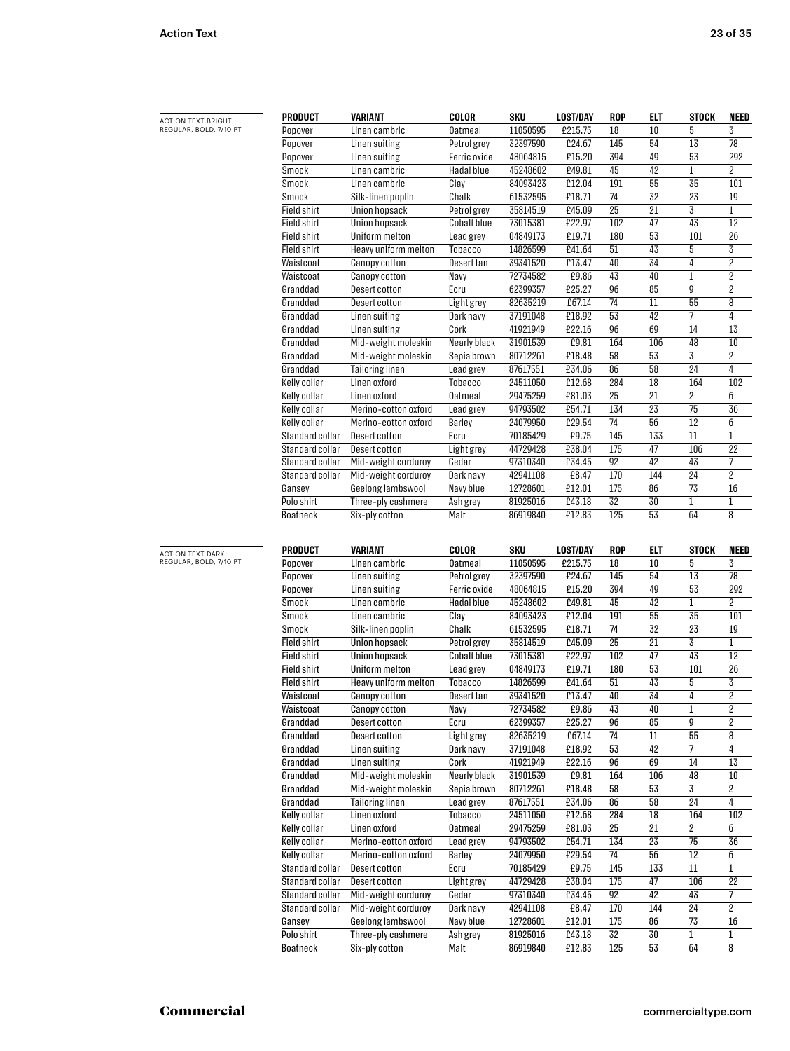ACTION TEXT BRIGHT
REGULAR, BOLD, 7/10 PT

| PRODUCT | VARIANT | COLOR | SKU | LOST/DAY | ROP | ELT | STOCK | NEED |
|---|---|---|---|---|---|---|---|---|
| Popover | Linen cambric | Oatmeal | 11050595 | £215.75 | 18 | 10 | 5 | 3 |
| Popover | Linen suiting | Petrol grey | 32397590 | £24.67 | 145 | 54 | 13 | 78 |
| Popover | Linen suiting | Ferric oxide | 48064815 | £15.20 | 394 | 49 | 53 | 292 |
| Smock | Linen cambric | Hadal blue | 45248602 | £49.81 | 45 | 42 | 1 | 2 |
| Smock | Linen cambric | Clay | 84093423 | £12.04 | 191 | 55 | 35 | 101 |
| Smock | Silk-linen poplin | Chalk | 61532595 | £18.71 | 74 | 32 | 23 | 19 |
| Field shirt | Union hopsack | Petrol grey | 35814519 | £45.09 | 25 | 21 | 3 | 1 |
| Field shirt | Union hopsack | Cobalt blue | 73015381 | £22.97 | 102 | 47 | 43 | 12 |
| Field shirt | Uniform melton | Lead grey | 04849173 | £19.71 | 180 | 53 | 101 | 26 |
| Field shirt | Heavy uniform melton | Tobacco | 14826599 | £41.64 | 51 | 43 | 5 | 3 |
| Waistcoat | Canopy cotton | Desert tan | 39341520 | £13.47 | 40 | 34 | 4 | 2 |
| Waistcoat | Canopy cotton | Navy | 72734582 | £9.86 | 43 | 40 | 1 | 2 |
| Granddad | Desert cotton | Ecru | 62399357 | £25.27 | 96 | 85 | 9 | 2 |
| Granddad | Desert cotton | Light grey | 82635219 | £67.14 | 74 | 11 | 55 | 8 |
| Granddad | Linen suiting | Dark navy | 37191048 | £18.92 | 53 | 42 | 7 | 4 |
| Granddad | Linen suiting | Cork | 41921949 | £22.16 | 96 | 69 | 14 | 13 |
| Granddad | Mid-weight moleskin | Nearly black | 31901539 | £9.81 | 164 | 106 | 48 | 10 |
| Granddad | Mid-weight moleskin | Sepia brown | 80712261 | £18.48 | 58 | 53 | 3 | 2 |
| Granddad | Tailoring linen | Lead grey | 87617551 | £34.06 | 86 | 58 | 24 | 4 |
| Kelly collar | Linen oxford | Tobacco | 24511050 | £12.68 | 284 | 18 | 164 | 102 |
| Kelly collar | Linen oxford | Oatmeal | 29475259 | £81.03 | 25 | 21 | 2 | 6 |
| Kelly collar | Merino-cotton oxford | Lead grey | 94793502 | £54.71 | 134 | 23 | 75 | 36 |
| Kelly collar | Merino-cotton oxford | Barley | 24079950 | £29.54 | 74 | 56 | 12 | 6 |
| Standard collar | Desert cotton | Ecru | 70185429 | £9.75 | 145 | 133 | 11 | 1 |
| Standard collar | Desert cotton | Light grey | 44729428 | £38.04 | 175 | 47 | 106 | 22 |
| Standard collar | Mid-weight corduroy | Cedar | 97310340 | £34.45 | 92 | 42 | 43 | 7 |
| Standard collar | Mid-weight corduroy | Dark navy | 42941108 | £8.47 | 170 | 144 | 24 | 2 |
| Gansey | Geelong lambswool | Navy blue | 12728601 | £12.01 | 175 | 86 | 73 | 16 |
| Polo shirt | Three-ply cashmere | Ash grey | 81925016 | £43.18 | 32 | 30 | 1 | 1 |
| Boatneck | Six-ply cotton | Malt | 86919840 | £12.83 | 125 | 53 | 64 | 8 |

ACTION TEXT DARK
REGULAR, BOLD, 7/10 PT

| PRODUCT | VARIANT | COLOR | SKU | LOST/DAY | ROP | ELT | STOCK | NEED |
|---|---|---|---|---|---|---|---|---|
| Popover | Linen cambric | Oatmeal | 11050595 | £215.75 | 18 | 10 | 5 | 3 |
| Popover | Linen suiting | Petrol grey | 32397590 | £24.67 | 145 | 54 | 13 | 78 |
| Popover | Linen suiting | Ferric oxide | 48064815 | £15.20 | 394 | 49 | 53 | 292 |
| Smock | Linen cambric | Hadal blue | 45248602 | £49.81 | 45 | 42 | 1 | 2 |
| Smock | Linen cambric | Clay | 84093423 | £12.04 | 191 | 55 | 35 | 101 |
| Smock | Silk-linen poplin | Chalk | 61532595 | £18.71 | 74 | 32 | 23 | 19 |
| Field shirt | Union hopsack | Petrol grey | 35814519 | £45.09 | 25 | 21 | 3 | 1 |
| Field shirt | Union hopsack | Cobalt blue | 73015381 | £22.97 | 102 | 47 | 43 | 12 |
| Field shirt | Uniform melton | Lead grey | 04849173 | £19.71 | 180 | 53 | 101 | 26 |
| Field shirt | Heavy uniform melton | Tobacco | 14826599 | £41.64 | 51 | 43 | 5 | 3 |
| Waistcoat | Canopy cotton | Desert tan | 39341520 | £13.47 | 40 | 34 | 4 | 2 |
| Waistcoat | Canopy cotton | Navy | 72734582 | £9.86 | 43 | 40 | 1 | 2 |
| Granddad | Desert cotton | Ecru | 62399357 | £25.27 | 96 | 85 | 9 | 2 |
| Granddad | Desert cotton | Light grey | 82635219 | £67.14 | 74 | 11 | 55 | 8 |
| Granddad | Linen suiting | Dark navy | 37191048 | £18.92 | 53 | 42 | 7 | 4 |
| Granddad | Linen suiting | Cork | 41921949 | £22.16 | 96 | 69 | 14 | 13 |
| Granddad | Mid-weight moleskin | Nearly black | 31901539 | £9.81 | 164 | 106 | 48 | 10 |
| Granddad | Mid-weight moleskin | Sepia brown | 80712261 | £18.48 | 58 | 53 | 3 | 2 |
| Granddad | Tailoring linen | Lead grey | 87617551 | £34.06 | 86 | 58 | 24 | 4 |
| Kelly collar | Linen oxford | Tobacco | 24511050 | £12.68 | 284 | 18 | 164 | 102 |
| Kelly collar | Linen oxford | Oatmeal | 29475259 | £81.03 | 25 | 21 | 2 | 6 |
| Kelly collar | Merino-cotton oxford | Lead grey | 94793502 | £54.71 | 134 | 23 | 75 | 36 |
| Kelly collar | Merino-cotton oxford | Barley | 24079950 | £29.54 | 74 | 56 | 12 | 6 |
| Standard collar | Desert cotton | Ecru | 70185429 | £9.75 | 145 | 133 | 11 | 1 |
| Standard collar | Desert cotton | Light grey | 44729428 | £38.04 | 175 | 47 | 106 | 22 |
| Standard collar | Mid-weight corduroy | Cedar | 97310340 | £34.45 | 92 | 42 | 43 | 7 |
| Standard collar | Mid-weight corduroy | Dark navy | 42941108 | £8.47 | 170 | 144 | 24 | 2 |
| Gansey | Geelong lambswool | Navy blue | 12728601 | £12.01 | 175 | 86 | 73 | 16 |
| Polo shirt | Three-ply cashmere | Ash grey | 81925016 | £43.18 | 32 | 30 | 1 | 1 |
| Boatneck | Six-ply cotton | Malt | 86919840 | £12.83 | 125 | 53 | 64 | 8 |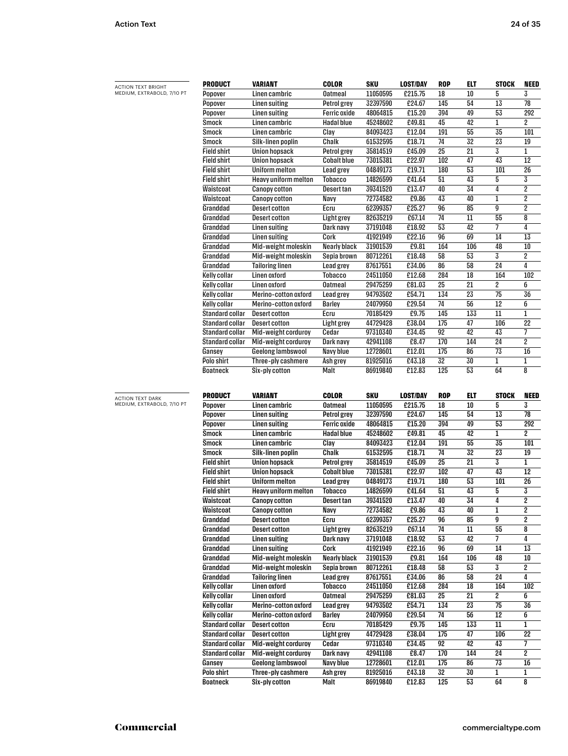ACTION TEXT BRIGHT
MEDIUM, EXTRABOLD, 7/10 PT

| PRODUCT | VARIANT | COLOR | SKU | LOST/DAY | ROP | ELT | STOCK | NEED |
|---|---|---|---|---|---|---|---|---|
| Popover | Linen cambric | Oatmeal | 11050595 | £215.75 | 18 | 10 | 5 | 3 |
| Popover | Linen suiting | Petrol grey | 32397590 | £24.67 | 145 | 54 | 13 | 78 |
| Popover | Linen suiting | Ferric oxide | 48064815 | £15.20 | 394 | 49 | 53 | 292 |
| Smock | Linen cambric | Hadal blue | 45248602 | £49.81 | 45 | 42 | 1 | 2 |
| Smock | Linen cambric | Clay | 84093423 | £12.04 | 191 | 55 | 35 | 101 |
| Smock | Silk-linen poplin | Chalk | 61532595 | £18.71 | 74 | 32 | 23 | 19 |
| Field shirt | Union hopsack | Petrol grey | 35814519 | £45.09 | 25 | 21 | 3 | 1 |
| Field shirt | Union hopsack | Cobalt blue | 73015381 | £22.97 | 102 | 47 | 43 | 12 |
| Field shirt | Uniform melton | Lead grey | 04849173 | £19.71 | 180 | 53 | 101 | 26 |
| Field shirt | Heavy uniform melton | Tobacco | 14826599 | £41.64 | 51 | 43 | 5 | 3 |
| Waistcoat | Canopy cotton | Desert tan | 39341520 | £13.47 | 40 | 34 | 4 | 2 |
| Waistcoat | Canopy cotton | Navy | 72734582 | £9.86 | 43 | 40 | 1 | 2 |
| Granddad | Desert cotton | Ecru | 62399357 | £25.27 | 96 | 85 | 9 | 2 |
| Granddad | Desert cotton | Light grey | 82635219 | £67.14 | 74 | 11 | 55 | 8 |
| Granddad | Linen suiting | Dark navy | 37191048 | £18.92 | 53 | 42 | 7 | 4 |
| Granddad | Linen suiting | Cork | 41921949 | £22.16 | 96 | 69 | 14 | 13 |
| Granddad | Mid-weight moleskin | Nearly black | 31901539 | £9.81 | 164 | 106 | 48 | 10 |
| Granddad | Mid-weight moleskin | Sepia brown | 80712261 | £18.48 | 58 | 53 | 3 | 2 |
| Granddad | Tailoring linen | Lead grey | 87617551 | £34.06 | 86 | 58 | 24 | 4 |
| Kelly collar | Linen oxford | Tobacco | 24511050 | £12.68 | 284 | 18 | 164 | 102 |
| Kelly collar | Linen oxford | Oatmeal | 29475259 | £81.03 | 25 | 21 | 2 | 6 |
| Kelly collar | Merino-cotton oxford | Lead grey | 94793502 | £54.71 | 134 | 23 | 75 | 36 |
| Kelly collar | Merino-cotton oxford | Barley | 24079950 | £29.54 | 74 | 56 | 12 | 6 |
| Standard collar | Desert cotton | Ecru | 70185429 | £9.75 | 145 | 133 | 11 | 1 |
| Standard collar | Desert cotton | Light grey | 44729428 | £38.04 | 175 | 47 | 106 | 22 |
| Standard collar | Mid-weight corduroy | Cedar | 97310340 | £34.45 | 92 | 42 | 43 | 7 |
| Standard collar | Mid-weight corduroy | Dark navy | 42941108 | £8.47 | 170 | 144 | 24 | 2 |
| Gansey | Geelong lambswool | Navy blue | 12728601 | £12.01 | 175 | 86 | 73 | 16 |
| Polo shirt | Three-ply cashmere | Ash grey | 81925016 | £43.18 | 32 | 30 | 1 | 1 |
| Boatneck | Six-ply cotton | Malt | 86919840 | £12.83 | 125 | 53 | 64 | 8 |

ACTION TEXT DARK
MEDIUM, EXTRABOLD, 7/10 PT

| PRODUCT | VARIANT | COLOR | SKU | LOST/DAY | ROP | ELT | STOCK | NEED |
|---|---|---|---|---|---|---|---|---|
| Popover | Linen cambric | Oatmeal | 11050595 | £215.75 | 18 | 10 | 5 | 3 |
| Popover | Linen suiting | Petrol grey | 32397590 | £24.67 | 145 | 54 | 13 | 78 |
| Popover | Linen suiting | Ferric oxide | 48064815 | £15.20 | 394 | 49 | 53 | 292 |
| Smock | Linen cambric | Hadal blue | 45248602 | £49.81 | 45 | 42 | 1 | 2 |
| Smock | Linen cambric | Clay | 84093423 | £12.04 | 191 | 55 | 35 | 101 |
| Smock | Silk-linen poplin | Chalk | 61532595 | £18.71 | 74 | 32 | 23 | 19 |
| Field shirt | Union hopsack | Petrol grey | 35814519 | £45.09 | 25 | 21 | 3 | 1 |
| Field shirt | Union hopsack | Cobalt blue | 73015381 | £22.97 | 102 | 47 | 43 | 12 |
| Field shirt | Uniform melton | Lead grey | 04849173 | £19.71 | 180 | 53 | 101 | 26 |
| Field shirt | Heavy uniform melton | Tobacco | 14826599 | £41.64 | 51 | 43 | 5 | 3 |
| Waistcoat | Canopy cotton | Desert tan | 39341520 | £13.47 | 40 | 34 | 4 | 2 |
| Waistcoat | Canopy cotton | Navy | 72734582 | £9.86 | 43 | 40 | 1 | 2 |
| Granddad | Desert cotton | Ecru | 62399357 | £25.27 | 96 | 85 | 9 | 2 |
| Granddad | Desert cotton | Light grey | 82635219 | £67.14 | 74 | 11 | 55 | 8 |
| Granddad | Linen suiting | Dark navy | 37191048 | £18.92 | 53 | 42 | 7 | 4 |
| Granddad | Linen suiting | Cork | 41921949 | £22.16 | 96 | 69 | 14 | 13 |
| Granddad | Mid-weight moleskin | Nearly black | 31901539 | £9.81 | 164 | 106 | 48 | 10 |
| Granddad | Mid-weight moleskin | Sepia brown | 80712261 | £18.48 | 58 | 53 | 3 | 2 |
| Granddad | Tailoring linen | Lead grey | 87617551 | £34.06 | 86 | 58 | 24 | 4 |
| Kelly collar | Linen oxford | Tobacco | 24511050 | £12.68 | 284 | 18 | 164 | 102 |
| Kelly collar | Linen oxford | Oatmeal | 29475259 | £81.03 | 25 | 21 | 2 | 6 |
| Kelly collar | Merino-cotton oxford | Lead grey | 94793502 | £54.71 | 134 | 23 | 75 | 36 |
| Kelly collar | Merino-cotton oxford | Barley | 24079950 | £29.54 | 74 | 56 | 12 | 6 |
| Standard collar | Desert cotton | Ecru | 70185429 | £9.75 | 145 | 133 | 11 | 1 |
| Standard collar | Desert cotton | Light grey | 44729428 | £38.04 | 175 | 47 | 106 | 22 |
| Standard collar | Mid-weight corduroy | Cedar | 97310340 | £34.45 | 92 | 42 | 43 | 7 |
| Standard collar | Mid-weight corduroy | Dark navy | 42941108 | £8.47 | 170 | 144 | 24 | 2 |
| Gansey | Geelong lambswool | Navy blue | 12728601 | £12.01 | 175 | 86 | 73 | 16 |
| Polo shirt | Three-ply cashmere | Ash grey | 81925016 | £43.18 | 32 | 30 | 1 | 1 |
| Boatneck | Six-ply cotton | Malt | 86919840 | £12.83 | 125 | 53 | 64 | 8 |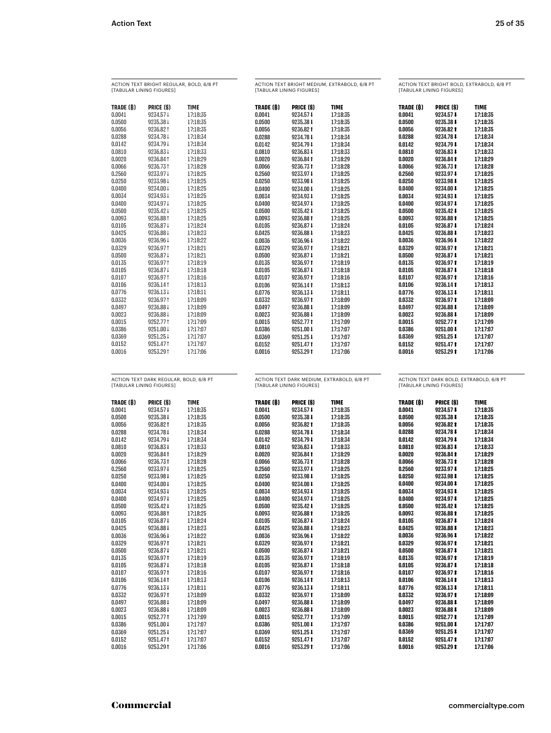ACTION TEXT BRIGHT REGULAR, BOLD, 6/8 PT
[TABULAR LINING FIGURES]

| TRADE (₿) | PRICE ($) | TIME |
|---|---|---|
| 0.0041 | 9234.57↓ | 17:18:35 |
| 0.0500 | 9235.38↓ | 17:18:35 |
| 0.0056 | 9236.82↑ | 17:18:35 |
| 0.0288 | 9234.78↓ | 17:18:34 |
| 0.0142 | 9234.79↓ | 17:18:34 |
| 0.0810 | 9236.83↓ | 17:18:33 |
| 0.0020 | 9236.84↑ | 17:18:29 |
| 0.0066 | 9236.73↑ | 17:18:28 |
| 0.2560 | 9233.97↓ | 17:18:25 |
| 0.0250 | 9233.98↓ | 17:18:25 |
| 0.0400 | 9234.00↓ | 17:18:25 |
| 0.0034 | 9234.93↓ | 17:18:25 |
| 0.0400 | 9234.97↓ | 17:18:25 |
| 0.0500 | 9235.42↓ | 17:18:25 |
| 0.0093 | 9236.88↑ | 17:18:25 |
| 0.0105 | 9236.87↓ | 17:18:24 |
| 0.0425 | 9236.88↓ | 17:18:23 |
| 0.0036 | 9236.96↓ | 17:18:22 |
| 0.0329 | 9236.97↑ | 17:18:21 |
| 0.0500 | 9236.87↓ | 17:18:21 |
| 0.0135 | 9236.97↑ | 17:18:19 |
| 0.0105 | 9236.87↓ | 17:18:18 |
| 0.0107 | 9236.97↑ | 17:18:16 |
| 0.0106 | 9236.14↑ | 17:18:13 |
| 0.0776 | 9236.13↓ | 17:18:11 |
| 0.0332 | 9236.97↑ | 17:18:09 |
| 0.0497 | 9236.88↓ | 17:18:09 |
| 0.0023 | 9236.88↓ | 17:18:09 |
| 0.0015 | 9252.77↑ | 17:17:09 |
| 0.0386 | 9251.00↓ | 17:17:07 |
| 0.0369 | 9251.25↓ | 17:17:07 |
| 0.0152 | 9251.47↑ | 17:17:07 |
| 0.0016 | 9253.29↑ | 17:17:06 |

ACTION TEXT BRIGHT MEDIUM, EXTRABOLD, 6/8 PT
[TABULAR LINING FIGURES]

| TRADE (₿) | PRICE ($) | TIME |
|---|---|---|
| 0.0041 | 9234.57↓ | 17:18:35 |
| 0.0500 | 9235.38↓ | 17:18:35 |
| 0.0056 | 9236.82↑ | 17:18:35 |
| 0.0288 | 9234.78↓ | 17:18:34 |
| 0.0142 | 9234.79↓ | 17:18:34 |
| 0.0810 | 9236.83↓ | 17:18:33 |
| 0.0020 | 9236.84↑ | 17:18:29 |
| 0.0066 | 9236.73↑ | 17:18:28 |
| 0.2560 | 9233.97↓ | 17:18:25 |
| 0.0250 | 9233.98↓ | 17:18:25 |
| 0.0400 | 9234.00↓ | 17:18:25 |
| 0.0034 | 9234.93↓ | 17:18:25 |
| 0.0400 | 9234.97↓ | 17:18:25 |
| 0.0500 | 9235.42↓ | 17:18:25 |
| 0.0093 | 9236.88↑ | 17:18:25 |
| 0.0105 | 9236.87↓ | 17:18:24 |
| 0.0425 | 9236.88↓ | 17:18:23 |
| 0.0036 | 9236.96↓ | 17:18:22 |
| 0.0329 | 9236.97↑ | 17:18:21 |
| 0.0500 | 9236.87↓ | 17:18:21 |
| 0.0135 | 9236.97↑ | 17:18:19 |
| 0.0105 | 9236.87↓ | 17:18:18 |
| 0.0107 | 9236.97↑ | 17:18:16 |
| 0.0106 | 9236.14↑ | 17:18:13 |
| 0.0776 | 9236.13↓ | 17:18:11 |
| 0.0332 | 9236.97↑ | 17:18:09 |
| 0.0497 | 9236.88↓ | 17:18:09 |
| 0.0023 | 9236.88↓ | 17:18:09 |
| 0.0015 | 9252.77↑ | 17:17:09 |
| 0.0386 | 9251.00↓ | 17:17:07 |
| 0.0369 | 9251.25↓ | 17:17:07 |
| 0.0152 | 9251.47↑ | 17:17:07 |
| 0.0016 | 9253.29↑ | 17:17:06 |

ACTION TEXT BRIGHT BOLD, EXTRABOLD, 6/8 PT
[TABULAR LINING FIGURES]

| TRADE (₿) | PRICE ($) | TIME |
|---|---|---|
| 0.0041 | 9234.57↓ | 17:18:35 |
| 0.0500 | 9235.38↓ | 17:18:35 |
| 0.0056 | 9236.82↑ | 17:18:35 |
| 0.0288 | 9234.78↓ | 17:18:34 |
| 0.0142 | 9234.79↓ | 17:18:34 |
| 0.0810 | 9236.83↓ | 17:18:33 |
| 0.0020 | 9236.84↑ | 17:18:29 |
| 0.0066 | 9236.73↑ | 17:18:28 |
| 0.2560 | 9233.97↓ | 17:18:25 |
| 0.0250 | 9233.98↓ | 17:18:25 |
| 0.0400 | 9234.00↓ | 17:18:25 |
| 0.0034 | 9234.93↓ | 17:18:25 |
| 0.0400 | 9234.97↓ | 17:18:25 |
| 0.0500 | 9235.42↓ | 17:18:25 |
| 0.0093 | 9236.88↑ | 17:18:25 |
| 0.0105 | 9236.87↓ | 17:18:24 |
| 0.0425 | 9236.88↓ | 17:18:23 |
| 0.0036 | 9236.96↓ | 17:18:22 |
| 0.0329 | 9236.97↑ | 17:18:21 |
| 0.0500 | 9236.87↓ | 17:18:21 |
| 0.0135 | 9236.97↑ | 17:18:19 |
| 0.0105 | 9236.87↓ | 17:18:18 |
| 0.0107 | 9236.97↑ | 17:18:16 |
| 0.0106 | 9236.14↑ | 17:18:13 |
| 0.0776 | 9236.13↓ | 17:18:11 |
| 0.0332 | 9236.97↑ | 17:18:09 |
| 0.0497 | 9236.88↓ | 17:18:09 |
| 0.0023 | 9236.88↓ | 17:18:09 |
| 0.0015 | 9252.77↑ | 17:17:09 |
| 0.0386 | 9251.00↓ | 17:17:07 |
| 0.0369 | 9251.25↓ | 17:17:07 |
| 0.0152 | 9251.47↑ | 17:17:07 |
| 0.0016 | 9253.29↑ | 17:17:06 |

ACTION TEXT DARK REGULAR, BOLD, 6/8 PT
[TABULAR LINING FIGURES]

| TRADE (₿) | PRICE ($) | TIME |
|---|---|---|
| 0.0041 | 9234.57↓ | 17:18:35 |
| 0.0500 | 9235.38↓ | 17:18:35 |
| 0.0056 | 9236.82↑ | 17:18:35 |
| 0.0288 | 9234.78↓ | 17:18:34 |
| 0.0142 | 9234.79↓ | 17:18:34 |
| 0.0810 | 9236.83↓ | 17:18:33 |
| 0.0020 | 9236.84↑ | 17:18:29 |
| 0.0066 | 9236.73↑ | 17:18:28 |
| 0.2560 | 9233.97↓ | 17:18:25 |
| 0.0250 | 9233.98↓ | 17:18:25 |
| 0.0400 | 9234.00↓ | 17:18:25 |
| 0.0034 | 9234.93↓ | 17:18:25 |
| 0.0400 | 9234.97↓ | 17:18:25 |
| 0.0500 | 9235.42↓ | 17:18:25 |
| 0.0093 | 9236.88↑ | 17:18:25 |
| 0.0105 | 9236.87↓ | 17:18:24 |
| 0.0425 | 9236.88↓ | 17:18:23 |
| 0.0036 | 9236.96↓ | 17:18:22 |
| 0.0329 | 9236.97↑ | 17:18:21 |
| 0.0500 | 9236.87↓ | 17:18:21 |
| 0.0135 | 9236.97↑ | 17:18:19 |
| 0.0105 | 9236.87↓ | 17:18:18 |
| 0.0107 | 9236.97↑ | 17:18:16 |
| 0.0106 | 9236.14↑ | 17:18:13 |
| 0.0776 | 9236.13↓ | 17:18:11 |
| 0.0332 | 9236.97↑ | 17:18:09 |
| 0.0497 | 9236.88↓ | 17:18:09 |
| 0.0023 | 9236.88↓ | 17:18:09 |
| 0.0015 | 9252.77↑ | 17:17:09 |
| 0.0386 | 9251.00↓ | 17:17:07 |
| 0.0369 | 9251.25↓ | 17:17:07 |
| 0.0152 | 9251.47↑ | 17:17:07 |
| 0.0016 | 9253.29↑ | 17:17:06 |

ACTION TEXT DARK MEDIUM, EXTRABOLD, 6/8 PT
[TABULAR LINING FIGURES]

| TRADE (₿) | PRICE ($) | TIME |
|---|---|---|
| 0.0041 | 9234.57↓ | 17:18:35 |
| 0.0500 | 9235.38↓ | 17:18:35 |
| 0.0056 | 9236.82↑ | 17:18:35 |
| 0.0288 | 9234.78↓ | 17:18:34 |
| 0.0142 | 9234.79↓ | 17:18:34 |
| 0.0810 | 9236.83↓ | 17:18:33 |
| 0.0020 | 9236.84↑ | 17:18:29 |
| 0.0066 | 9236.73↑ | 17:18:28 |
| 0.2560 | 9233.97↓ | 17:18:25 |
| 0.0250 | 9233.98↓ | 17:18:25 |
| 0.0400 | 9234.00↓ | 17:18:25 |
| 0.0034 | 9234.93↓ | 17:18:25 |
| 0.0400 | 9234.97↓ | 17:18:25 |
| 0.0500 | 9235.42↓ | 17:18:25 |
| 0.0093 | 9236.88↑ | 17:18:25 |
| 0.0105 | 9236.87↓ | 17:18:24 |
| 0.0425 | 9236.88↓ | 17:18:23 |
| 0.0036 | 9236.96↓ | 17:18:22 |
| 0.0329 | 9236.97↑ | 17:18:21 |
| 0.0500 | 9236.87↓ | 17:18:21 |
| 0.0135 | 9236.97↑ | 17:18:19 |
| 0.0105 | 9236.87↓ | 17:18:18 |
| 0.0107 | 9236.97↑ | 17:18:16 |
| 0.0106 | 9236.14↑ | 17:18:13 |
| 0.0776 | 9236.13↓ | 17:18:11 |
| 0.0332 | 9236.97↑ | 17:18:09 |
| 0.0497 | 9236.88↓ | 17:18:09 |
| 0.0023 | 9236.88↓ | 17:18:09 |
| 0.0015 | 9252.77↑ | 17:17:09 |
| 0.0386 | 9251.00↓ | 17:17:07 |
| 0.0369 | 9251.25↓ | 17:17:07 |
| 0.0152 | 9251.47↑ | 17:17:07 |
| 0.0016 | 9253.29↑ | 17:17:06 |

ACTION TEXT DARK BOLD, EXTRABOLD, 6/8 PT
[TABULAR LINING FIGURES]

| TRADE (₿) | PRICE ($) | TIME |
|---|---|---|
| 0.0041 | 9234.57↓ | 17:18:35 |
| 0.0500 | 9235.38↓ | 17:18:35 |
| 0.0056 | 9236.82↑ | 17:18:35 |
| 0.0288 | 9234.78↓ | 17:18:34 |
| 0.0142 | 9234.79↓ | 17:18:34 |
| 0.0810 | 9236.83↓ | 17:18:33 |
| 0.0020 | 9236.84↑ | 17:18:29 |
| 0.0066 | 9236.73↑ | 17:18:28 |
| 0.2560 | 9233.97↓ | 17:18:25 |
| 0.0250 | 9233.98↓ | 17:18:25 |
| 0.0400 | 9234.00↓ | 17:18:25 |
| 0.0034 | 9234.93↓ | 17:18:25 |
| 0.0400 | 9234.97↓ | 17:18:25 |
| 0.0500 | 9235.42↓ | 17:18:25 |
| 0.0093 | 9236.88↑ | 17:18:25 |
| 0.0105 | 9236.87↓ | 17:18:24 |
| 0.0425 | 9236.88↓ | 17:18:23 |
| 0.0036 | 9236.96↓ | 17:18:22 |
| 0.0329 | 9236.97↑ | 17:18:21 |
| 0.0500 | 9236.87↓ | 17:18:21 |
| 0.0135 | 9236.97↑ | 17:18:19 |
| 0.0105 | 9236.87↓ | 17:18:18 |
| 0.0107 | 9236.97↑ | 17:18:16 |
| 0.0106 | 9236.14↑ | 17:18:13 |
| 0.0776 | 9236.13↓ | 17:18:11 |
| 0.0332 | 9236.97↑ | 17:18:09 |
| 0.0497 | 9236.88↓ | 17:18:09 |
| 0.0023 | 9236.88↓ | 17:18:09 |
| 0.0015 | 9252.77↑ | 17:17:09 |
| 0.0386 | 9251.00↓ | 17:17:07 |
| 0.0369 | 9251.25↓ | 17:17:07 |
| 0.0152 | 9251.47↑ | 17:17:07 |
| 0.0016 | 9253.29↑ | 17:17:06 |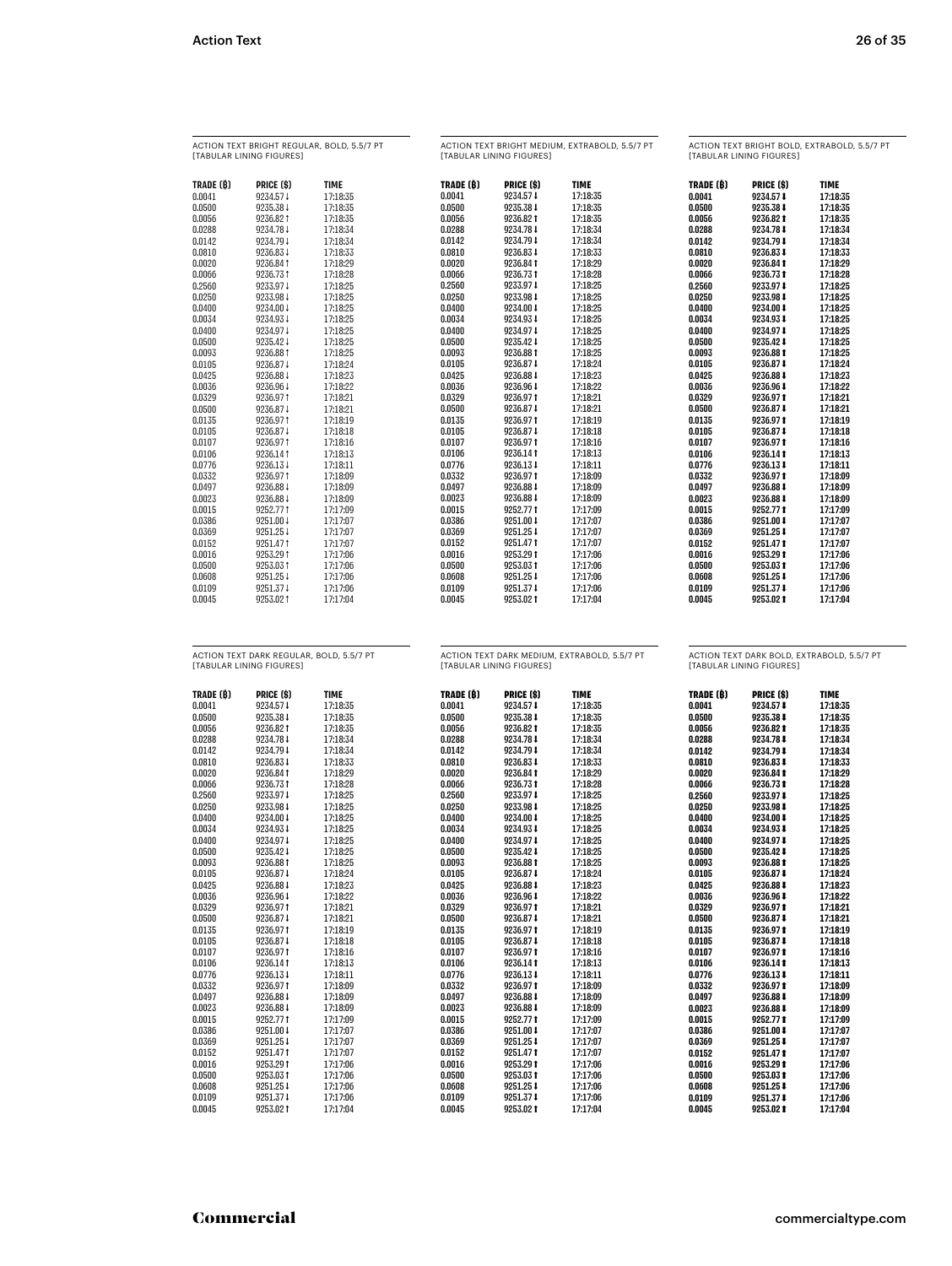ACTION TEXT BRIGHT REGULAR, BOLD, 5.5/7 PT [TABULAR LINING FIGURES]

| TRADE (₿) | PRICE ($) | TIME |
|---|---|---|
| 0.0041 | 9234.57↓ | 17:18:35 |
| 0.0500 | 9235.38↓ | 17:18:35 |
| 0.0056 | 9236.82↑ | 17:18:35 |
| 0.0288 | 9234.78↓ | 17:18:34 |
| 0.0142 | 9234.79↓ | 17:18:34 |
| 0.0810 | 9236.83↓ | 17:18:33 |
| 0.0020 | 9236.84↑ | 17:18:29 |
| 0.0066 | 9236.73↑ | 17:18:28 |
| 0.2560 | 9233.97↓ | 17:18:25 |
| 0.0250 | 9233.98↓ | 17:18:25 |
| 0.0400 | 9234.00↓ | 17:18:25 |
| 0.0034 | 9234.93↓ | 17:18:25 |
| 0.0400 | 9234.97↓ | 17:18:25 |
| 0.0500 | 9235.42↓ | 17:18:25 |
| 0.0093 | 9236.88↑ | 17:18:25 |
| 0.0105 | 9236.87↓ | 17:18:24 |
| 0.0425 | 9236.88↓ | 17:18:23 |
| 0.0036 | 9236.96↓ | 17:18:22 |
| 0.0329 | 9236.97↑ | 17:18:21 |
| 0.0500 | 9236.87↓ | 17:18:21 |
| 0.0135 | 9236.97↑ | 17:18:19 |
| 0.0105 | 9236.87↓ | 17:18:18 |
| 0.0107 | 9236.97↑ | 17:18:16 |
| 0.0106 | 9236.14↑ | 17:18:13 |
| 0.0776 | 9236.13↓ | 17:18:11 |
| 0.0332 | 9236.97↑ | 17:18:09 |
| 0.0497 | 9236.88↓ | 17:18:09 |
| 0.0023 | 9236.88↓ | 17:18:09 |
| 0.0015 | 9252.77↑ | 17:17:09 |
| 0.0386 | 9251.00↓ | 17:17:07 |
| 0.0369 | 9251.25↓ | 17:17:07 |
| 0.0152 | 9251.47↑ | 17:17:07 |
| 0.0016 | 9253.29↑ | 17:17:06 |
| 0.0500 | 9253.03↑ | 17:17:06 |
| 0.0608 | 9251.25↓ | 17:17:06 |
| 0.0109 | 9251.37↓ | 17:17:06 |
| 0.0045 | 9253.02↑ | 17:17:04 |

ACTION TEXT BRIGHT MEDIUM, EXTRABOLD, 5.5/7 PT [TABULAR LINING FIGURES]

| TRADE (₿) | PRICE ($) | TIME |
|---|---|---|
| 0.0041 | 9234.57↓ | 17:18:35 |
| 0.0500 | 9235.38↓ | 17:18:35 |
| 0.0056 | 9236.82↑ | 17:18:35 |
| 0.0288 | 9234.78↓ | 17:18:34 |
| 0.0142 | 9234.79↓ | 17:18:34 |
| 0.0810 | 9236.83↓ | 17:18:33 |
| 0.0020 | 9236.84↑ | 17:18:29 |
| 0.0066 | 9236.73↑ | 17:18:28 |
| 0.2560 | 9233.97↓ | 17:18:25 |
| 0.0250 | 9233.98↓ | 17:18:25 |
| 0.0400 | 9234.00↓ | 17:18:25 |
| 0.0034 | 9234.93↓ | 17:18:25 |
| 0.0400 | 9234.97↓ | 17:18:25 |
| 0.0500 | 9235.42↓ | 17:18:25 |
| 0.0093 | 9236.88↑ | 17:18:25 |
| 0.0105 | 9236.87↓ | 17:18:24 |
| 0.0425 | 9236.88↓ | 17:18:23 |
| 0.0036 | 9236.96↓ | 17:18:22 |
| 0.0329 | 9236.97↑ | 17:18:21 |
| 0.0500 | 9236.87↓ | 17:18:21 |
| 0.0135 | 9236.97↑ | 17:18:19 |
| 0.0105 | 9236.87↓ | 17:18:18 |
| 0.0107 | 9236.97↑ | 17:18:16 |
| 0.0106 | 9236.14↑ | 17:18:13 |
| 0.0776 | 9236.13↓ | 17:18:11 |
| 0.0332 | 9236.97↑ | 17:18:09 |
| 0.0497 | 9236.88↓ | 17:18:09 |
| 0.0023 | 9236.88↓ | 17:18:09 |
| 0.0015 | 9252.77↑ | 17:17:09 |
| 0.0386 | 9251.00↓ | 17:17:07 |
| 0.0369 | 9251.25↓ | 17:17:07 |
| 0.0152 | 9251.47↑ | 17:17:07 |
| 0.0016 | 9253.29↑ | 17:17:06 |
| 0.0500 | 9253.03↑ | 17:17:06 |
| 0.0608 | 9251.25↓ | 17:17:06 |
| 0.0109 | 9251.37↓ | 17:17:06 |
| 0.0045 | 9253.02↑ | 17:17:04 |

ACTION TEXT BRIGHT BOLD, EXTRABOLD, 5.5/7 PT [TABULAR LINING FIGURES]

| TRADE (₿) | PRICE ($) | TIME |
|---|---|---|
| 0.0041 | 9234.57↓ | 17:18:35 |
| 0.0500 | 9235.38↓ | 17:18:35 |
| 0.0056 | 9236.82↑ | 17:18:35 |
| 0.0288 | 9234.78↓ | 17:18:34 |
| 0.0142 | 9234.79↓ | 17:18:34 |
| 0.0810 | 9236.83↓ | 17:18:33 |
| 0.0020 | 9236.84↑ | 17:18:29 |
| 0.0066 | 9236.73↑ | 17:18:28 |
| 0.2560 | 9233.97↓ | 17:18:25 |
| 0.0250 | 9233.98↓ | 17:18:25 |
| 0.0400 | 9234.00↓ | 17:18:25 |
| 0.0034 | 9234.93↓ | 17:18:25 |
| 0.0400 | 9234.97↓ | 17:18:25 |
| 0.0500 | 9235.42↓ | 17:18:25 |
| 0.0093 | 9236.88↑ | 17:18:25 |
| 0.0105 | 9236.87↓ | 17:18:24 |
| 0.0425 | 9236.88↓ | 17:18:23 |
| 0.0036 | 9236.96↓ | 17:18:22 |
| 0.0329 | 9236.97↑ | 17:18:21 |
| 0.0500 | 9236.87↓ | 17:18:21 |
| 0.0135 | 9236.97↑ | 17:18:19 |
| 0.0105 | 9236.87↓ | 17:18:18 |
| 0.0107 | 9236.97↑ | 17:18:16 |
| 0.0106 | 9236.14↑ | 17:18:13 |
| 0.0776 | 9236.13↓ | 17:18:11 |
| 0.0332 | 9236.97↑ | 17:18:09 |
| 0.0497 | 9236.88↓ | 17:18:09 |
| 0.0023 | 9236.88↓ | 17:18:09 |
| 0.0015 | 9252.77↑ | 17:17:09 |
| 0.0386 | 9251.00↓ | 17:17:07 |
| 0.0369 | 9251.25↓ | 17:17:07 |
| 0.0152 | 9251.47↑ | 17:17:07 |
| 0.0016 | 9253.29↑ | 17:17:06 |
| 0.0500 | 9253.03↑ | 17:17:06 |
| 0.0608 | 9251.25↓ | 17:17:06 |
| 0.0109 | 9251.37↓ | 17:17:06 |
| 0.0045 | 9253.02↑ | 17:17:04 |

ACTION TEXT DARK REGULAR, BOLD, 5.5/7 PT [TABULAR LINING FIGURES]

| TRADE (₿) | PRICE ($) | TIME |
|---|---|---|
| 0.0041 | 9234.57↓ | 17:18:35 |
| 0.0500 | 9235.38↓ | 17:18:35 |
| 0.0056 | 9236.82↑ | 17:18:35 |
| 0.0288 | 9234.78↓ | 17:18:34 |
| 0.0142 | 9234.79↓ | 17:18:34 |
| 0.0810 | 9236.83↓ | 17:18:33 |
| 0.0020 | 9236.84↑ | 17:18:29 |
| 0.0066 | 9236.73↑ | 17:18:28 |
| 0.2560 | 9233.97↓ | 17:18:25 |
| 0.0250 | 9233.98↓ | 17:18:25 |
| 0.0400 | 9234.00↓ | 17:18:25 |
| 0.0034 | 9234.93↓ | 17:18:25 |
| 0.0400 | 9234.97↓ | 17:18:25 |
| 0.0500 | 9235.42↓ | 17:18:25 |
| 0.0093 | 9236.88↑ | 17:18:25 |
| 0.0105 | 9236.87↓ | 17:18:24 |
| 0.0425 | 9236.88↓ | 17:18:23 |
| 0.0036 | 9236.96↓ | 17:18:22 |
| 0.0329 | 9236.97↑ | 17:18:21 |
| 0.0500 | 9236.87↓ | 17:18:21 |
| 0.0135 | 9236.97↑ | 17:18:19 |
| 0.0105 | 9236.87↓ | 17:18:18 |
| 0.0107 | 9236.97↑ | 17:18:16 |
| 0.0106 | 9236.14↑ | 17:18:13 |
| 0.0776 | 9236.13↓ | 17:18:11 |
| 0.0332 | 9236.97↑ | 17:18:09 |
| 0.0497 | 9236.88↓ | 17:18:09 |
| 0.0023 | 9236.88↓ | 17:18:09 |
| 0.0015 | 9252.77↑ | 17:17:09 |
| 0.0386 | 9251.00↓ | 17:17:07 |
| 0.0369 | 9251.25↓ | 17:17:07 |
| 0.0152 | 9251.47↑ | 17:17:07 |
| 0.0016 | 9253.29↑ | 17:17:06 |
| 0.0500 | 9253.03↑ | 17:17:06 |
| 0.0608 | 9251.25↓ | 17:17:06 |
| 0.0109 | 9251.37↓ | 17:17:06 |
| 0.0045 | 9253.02↑ | 17:17:04 |

ACTION TEXT DARK MEDIUM, EXTRABOLD, 5.5/7 PT [TABULAR LINING FIGURES]

| TRADE (₿) | PRICE ($) | TIME |
|---|---|---|
| 0.0041 | 9234.57↓ | 17:18:35 |
| 0.0500 | 9235.38↓ | 17:18:35 |
| 0.0056 | 9236.82↑ | 17:18:35 |
| 0.0288 | 9234.78↓ | 17:18:34 |
| 0.0142 | 9234.79↓ | 17:18:34 |
| 0.0810 | 9236.83↓ | 17:18:33 |
| 0.0020 | 9236.84↑ | 17:18:29 |
| 0.0066 | 9236.73↑ | 17:18:28 |
| 0.2560 | 9233.97↓ | 17:18:25 |
| 0.0250 | 9233.98↓ | 17:18:25 |
| 0.0400 | 9234.00↓ | 17:18:25 |
| 0.0034 | 9234.93↓ | 17:18:25 |
| 0.0400 | 9234.97↓ | 17:18:25 |
| 0.0500 | 9235.42↓ | 17:18:25 |
| 0.0093 | 9236.88↑ | 17:18:25 |
| 0.0105 | 9236.87↓ | 17:18:24 |
| 0.0425 | 9236.88↓ | 17:18:23 |
| 0.0036 | 9236.96↓ | 17:18:22 |
| 0.0329 | 9236.97↑ | 17:18:21 |
| 0.0500 | 9236.87↓ | 17:18:21 |
| 0.0135 | 9236.97↑ | 17:18:19 |
| 0.0105 | 9236.87↓ | 17:18:18 |
| 0.0107 | 9236.97↑ | 17:18:16 |
| 0.0106 | 9236.14↑ | 17:18:13 |
| 0.0776 | 9236.13↓ | 17:18:11 |
| 0.0332 | 9236.97↑ | 17:18:09 |
| 0.0497 | 9236.88↓ | 17:18:09 |
| 0.0023 | 9236.88↓ | 17:18:09 |
| 0.0015 | 9252.77↑ | 17:17:09 |
| 0.0386 | 9251.00↓ | 17:17:07 |
| 0.0369 | 9251.25↓ | 17:17:07 |
| 0.0152 | 9251.47↑ | 17:17:07 |
| 0.0016 | 9253.29↑ | 17:17:06 |
| 0.0500 | 9253.03↑ | 17:17:06 |
| 0.0608 | 9251.25↓ | 17:17:06 |
| 0.0109 | 9251.37↓ | 17:17:06 |
| 0.0045 | 9253.02↑ | 17:17:04 |

ACTION TEXT DARK BOLD, EXTRABOLD, 5.5/7 PT [TABULAR LINING FIGURES]

| TRADE (₿) | PRICE ($) | TIME |
|---|---|---|
| 0.0041 | 9234.57↓ | 17:18:35 |
| 0.0500 | 9235.38↓ | 17:18:35 |
| 0.0056 | 9236.82↑ | 17:18:35 |
| 0.0288 | 9234.78↓ | 17:18:34 |
| 0.0142 | 9234.79↓ | 17:18:34 |
| 0.0810 | 9236.83↓ | 17:18:33 |
| 0.0020 | 9236.84↑ | 17:18:29 |
| 0.0066 | 9236.73↑ | 17:18:28 |
| 0.2560 | 9233.97↓ | 17:18:25 |
| 0.0250 | 9233.98↓ | 17:18:25 |
| 0.0400 | 9234.00↓ | 17:18:25 |
| 0.0034 | 9234.93↓ | 17:18:25 |
| 0.0400 | 9234.97↓ | 17:18:25 |
| 0.0500 | 9235.42↓ | 17:18:25 |
| 0.0093 | 9236.88↑ | 17:18:25 |
| 0.0105 | 9236.87↓ | 17:18:24 |
| 0.0425 | 9236.88↓ | 17:18:23 |
| 0.0036 | 9236.96↓ | 17:18:22 |
| 0.0329 | 9236.97↑ | 17:18:21 |
| 0.0500 | 9236.87↓ | 17:18:21 |
| 0.0135 | 9236.97↑ | 17:18:19 |
| 0.0105 | 9236.87↓ | 17:18:18 |
| 0.0107 | 9236.97↑ | 17:18:16 |
| 0.0106 | 9236.14↑ | 17:18:13 |
| 0.0776 | 9236.13↓ | 17:18:11 |
| 0.0332 | 9236.97↑ | 17:18:09 |
| 0.0497 | 9236.88↓ | 17:18:09 |
| 0.0023 | 9236.88↓ | 17:18:09 |
| 0.0015 | 9252.77↑ | 17:17:09 |
| 0.0386 | 9251.00↓ | 17:17:07 |
| 0.0369 | 9251.25↓ | 17:17:07 |
| 0.0152 | 9251.47↑ | 17:17:07 |
| 0.0016 | 9253.29↑ | 17:17:06 |
| 0.0500 | 9253.03↑ | 17:17:06 |
| 0.0608 | 9251.25↓ | 17:17:06 |
| 0.0109 | 9251.37↓ | 17:17:06 |
| 0.0045 | 9253.02↑ | 17:17:04 |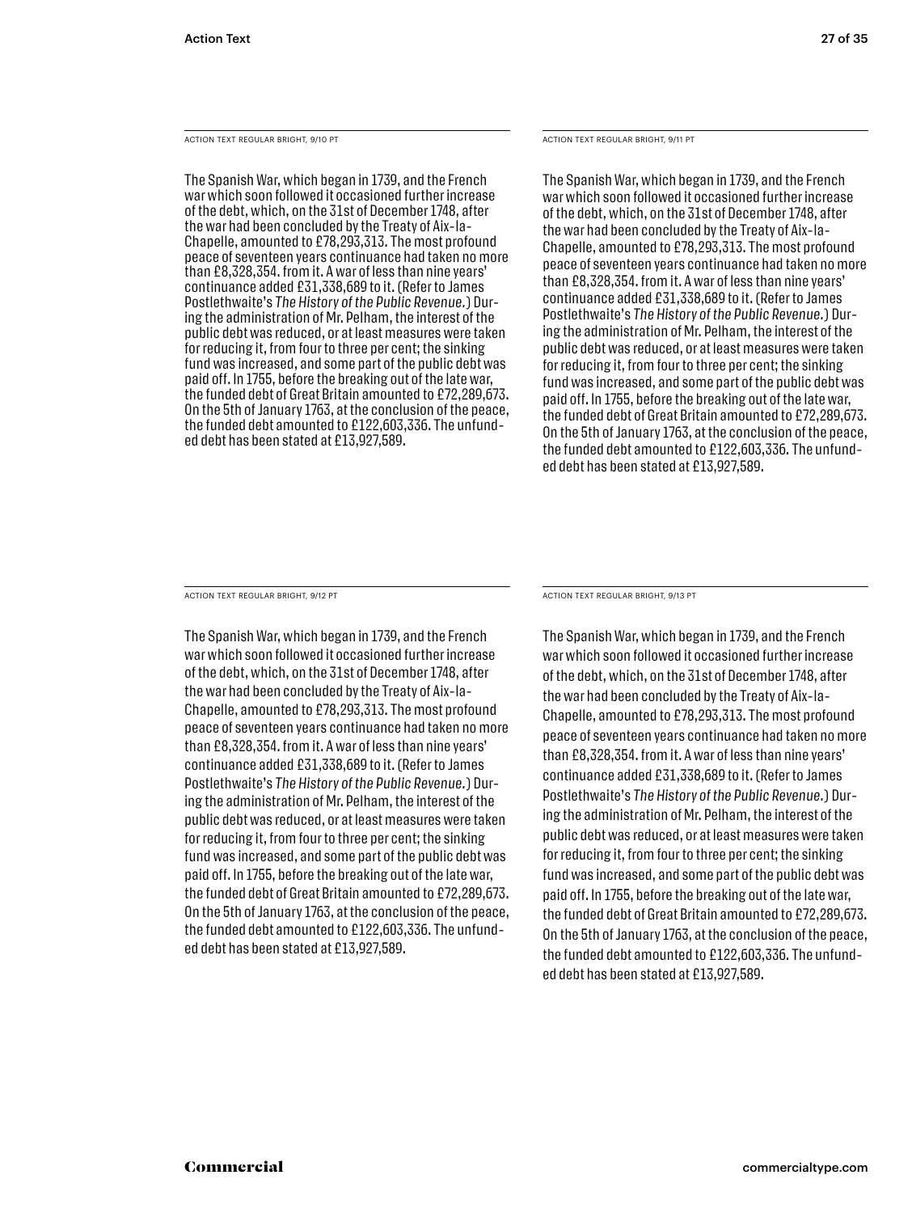ACTION TEXT REGULAR BRIGHT, 9/10 PT

The Spanish War, which began in 1739, and the French war which soon followed it occasioned further increase of the debt, which, on the 31st of December 1748, after the war had been concluded by the Treaty of Aix-la-Chapelle, amounted to £78,293,313. The most profound peace of seventeen years continuance had taken no more than £8,328,354. from it. A war of less than nine years' continuance added £31,338,689 to it. (Refer to James Postlethwaite's *The History of the Public Revenue.*) During the administration of Mr. Pelham, the interest of the public debt was reduced, or at least measures were taken for reducing it, from four to three per cent; the sinking fund was increased, and some part of the public debt was paid off. In 1755, before the breaking out of the late war, the funded debt of Great Britain amounted to £72,289,673. On the 5th of January 1763, at the conclusion of the peace, the funded debt amounted to £122,603,336. The unfunded debt has been stated at £13,927,589.

ACTION TEXT REGULAR BRIGHT, 9/11 PT

The Spanish War, which began in 1739, and the French war which soon followed it occasioned further increase of the debt, which, on the 31st of December 1748, after the war had been concluded by the Treaty of Aix-la-Chapelle, amounted to £78,293,313. The most profound peace of seventeen years continuance had taken no more than £8,328,354. from it. A war of less than nine years' continuance added £31,338,689 to it. (Refer to James Postlethwaite's *The History of the Public Revenue.*) During the administration of Mr. Pelham, the interest of the public debt was reduced, or at least measures were taken for reducing it, from four to three per cent; the sinking fund was increased, and some part of the public debt was paid off. In 1755, before the breaking out of the late war, the funded debt of Great Britain amounted to £72,289,673. On the 5th of January 1763, at the conclusion of the peace, the funded debt amounted to £122,603,336. The unfunded debt has been stated at £13,927,589.

ACTION TEXT REGULAR BRIGHT, 9/12 PT

The Spanish War, which began in 1739, and the French war which soon followed it occasioned further increase of the debt, which, on the 31st of December 1748, after the war had been concluded by the Treaty of Aix-la-Chapelle, amounted to £78,293,313. The most profound peace of seventeen years continuance had taken no more than £8,328,354. from it. A war of less than nine years' continuance added £31,338,689 to it. (Refer to James Postlethwaite's *The History of the Public Revenue.*) During the administration of Mr. Pelham, the interest of the public debt was reduced, or at least measures were taken for reducing it, from four to three per cent; the sinking fund was increased, and some part of the public debt was paid off. In 1755, before the breaking out of the late war, the funded debt of Great Britain amounted to £72,289,673. On the 5th of January 1763, at the conclusion of the peace, the funded debt amounted to £122,603,336. The unfunded debt has been stated at £13,927,589.

ACTION TEXT REGULAR BRIGHT, 9/13 PT

The Spanish War, which began in 1739, and the French war which soon followed it occasioned further increase of the debt, which, on the 31st of December 1748, after the war had been concluded by the Treaty of Aix-la-Chapelle, amounted to £78,293,313. The most profound peace of seventeen years continuance had taken no more than £8,328,354. from it. A war of less than nine years' continuance added £31,338,689 to it. (Refer to James Postlethwaite's *The History of the Public Revenue.*) During the administration of Mr. Pelham, the interest of the public debt was reduced, or at least measures were taken for reducing it, from four to three per cent; the sinking fund was increased, and some part of the public debt was paid off. In 1755, before the breaking out of the late war, the funded debt of Great Britain amounted to £72,289,673. On the 5th of January 1763, at the conclusion of the peace, the funded debt amounted to £122,603,336. The unfunded debt has been stated at £13,927,589.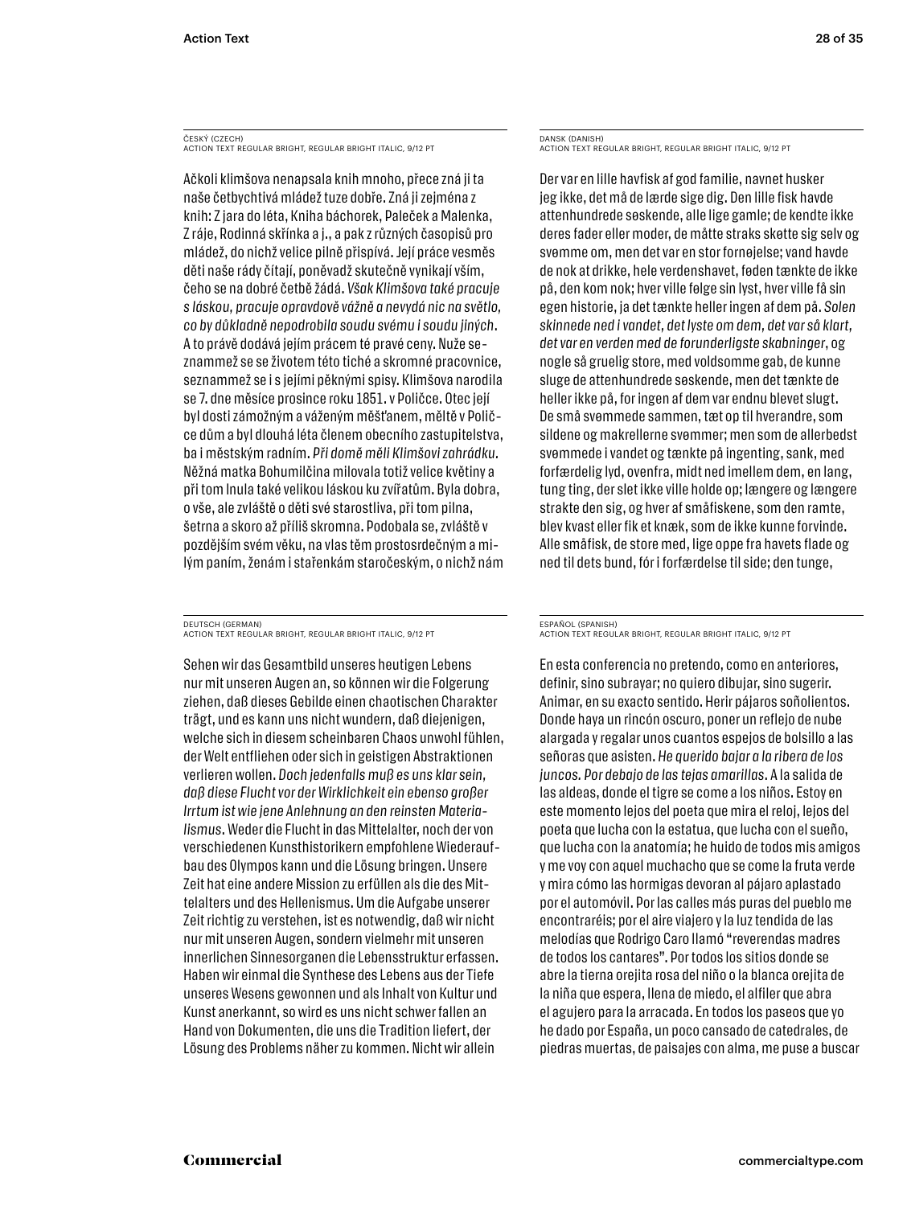ČESKÝ (CZECH)
ACTION TEXT REGULAR BRIGHT, REGULAR BRIGHT ITALIC, 9/12 PT

Ačkoli klimšova nenapsala knih mnoho, přece zná ji ta naše četbychtivá mládež tuze dobře. Zná ji zejména z knih: Z jara do léta, Kniha báchorek, Paleček a Malenka, Z ráje, Rodinná skřínka a j., a pak z různých časopisů pro mládež, do nichž velice pilně přispívá. Její práce vesměs děti naše rády čítají, poněvadž skutečně vynikají vším, čeho se na dobré četbě žádá. *Však Klimšova také pracuje s láskou, pracuje opravdově vážně a nevydá nic na světlo, co by důkladně nepodrobila soudu svému i soudu jiných*. A to právě dodává jejím prácem té pravé ceny. Nuže seznammež se se životem této tiché a skromné pracovnice, seznammež se i s jejími pěknými spisy. Klimšova narodila se 7. dne měsíce prosince roku 1851. v Poličce. Otec její byl dosti zámožným a váženým měšťanem, měltě v Poličce dům a byl dlouhá léta členem obecního zastupitelstva, ba i městským radním. *Při domě měli Klimšovi zahrádku*. Něžná matka Bohumilčina milovala totiž velice květiny a při tom lnula také velikou láskou ku zvířatům. Byla dobra, o vše, ale zvláště o děti své starostliva, při tom pilna, šetrna a skoro až příliš skromna. Podobala se, zvláště v pozdějším svém věku, na vlas těm prostosrdečným a milým paním, ženám i stařenkám staročeským, o nichž nám

DANSK (DANISH)
ACTION TEXT REGULAR BRIGHT, REGULAR BRIGHT ITALIC, 9/12 PT

Der var en lille havfisk af god familie, navnet husker jeg ikke, det må de lærde sige dig. Den lille fisk havde attenhundrede søskende, alle lige gamle; de kendte ikke deres fader eller moder, de måtte straks skøtte sig selv og svømme om, men det var en stor fornøjelse; vand havde de nok at drikke, hele verdenshavet, føden tænkte de ikke på, den kom nok; hver ville følge sin lyst, hver ville få sin egen historie, ja det tænkte heller ingen af dem på. *Solen skinnede ned i vandet, det lyste om dem, det var så klart, det var en verden med de forunderligste skabninger*, og nogle så gruelig store, med voldsomme gab, de kunne sluge de attenhundrede søskende, men det tænkte de heller ikke på, for ingen af dem var endnu blevet slugt. De små svømmede sammen, tæt op til hverandre, som sildene og makrellerne svømmer; men som de allerbedst svømmede i vandet og tænkte på ingenting, sank, med forfærdelig lyd, ovenfra, midt ned imellem dem, en lang, tung ting, der slet ikke ville holde op; længere og længere strakte den sig, og hver af småfiskene, som den ramte, blev kvast eller fik et knæk, som de ikke kunne forvinde. Alle småfisk, de store med, lige oppe fra havets flade og ned til dets bund, fór i forfærdelse til side; den tunge,

DEUTSCH (GERMAN)
ACTION TEXT REGULAR BRIGHT, REGULAR BRIGHT ITALIC, 9/12 PT

Sehen wir das Gesamtbild unseres heutigen Lebens nur mit unseren Augen an, so können wir die Folgerung ziehen, daß dieses Gebilde einen chaotischen Charakter trägt, und es kann uns nicht wundern, daß diejenigen, welche sich in diesem scheinbaren Chaos unwohl fühlen, der Welt entfliehen oder sich in geistigen Abstraktionen verlieren wollen. *Doch jedenfalls muß es uns klar sein, daß diese Flucht vor der Wirklichkeit ein ebenso großer Irrtum ist wie jene Anlehnung an den reinsten Materialismus*. Weder die Flucht in das Mittelalter, noch der von verschiedenen Kunsthistorikern empfohlene Wiederaufbau des Olympos kann und die Lösung bringen. Unsere Zeit hat eine andere Mission zu erfüllen als die des Mittelalters und des Hellenismus. Um die Aufgabe unserer Zeit richtig zu verstehen, ist es notwendig, daß wir nicht nur mit unseren Augen, sondern vielmehr mit unseren innerlichen Sinnesorganen die Lebensstruktur erfassen. Haben wir einmal die Synthese des Lebens aus der Tiefe unseres Wesens gewonnen und als Inhalt von Kultur und Kunst anerkannt, so wird es uns nicht schwer fallen an Hand von Dokumenten, die uns die Tradition liefert, der Lösung des Problems näher zu kommen. Nicht wir allein

ESPAÑOL (SPANISH)
ACTION TEXT REGULAR BRIGHT, REGULAR BRIGHT ITALIC, 9/12 PT

En esta conferencia no pretendo, como en anteriores, definir, sino subrayar; no quiero dibujar, sino sugerir. Animar, en su exacto sentido. Herir pájaros soñolientos. Donde haya un rincón oscuro, poner un reflejo de nube alargada y regalar unos cuantos espejos de bolsillo a las señoras que asisten. *He querido bajar a la ribera de los juncos. Por debajo de las tejas amarillas*. A la salida de las aldeas, donde el tigre se come a los niños. Estoy en este momento lejos del poeta que mira el reloj, lejos del poeta que lucha con la estatua, que lucha con el sueño, que lucha con la anatomía; he huido de todos mis amigos y me voy con aquel muchacho que se come la fruta verde y mira cómo las hormigas devoran al pájaro aplastado por el automóvil. Por las calles más puras del pueblo me encontraréis; por el aire viajero y la luz tendida de las melodías que Rodrigo Caro llamó "reverendas madres de todos los cantares". Por todos los sitios donde se abre la tierna orejita rosa del niño o la blanca orejita de la niña que espera, llena de miedo, el alfiler que abra el agujero para la arracada. En todos los paseos que yo he dado por España, un poco cansado de catedrales, de piedras muertas, de paisajes con alma, me puse a buscar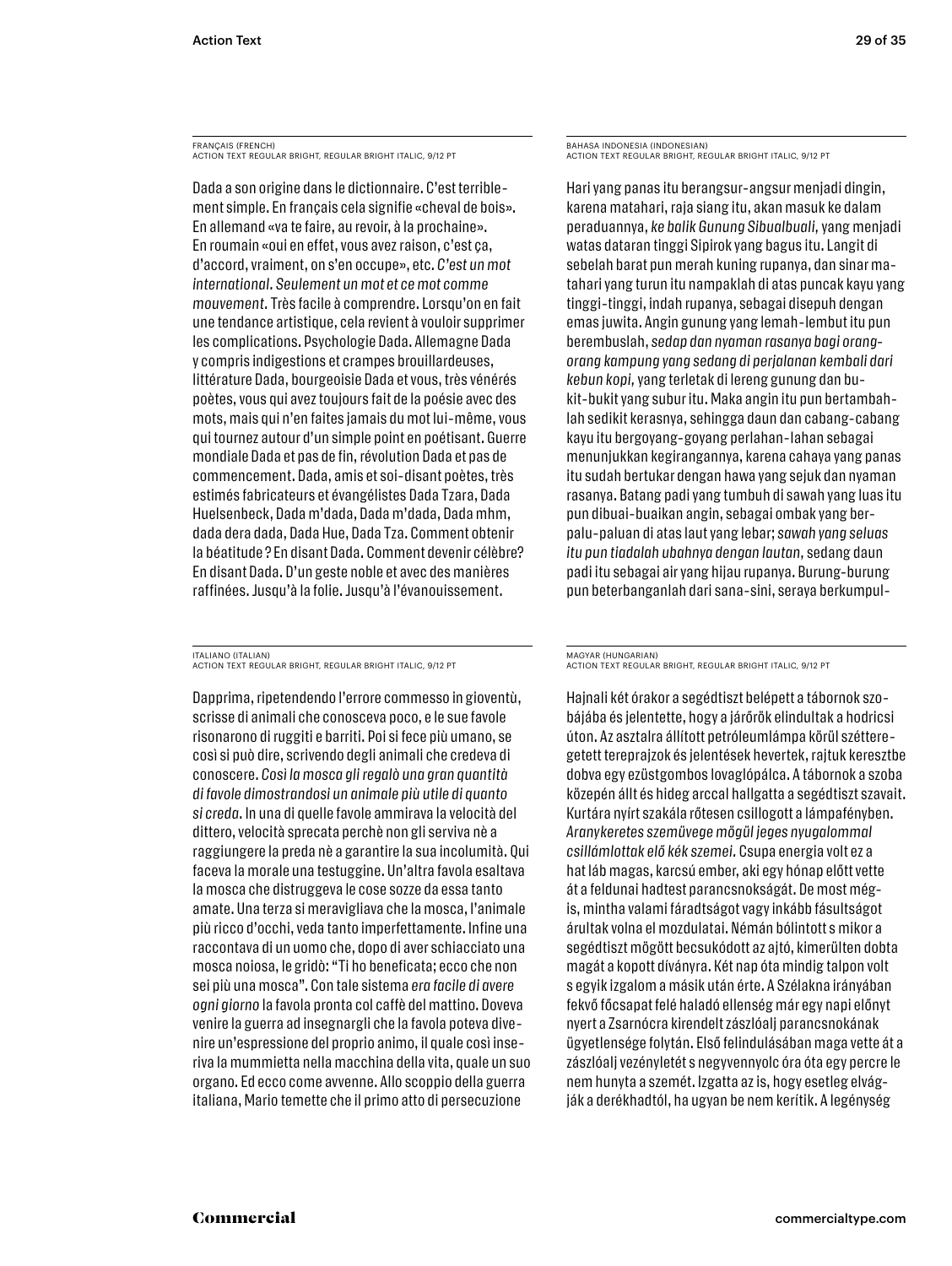FRANÇAIS (FRENCH)
ACTION TEXT REGULAR BRIGHT, REGULAR BRIGHT ITALIC, 9/12 PT

Dada a son origine dans le dictionnaire. C'est terriblement simple. En français cela signifie «cheval de bois». En allemand «va te faire, au revoir, à la prochaine». En roumain «oui en effet, vous avez raison, c'est ça, d'accord, vraiment, on s'en occupe», etc. *C'est un mot international. Seulement un mot et ce mot comme mouvement.* Très facile à comprendre. Lorsqu'on en fait une tendance artistique, cela revient à vouloir supprimer les complications. Psychologie Dada. Allemagne Dada y compris indigestions et crampes brouillardeuses, littérature Dada, bourgeoisie Dada et vous, très vénérés poètes, vous qui avez toujours fait de la poésie avec des mots, mais qui n'en faites jamais du mot lui-même, vous qui tournez autour d'un simple point en poétisant. Guerre mondiale Dada et pas de fin, révolution Dada et pas de commencement. Dada, amis et soi-disant poètes, très estimés fabricateurs et évangélistes Dada Tzara, Dada Huelsenbeck, Dada m'dada, Dada m'dada, Dada mhm, dada dera dada, Dada Hue, Dada Tza. Comment obtenir la béatitude ? En disant Dada. Comment devenir célèbre? En disant Dada. D'un geste noble et avec des manières raffinées. Jusqu'à la folie. Jusqu'à l'évanouissement.

BAHASA INDONESIA (INDONESIAN)
ACTION TEXT REGULAR BRIGHT, REGULAR BRIGHT ITALIC, 9/12 PT

Hari yang panas itu berangsur-angsur menjadi dingin, karena matahari, raja siang itu, akan masuk ke dalam peraduannya, *ke balik Gunung Sibualbuali*, yang menjadi watas dataran tinggi Sipirok yang bagus itu. Langit di sebelah barat pun merah kuning rupanya, dan sinar matahari yang turun itu nampaklah di atas puncak kayu yang tinggi-tinggi, indah rupanya, sebagai disepuh dengan emas juwita. Angin gunung yang lemah-lembut itu pun berembuslah, *sedap dan nyaman rasanya bagi orang-orang kampung yang sedang di perjalanan kembali dari kebun kopi*, yang terletak di lereng gunung dan bukit-bukit yang subur itu. Maka angin itu pun bertambahlah sedikit kerasnya, sehingga daun dan cabang-cabang kayu itu bergoyang-goyang perlahan-lahan sebagai menunjukkan kegirangannya, karena cahaya yang panas itu sudah bertukar dengan hawa yang sejuk dan nyaman rasanya. Batang padi yang tumbuh di sawah yang luas itu pun dibuai-buaikan angin, sebagai ombak yang berpalu-paluan di atas laut yang lebar; *sawah yang seluas itu pun tiadalah ubahnya dengan lautan*, sedang daun padi itu sebagai air yang hijau rupanya. Burung-burung pun beterbanganlah dari sana-sini, seraya berkumpul-

ITALIANO (ITALIAN)
ACTION TEXT REGULAR BRIGHT, REGULAR BRIGHT ITALIC, 9/12 PT

Dapprima, ripetendendo l'errore commesso in gioventù, scrisse di animali che conosceva poco, e le sue favole risonarono di ruggiti e barriti. Poi si fece più umano, se così si può dire, scrivendo degli animali che credeva di conoscere. *Così la mosca gli regalò una gran quantità di favole dimostrandosi un animale più utile di quanto si creda.* In una di quelle favole ammirava la velocità del dittero, velocità sprecata perchè non gli serviva nè a raggiungere la preda nè a garantire la sua incolumità. Qui faceva la morale una testuggine. Un'altra favola esaltava la mosca che distruggeva le cose sozze da essa tanto amate. Una terza si meravigliava che la mosca, l'animale più ricco d'occhi, veda tanto imperfettamente. Infine una raccontava di un uomo che, dopo di aver schiacciato una mosca noiosa, le gridò: "Ti ho beneficata; ecco che non sei più una mosca". Con tale sistema *era facile di avere ogni giorno* la favola pronta col caffè del mattino. Doveva venire la guerra ad insegnargli che la favola poteva divenire un'espressione del proprio animo, il quale così inseriva la mummietta nella macchina della vita, quale un suo organo. Ed ecco come avvenne. Allo scoppio della guerra italiana, Mario temette che il primo atto di persecuzione

MAGYAR (HUNGARIAN)
ACTION TEXT REGULAR BRIGHT, REGULAR BRIGHT ITALIC, 9/12 PT

Hajnali két órakor a segédtiszt belépett a tábornok szobájába és jelentette, hogy a járőrök elindultak a hodricsi úton. Az asztalra állított petróleumlámpa körül szétteregetett tereprajzok és jelentések hevertek, rajtuk keresztbe dobva egy ezüstgombos lovaglópálca. A tábornok a szoba közepén állt és hideg arccal hallgatta a segédtiszt szavait. Kurtára nyírt szakála rőtesen csillogott a lámpafényben. *Aranykeretes szemüvege mögül jeges nyugalommal csillámlottak elő kék szemei.* Csupa energia volt ez a hat láb magas, karcsú ember, aki egy hónap előtt vette át a feldunai hadtest parancsnokságát. De most mégis, mintha valami fáradtságot vagy inkább fásultságot árultak volna el mozdulatai. Némán bólintott s mikor a segédtiszt mögött becsukódott az ajtó, kimerülten dobta magát a kopott díványra. Két nap óta mindig talpon volt s egyik izgalom a másik után érte. A Szélakna irányában fekvő főcsapat felé haladó ellenség már egy napi előnyt nyert a Zsarnócra kirendelt zászlóalj parancsnokának ügyetlensége folytán. Első felindulásában maga vette át a zászlóalj vezényletét s negyvennyolc óra óta egy percre le nem hunyta a szemét. Izgatta az is, hogy esetleg elvágják a derékhadtól, ha ugyan be nem kerítik. A legénység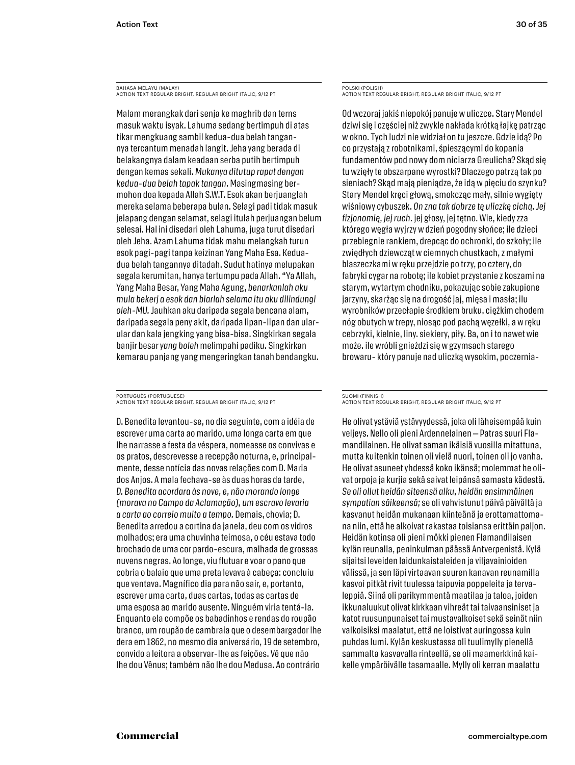BAHASA MELAYU (MALAY)
ACTION TEXT REGULAR BRIGHT, REGULAR BRIGHT ITALIC, 9/12 PT

Malam merangkak dari senja ke maghrib dan terns masuk waktu isyak. Lahuma sedang bertimpuh di atas tikar mengkuang sambil kedua-dua belah tangannya tercantum menadah langit. Jeha yang berada di belakangnya dalam keadaan serba putih bertimpuh dengan kemas sekali. *Mukanya ditutup rapat dengan kedua-dua belah tapak tangan.* Masingmasing bermohon doa kepada Allah S.W.T. Esok akan berjuanglah mereka selama beberapa bulan. Selagi padi tidak masuk jelapang dengan selamat, selagi itulah perjuangan belum selesai. Hal ini disedari oleh Lahuma, juga turut disedari oleh Jeha. Azam Lahuma tidak mahu melangkah turun esok pagi-pagi tanpa keizinan Yang Maha Esa. Kedua-dua belah tangannya ditadah. Sudut hatinya melupakan segala kerumitan, hanya tertumpu pada Allah. "Ya Allah, Yang Maha Besar, Yang Maha Agung, *benarkanlah aku mula bekerj a esok dan biarlah selama itu aku dilindungi oleh-MU.* Jauhkan aku daripada segala bencana alam, daripada segala peny akit, daripada lipan-lipan dan ular-ular dan kala jengking yang bisa-bisa. Singkirkan segala banjir besar *yang boleh* melimpahi padiku. Singkirkan kemarau panjang yang mengeringkan tanah bendangku.

POLSKI (POLISH)
ACTION TEXT REGULAR BRIGHT, REGULAR BRIGHT ITALIC, 9/12 PT

Od wczoraj jakiś niepokój panuje w uliczce. Stary Mendel dziwi się i częściej niż zwykle nakłada krótką łajkę patrząc w okno. Tych ludzi nie widział on tu jeszcze. Gdzie idą? Po co przystają z robotnikami, śpieszącymi do kopania fundamentów pod nowy dom niciarza Greulicha? Skąd się tu wzięły te obszarpane wyrostki? Dlaczego patrzą tak po sieniach? Skąd mają pieniądze, że idą w pięciu do szynku? Stary Mendel kręci głową, smokcząc mały, silnie wygięty wiśniowy cybuszek. *On zna tak dobrze tę uliczkę cichą. Jej fizjonomię, jej ruch.* jej głosy, jej tętno. Wie, kiedy zza którego węgła wyjrzy w dzień pogodny słońce; ile dzieci przebiegnie rankiem, drepcąc do ochronki, do szkoły; ile zwiędłych dziewcząt w ciemnych chustkach, z małymi blaszeczkami w ręku przejdzie po trzy, po cztery, do fabryki cygar na robotę; ile kobiet przystanie z koszami na starym, wytartym chodniku, pokazując sobie zakupione jarzyny, skarżąc się na drogość jaj, mięsa i masła; ilu wyrobników przecłapie środkiem bruku, ciężkim chodem nóg obutych w trepy, niosąc pod pachą węzełki, a w ręku cebrzyki, kielnie, liny. siekiery, piły. Ba, on i to nawet wie może. ile wróbli gnieździ się w gzymsach starego browaru- który panuje nad uliczką wysokim, poczernia-

PORTUGUÊS (PORTUGUESE)
ACTION TEXT REGULAR BRIGHT, REGULAR BRIGHT ITALIC, 9/12 PT

D. Benedita levantou-se, no dia seguinte, com a idéia de escrever uma carta ao marido, uma longa carta em que lhe narrasse a festa da véspera, nomeasse os convivas e os pratos, descrevesse a recepção noturna, e, principalmente, desse notícia das novas relações com D. Maria dos Anjos. A mala fechava-se às duas horas da tarde, *D. Benedita acordara às nove, e, não morando longe (morava no Campo da Aclamação), um escravo levaria a carta ao correio muito a tempo.* Demais, chovia; D. Benedita arredou a cortina da janela, deu com os vidros molhados; era uma chuvinha teimosa, o céu estava todo brochado de uma cor pardo-escura, malhada de grossas nuvens negras. Ao longe, viu flutuar e voar o pano que cobria o balaio que uma preta levava à cabeça: concluiu que ventava. Magnífico dia para não sair, e, portanto, escrever uma carta, duas cartas, todas as cartas de uma esposa ao marido ausente. Ninguém viria tentá-la. Enquanto ela compõe os babadinhos e rendas do roupão branco, um roupão de cambraia que o desembargador lhe dera em 1862, no mesmo dia aniversário, 19 de setembro, convido a leitora a observar-lhe as feições. Vê que não lhe dou Vênus; também não lhe dou Medusa. Ao contrário

SUOMI (FINNISH)
ACTION TEXT REGULAR BRIGHT, REGULAR BRIGHT ITALIC, 9/12 PT

He olivat ystäviä ystävyydessä, joka oli läheisempää kuin veljeys. Nello oli pieni Ardennelainen — Patras suuri Flamandilainen. He olivat saman ikäisiä vuosilla mitattuna, mutta kuitenkin toinen oli vielä nuori, toinen oli jo vanha. He olivat asuneet yhdessä koko ikänsä; molemmat he olivat orpoja ja kurjia sekä saivat leipänsä samasta kädestä. *Se oli ollut heidän siteensä alku, heidän ensimmäinen sympatian säikeensä;* se oli vahvistunut päivä päivältä ja kasvanut heidän mukanaan kiinteänä ja erottamattomana niin, että he alkoivat rakastaa toisiansa erittäin paljon. Heidän kotinsa oli pieni mökki pienen Flamandilaisen kylän reunalla, peninkulman päässä Antverpenistä. Kylä sijaitsi leveiden laidunkaistaleiden ja viljavainioiden välissä, ja sen läpi virtaavan suuren kanavan reunamilla kasvoi pitkät rivit tuulessa taipuvia poppeleita ja tervaleppiä. Siinä oli parikymmentä maatilaa ja taloa, joiden ikkunaluukut olivat kirkkaan vihreät tai taivaansiniset ja katot ruusunpunaiset tai mustavalkoiset sekä seinät niin valkoisiksi maalatut, että ne loistivat auringossa kuin puhdas lumi. Kylän keskustassa oli tuulimylly pienellä sammalta kasvavalla rinteellä, se oli maamerkkinä kaikelle ympäröivälle tasamaalle. Mylly oli kerran maalattu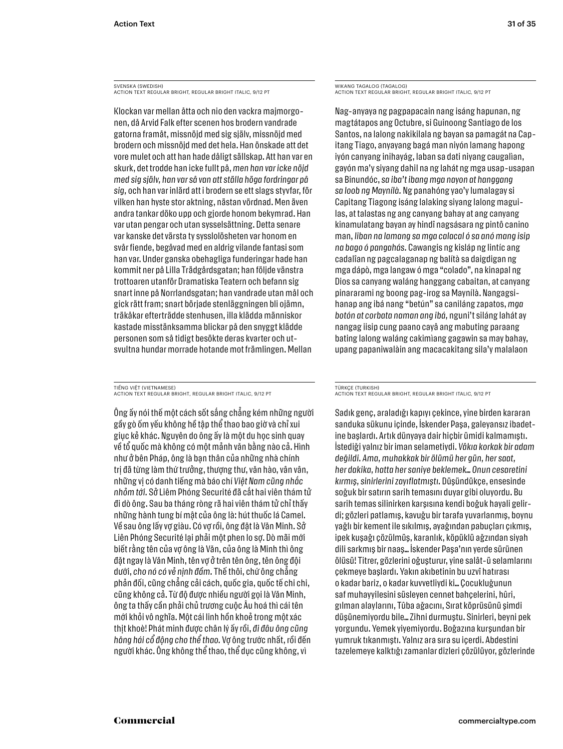SVENSKA (SWEDISH)
ACTION TEXT REGULAR BRIGHT, REGULAR BRIGHT ITALIC, 9/12 PT

Klockan var mellan åtta och nio den vackra majmorgonen, då Arvid Falk efter scenen hos brodern vandrade gatorna framåt, missnöjd med sig själv, missnöjd med brodern och missnöjd med det hela. Han önskade att det vore mulet och att han hade dåligt sällskap. Att han var en skurk, det trodde han icke fullt på, *men han var icke nöjd med sig själv, han var så van att ställa höga fordringar på sig,* och han var inlärd att i brodern se ett slags styvfar, för vilken han hyste stor aktning, nästan vördnad. Men även andra tankar döko upp och gjorde honom bekymrad. Han var utan pengar och utan sysselsättning. Detta senare var kanske det värsta ty sysslolösheten var honom en svår fiende, begåvad med en aldrig vilande fantasi som han var. Under ganska obehagliga funderingar hade han kommit ner på Lilla Trädgårdsgatan; han följde vänstra trottoaren utanför Dramatiska Teatern och befann sig snart inne på Norrlandsgatan; han vandrade utan mål och gick rätt fram; snart började stenläggningen bli ojämn, träkåkar efterträdde stenhusen, illa klädda människor kastade misstänksamma blickar på den snyggt klädde personen som så tidigt besökte deras kvarter och utsvultna hundar morrade hotande mot främlingen. Mellan

WIKANG TAGALOG (TAGALOG)
ACTION TEXT REGULAR BRIGHT, REGULAR BRIGHT ITALIC, 9/12 PT

Nag-anyaya ng pagpapacain nang isáng hapunan, ng magtátapos ang Octubre, si Guinoong Santiago de los Santos, na lalong nakikilala ng bayan sa pamagát na Capitang Tiago, anyayang bagá man niyón lamang hapong iyón canyang inihayág, laban sa dati niyang caugalian, gayón ma'y siyang dahil na ng lahát ng mga usap-usapan sa Binundóc, *sa iba't ibang mga nayon at hanggang sa loob ng Maynílà.* Ng panahóng yao'y lumalagay si Capitang Tiagong isáng lalaking siyang lalong maguilas, at talastas ng ang canyang bahay at ang canyang kinamulatang bayan ay hindî nagsásara ng pintô canino man, *liban na lamang sa mga calacal ó sa anó mang isip na bago ó pangahás.* Cawangis ng kisláp ng lintíc ang cadalîan ng pagcalaganap ng balítà sa daigdigan ng mga dápò, mga langaw ó mga "colado", na kinapal ng Dios sa canyang waláng hanggang cabaitan, at canyang pinararami ng boong pag-irog sa Maynílà. Nangagsihanap ang ibá nang "betún" sa caniláng zapatos, *mga botón at corbata naman ang ibá,* nguni't siláng lahát ay nangag iisip cung paano cayâ ang mabuting paraang bating lalong waláng cakimìang gagawin sa may bahay, upang papaniwalàin ang macacakitang sila'y malalaon

TIẾNG VIỆT (VIETNAMESE)
ACTION TEXT REGULAR BRIGHT, REGULAR BRIGHT ITALIC, 9/12 PT

Ông ấy nói thế một cách sốt sắng chẳng kém những người gầy gò ốm yếu không hề tập thể thao bao giờ và chỉ xui giục kẻ khác. Nguyên do ông ấy là một du học sinh quay về tổ quốc mà không có một mảnh văn bằng nào cả. Hình như ở bên Pháp, ông là bạn thân của những nhà chính trị đã từng làm thứ trưởng, thượng thư, văn hào, vân vân, những vị có danh tiếng mà báo chí *Việt Nam cũng nhắc nhỏm tới.* Sở Liêm Phóng Securité đã cắt hai viên thám tử đi dò ông. Sau ba tháng ròng rã hai viên thám tử chỉ thấy những hành tung bí mật của ông là: hút thuốc lá Camel. Về sau ông lấy vợ giàu. Có vợ rồi, ông đặt là Văn Minh. Sở Liên Phóng Securité lại phải một phen lo sợ. Dò mãi mới biết rằng tên của vợ ông là Văn, của ông là Minh thì ông đặt ngay là Văn Minh, tên vợ ở trên tên ông, tên ông đội dưới, *cho nó có vẻ nịnh đầm.* Thế thôi, chứ ông chẳng phản đối, cũng chẳng cải cách, quốc gia, quốc tế chi chi, cũng không cả. Từ độ được nhiều người gọi là Văn Minh, ông ta thấy cần phải chủ trương cuộc Âu hoá thì cái tên mới khỏi vô nghĩa. Một cái linh hồn khoẻ trong một xác thịt khoẻ! Phát minh được chân lý ấy rồi, *đi đâu ông cũng hăng hái cổ động cho thể thao.* Vợ ông trước nhất, rồi đến người khác. Ông không thể thao, thể dục cũng không, vì

TÜRKÇE (TURKISH)
ACTION TEXT REGULAR BRIGHT, REGULAR BRIGHT ITALIC, 9/12 PT

Sadık genç, araladığı kapıyı çekince, yine birden kararan sanduka sükunu içinde, İskender Paşa, galeyansız ibadetine başlardı. Artık dünyaya dair hiçbir ümidi kalmamıştı. İstediği yalnız bir iman selametiydi. *Vâkıa korkak bir adam değildi. Ama, muhakkak bir ölümü her gün, her saat, her dakika, hatta her saniye beklemek… Onun cesaretini kırmış, sinirlerini zayıflatmıştı.* Düşündükçe, ensesinde soğuk bir satırın sarih temasını duyar gibi oluyordu. Bu sarih temas silinirken karşısına kendi boğuk hayali gelirdi; gözleri patlamış, kavuğu bir tarafa yuvarlanmış, boynu yağlı bir kement ile sıkılmış, ayağından pabuçları çıkmış, ipek kuşağı çözülmüş, karanlık, köpüklü ağzından siyah dili sarkmış bir naaş… İskender Paşa'nın yerde sürünen ölüsü! Titrer, gözlerini oğuşturur, yine salât-ü selamlarını çekmeye başlardı. Yakın akıbetinin bu uzvî hatırası o kadar bariz, o kadar kuvvetliydi ki… Çocukluğunun saf muhayyilesini süsleyen cennet bahçelerini, hûri, gılman alaylarını, Tûba ağacını, Sırat köprüsünü şimdi düşünemiyordu bile… Zihni durmuştu. Sinirleri, beyni pek yorgundu. Yemek yiyemiyordu. Boğazına kurşundan bir yumruk tıkanmıştı. Yalnız ara sıra su içerdi. Abdestini tazelemeye kalktığı zamanlar dizleri çözülüyor, gözlerinde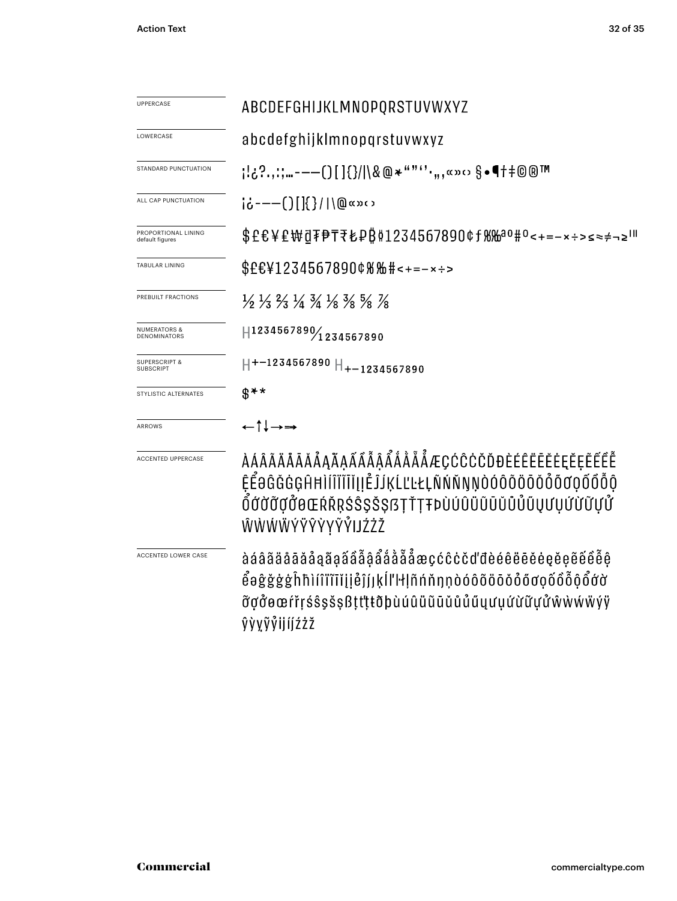| | |
|---|---|
| UPPERCASE | ABCDEFGHIJKLMNOPQRSTUVWXYZ |
| LOWERCASE | abcdefghijklmnopqrstuvwxyz |
| STANDARD PUNCTUATION | ¡!¿?.,:;…-–—()[]{}/|\&@*"”‘’·„‚«»‹› §•¶†‡©®™ |
| ALL CAP PUNCTUATION | ¡¿-–—()[]{}/|\@«»‹› |
| PROPORTIONAL LINING default figures | $£€¥₤₩₫₮₱₸₹₺₽₿¢1234567890¢ƒ%‰ªº#º<+=−×÷>≤≈≠¬≥ |
| TABULAR LINING | $£€¥1234567890¢%‰#<+=−×÷> |
| PREBUILT FRACTIONS | ½ ⅓ ⅔ ¼ ¾ ⅛ ⅜ ⅝ ⅞ |
| NUMERATORS & DENOMINATORS | H1234567890⁄1234567890 |
| SUPERSCRIPT & SUBSCRIPT | H+−1234567890 H+−1234567890 |
| STYLISTIC ALTERNATES | $** |
| ARROWS | ←↑↓→⇒ |
| ACCENTED UPPERCASE | ÀÁÂÃÄÅĀĂẢĄẠẤẦẪẬẨẮẰẴẶẲÆÇĆĈĊČĎĐÈÉÊËĒĔĖĘĚẼẸẾỀỄỆỂƏĜĞĠĢĤĦÌÍÎÏĨĪĬĮỈỊĴĶĹĽĻĿŁÑŃŇŅŊÒÓÔÕÖŌŎŐỎỌỐỒỖỘỔƠỚỜỠỢỞØŒŔŘŖŚŜŞŠȘßŢŤȚŦÞÙÚÛÜŨŪŬŮŰỦŲỤƯỨỪỮỰỬŴẀẂẄÝŸŶỲỴỸỶĲŹŻŽ |
| ACCENTED LOWER CASE | àáâãäåāăảąạấầẫậẩắằẵặẳæçćĉċčďđèéêëēĕėęěẽẹếềễệểəĝğġģĥħìíîïĩīĭįỉịĵķĺľļŀłñńňņŋòóôõöōŏőỏọốồỗộổơớờỡợởøœŕřŗśŝşšșßţťțŧðþùúûüũūŭůűủųụưứừữựửŵẁẃẅýÿŷỳỵỹỷĳźżž |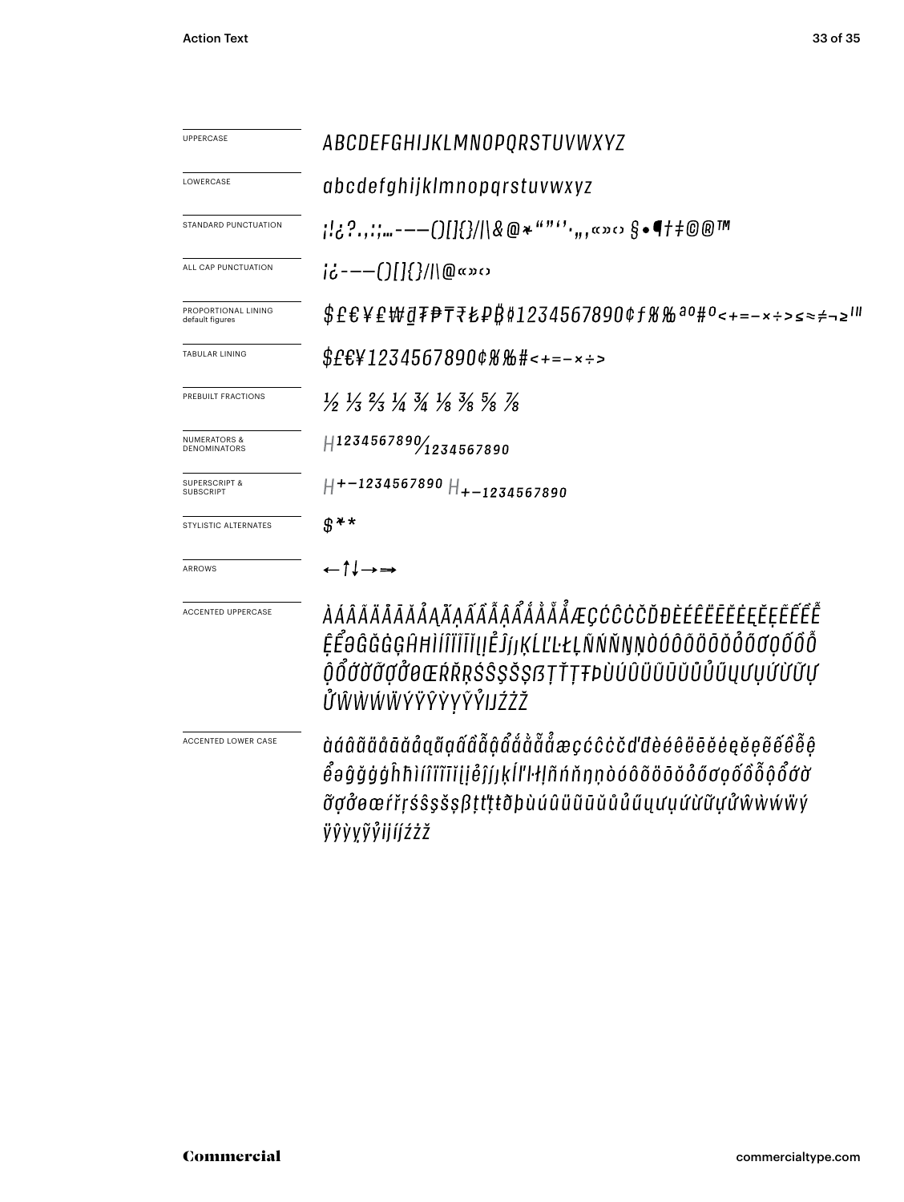| | |
|---|---|
| UPPERCASE | *ABCDEFGHIJKLMNOPQRSTUVWXYZ* |
| LOWERCASE | *abcdefghijklmnopqrstuvwxyz* |
| STANDARD PUNCTUATION | *¡!¿?.,:;…-–—()[]{}/\|\&@*"""''·„‚«»‹› §•¶†‡©®™* |
| ALL CAP PUNCTUATION | *¡¿-–—()[]{}/\|\@«»‹›* |
| PROPORTIONAL LINING default figures | *$£€¥₤₩₫₮₱₸₹₺₽₿¢1234567890¢ƒ%‰ªº#°<+=−×÷>≤≈≠¬≥′″‴* |
| TABULAR LINING | *$£€¥1234567890¢%‰#<+=−×÷>* |
| PREBUILT FRACTIONS | *½ ⅓ ⅔ ¼ ¾ ⅛ ⅜ ⅝ ⅞* |
| NUMERATORS & DENOMINATORS | *H1234567890⁄1234567890* |
| SUPERSCRIPT & SUBSCRIPT | *H+−1234567890 H+−1234567890* |
| STYLISTIC ALTERNATES | *$** |
| ARROWS | ←↑↓→⟹ |
| ACCENTED UPPERCASE | *ÀÁÂÃÄÅĀĂẢẠẶẠẤẦẪẬẨẮẰẴẲÆÇĆĈĊČĎĐÈÉÊËĒĖĘĚẸẼẾỀỄỆỂƏĜĞĠĢĤĦÌÍÎÏĨĪĮİỈĴĵȷĶĹĽĿŁĻÑŃŇŅŊÒÓÔÕÖŌŎŐƠỌỐỒỖỘỔỚỜỠỢỞØŒŔŘŖŚŜŞŠȘẞŢŤȚŦÞÙÚÛÜŨŪŬŮŰŲƯỤỨỪỮỰỬŴẀẂẄÝŸŶỲỴỸỶĲŹŻŽ* |
| ACCENTED LOWER CASE | *àáâãäåāăảạặạấầẫậẩắằẵẳæçćĉċčďđèéêëēėęěẹẽếềễệểəĝğġģĥħìíîïĩīįiỉĵȷķĺľŀłļñńňņŋòóôõöōŏőơọốồỗộổớờỡợởøœŕřŗśŝşšșßţťțŧðþùúûüũūŭůűųưụứừữựửŵẁẃẅýÿŷỳỵỹỷĳíjźżž* |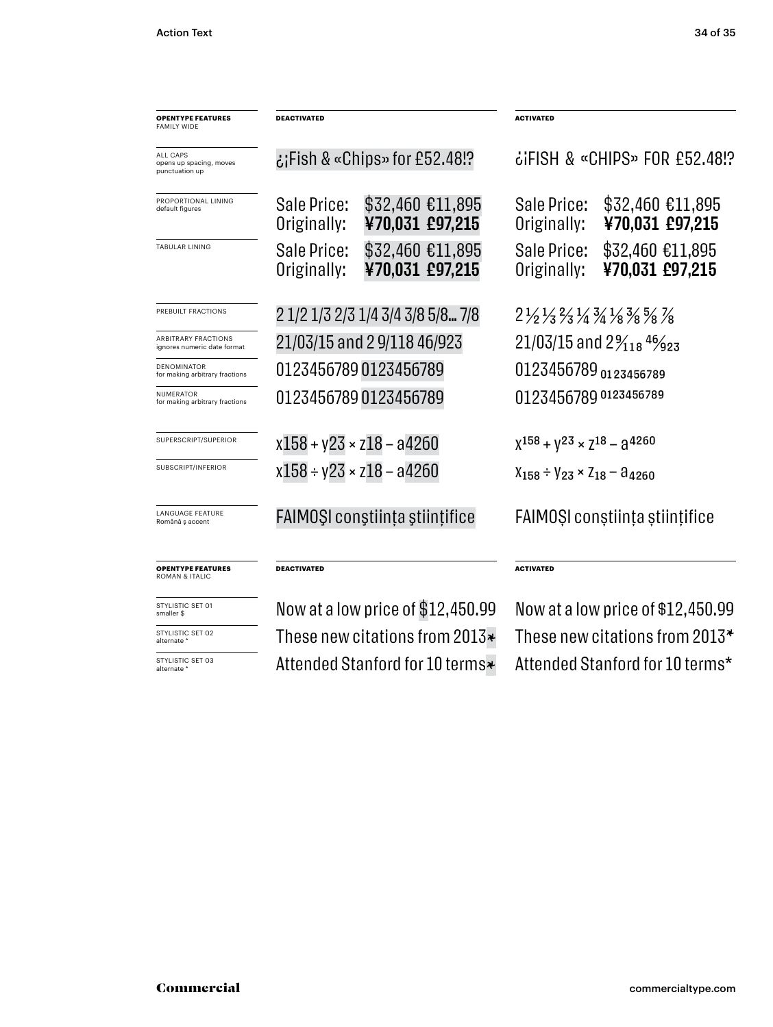| OPENTYPE FEATURES FAMILY WIDE | DEACTIVATED | ACTIVATED |
|---|---|---|
| ALL CAPS opens up spacing, moves punctuation up | ¿¡Fish & «Chips» for £52.48!? | ¿¡FISH & «CHIPS» FOR £52.48!? |
| PROPORTIONAL LINING default figures | Sale Price: $32,460 €11,895 Originally: **¥70,031 £97,215** | Sale Price: $32,460 €11,895 Originally: **¥70,031 £97,215** |
| TABULAR LINING | Sale Price: $32,460 €11,895 Originally: **¥70,031 £97,215** | Sale Price: $32,460 €11,895 Originally: **¥70,031 £97,215** |
| PREBUILT FRACTIONS | 2 1/2 1/3 2/3 1/4 3/4 3/8 5/8… 7/8 | 2 ½ ⅓ ⅔ ¼ ¾ ⅛ ⅜ ⅝ ⅞ |
| ARBITRARY FRACTIONS ignores numeric date format | 21/03/15 and 2 9/118 46/923 | 21/03/15 and 2 9⁄118 46⁄923 |
| DENOMINATOR for making arbitrary fractions | 0123456789 0123456789 | 0123456789 $_{0123456789}$ |
| NUMERATOR for making arbitrary fractions | 0123456789 0123456789 | 0123456789 $^{0123456789}$ |
| SUPERSCRIPT/SUPERIOR | x158 + y23 × z18 – a4260 | $x^{158} + y^{23} \times z^{18} - a^{4260}$ |
| SUBSCRIPT/INFERIOR | x158 ÷ y23 × z18 – a4260 | $x_{158} \div y_{23} \times z_{18} - a_{4260}$ |
| LANGUAGE FEATURE Română ş accent | FAIMOŞI conştiinţa ştiinţifice | FAIMOȘI conștiința științifice |

| OPENTYPE FEATURES ROMAN & ITALIC | DEACTIVATED | ACTIVATED |
|---|---|---|
| STYLISTIC SET 01 smaller $ | Now at a low price of $12,450.99 | Now at a low price of $12,450.99 |
| STYLISTIC SET 02 alternate * | These new citations from 2013* | These new citations from 2013* |
| STYLISTIC SET 03 alternate * | Attended Stanford for 10 terms* | Attended Stanford for 10 terms* |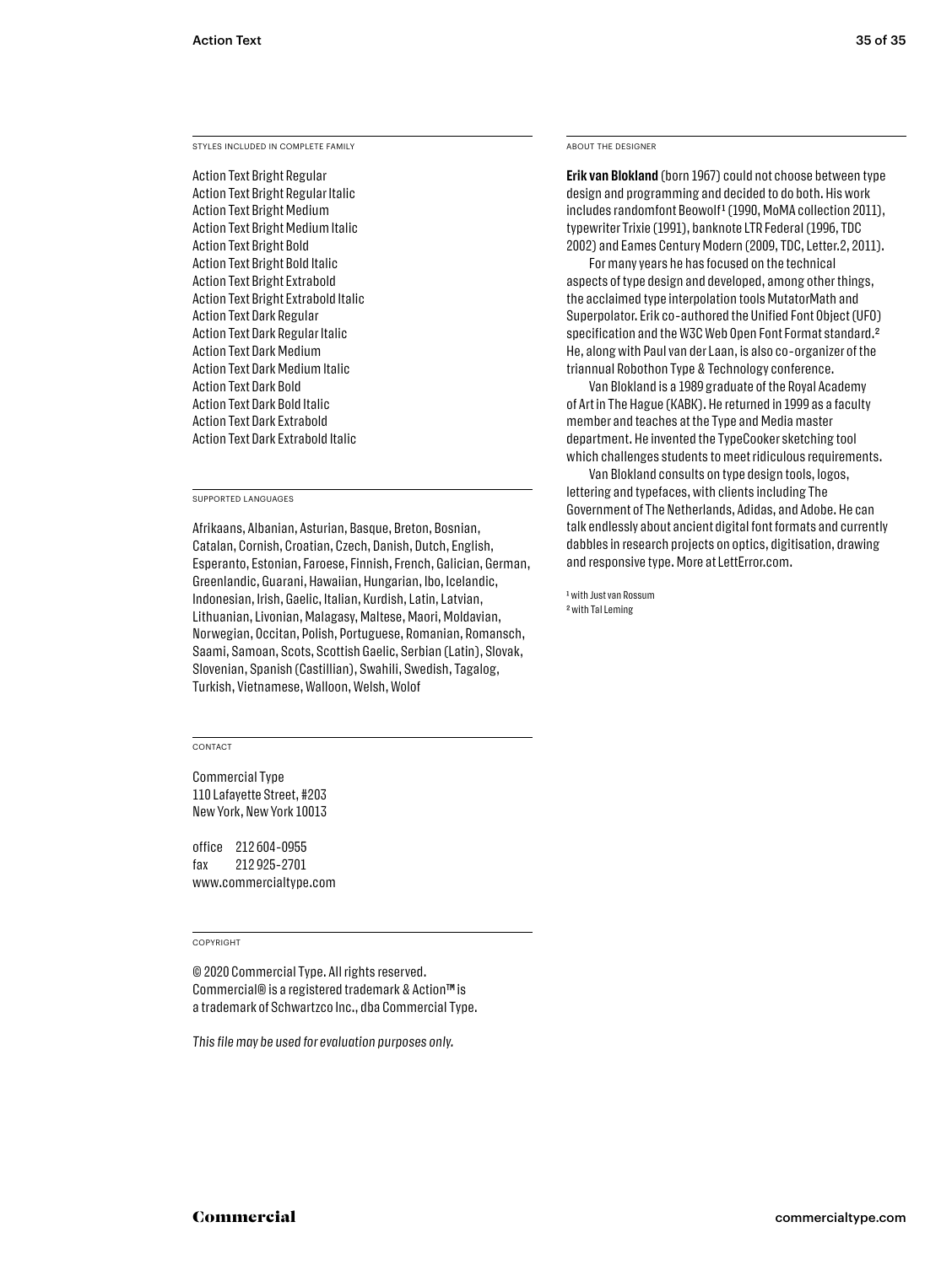## STYLES INCLUDED IN COMPLETE FAMILY

Action Text Bright Regular
Action Text Bright Regular Italic
Action Text Bright Medium
Action Text Bright Medium Italic
Action Text Bright Bold
Action Text Bright Bold Italic
Action Text Bright Extrabold
Action Text Bright Extrabold Italic
Action Text Dark Regular
Action Text Dark Regular Italic
Action Text Dark Medium
Action Text Dark Medium Italic
Action Text Dark Bold
Action Text Dark Bold Italic
Action Text Dark Extrabold
Action Text Dark Extrabold Italic

## SUPPORTED LANGUAGES

Afrikaans, Albanian, Asturian, Basque, Breton, Bosnian, Catalan, Cornish, Croatian, Czech, Danish, Dutch, English, Esperanto, Estonian, Faroese, Finnish, French, Galician, German, Greenlandic, Guarani, Hawaiian, Hungarian, Ibo, Icelandic, Indonesian, Irish, Gaelic, Italian, Kurdish, Latin, Latvian, Lithuanian, Livonian, Malagasy, Maltese, Maori, Moldavian, Norwegian, Occitan, Polish, Portuguese, Romanian, Romansch, Saami, Samoan, Scots, Scottish Gaelic, Serbian (Latin), Slovak, Slovenian, Spanish (Castillian), Swahili, Swedish, Tagalog, Turkish, Vietnamese, Walloon, Welsh, Wolof

## CONTACT

Commercial Type
110 Lafayette Street, #203
New York, New York 10013

office 212 604-0955
fax 212 925-2701
www.commercialtype.com

## COPYRIGHT

© 2020 Commercial Type. All rights reserved.
Commercial® is a registered trademark & Action™ is a trademark of Schwartzco Inc., dba Commercial Type.

*This file may be used for evaluation purposes only.*

## ABOUT THE DESIGNER

**Erik van Blokland** (born 1967) could not choose between type design and programming and decided to do both. His work includes randomfont Beowolf[1] (1990, MoMA collection 2011), typewriter Trixie (1991), banknote LTR Federal (1996, TDC 2002) and Eames Century Modern (2009, TDC, Letter.2, 2011).

For many years he has focused on the technical aspects of type design and developed, among other things, the acclaimed type interpolation tools MutatorMath and Superpolator. Erik co-authored the Unified Font Object (UFO) specification and the W3C Web Open Font Format standard.[2] He, along with Paul van der Laan, is also co-organizer of the triannual Robothon Type & Technology conference.

Van Blokland is a 1989 graduate of the Royal Academy of Art in The Hague (KABK). He returned in 1999 as a faculty member and teaches at the Type and Media master department. He invented the TypeCooker sketching tool which challenges students to meet ridiculous requirements.

Van Blokland consults on type design tools, logos, lettering and typefaces, with clients including The Government of The Netherlands, Adidas, and Adobe. He can talk endlessly about ancient digital font formats and currently dabbles in research projects on optics, digitisation, drawing and responsive type. More at LettError.com.

[1] with Just van Rossum
[2] with Tal Leming